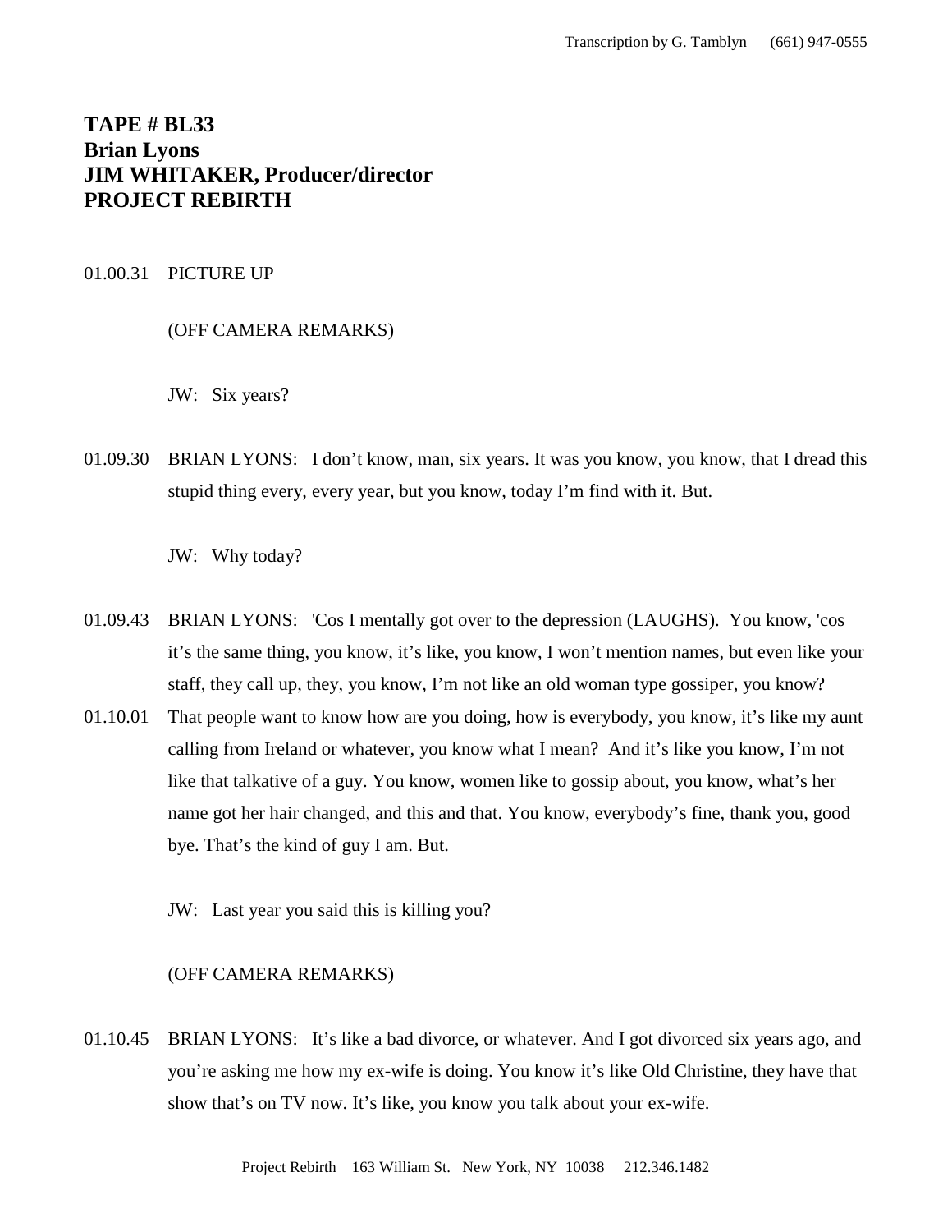**TAPE # BL33**
**Brian Lyons**
**JIM WHITAKER, Producer/director**
**PROJECT REBIRTH**

01.00.31 PICTURE UP

(OFF CAMERA REMARKS)

JW: Six years?

01.09.30 BRIAN LYONS: I don't know, man, six years. It was you know, you know, that I dread this stupid thing every, every year, but you know, today I'm find with it. But.

JW: Why today?

01.09.43 BRIAN LYONS: 'Cos I mentally got over to the depression (LAUGHS). You know, 'cos it's the same thing, you know, it's like, you know, I won't mention names, but even like your staff, they call up, they, you know, I'm not like an old woman type gossiper, you know?

01.10.01 That people want to know how are you doing, how is everybody, you know, it's like my aunt calling from Ireland or whatever, you know what I mean? And it's like you know, I'm not like that talkative of a guy. You know, women like to gossip about, you know, what's her name got her hair changed, and this and that. You know, everybody's fine, thank you, good bye. That's the kind of guy I am. But.

JW: Last year you said this is killing you?

(OFF CAMERA REMARKS)

01.10.45 BRIAN LYONS: It's like a bad divorce, or whatever. And I got divorced six years ago, and you're asking me how my ex-wife is doing. You know it's like Old Christine, they have that show that's on TV now. It's like, you know you talk about your ex-wife.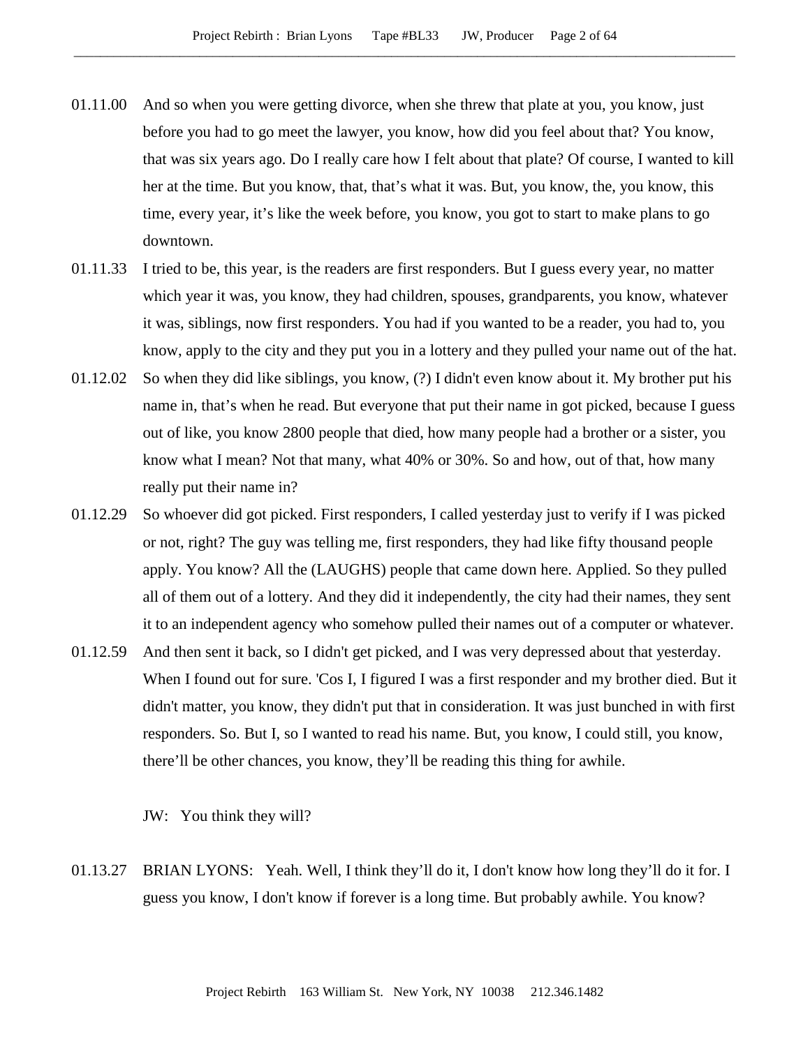01.11.00 And so when you were getting divorce, when she threw that plate at you, you know, just before you had to go meet the lawyer, you know, how did you feel about that? You know, that was six years ago. Do I really care how I felt about that plate? Of course, I wanted to kill her at the time. But you know, that, that's what it was. But, you know, the, you know, this time, every year, it's like the week before, you know, you got to start to make plans to go downtown.

01.11.33 I tried to be, this year, is the readers are first responders. But I guess every year, no matter which year it was, you know, they had children, spouses, grandparents, you know, whatever it was, siblings, now first responders. You had if you wanted to be a reader, you had to, you know, apply to the city and they put you in a lottery and they pulled your name out of the hat.

01.12.02 So when they did like siblings, you know, (?) I didn't even know about it. My brother put his name in, that's when he read. But everyone that put their name in got picked, because I guess out of like, you know 2800 people that died, how many people had a brother or a sister, you know what I mean? Not that many, what 40% or 30%. So and how, out of that, how many really put their name in?

01.12.29 So whoever did got picked. First responders, I called yesterday just to verify if I was picked or not, right? The guy was telling me, first responders, they had like fifty thousand people apply. You know? All the (LAUGHS) people that came down here. Applied. So they pulled all of them out of a lottery. And they did it independently, the city had their names, they sent it to an independent agency who somehow pulled their names out of a computer or whatever.

01.12.59 And then sent it back, so I didn't get picked, and I was very depressed about that yesterday. When I found out for sure. 'Cos I, I figured I was a first responder and my brother died. But it didn't matter, you know, they didn't put that in consideration. It was just bunched in with first responders. So. But I, so I wanted to read his name. But, you know, I could still, you know, there'll be other chances, you know, they'll be reading this thing for awhile.

JW: You think they will?

01.13.27 BRIAN LYONS: Yeah. Well, I think they'll do it, I don't know how long they'll do it for. I guess you know, I don't know if forever is a long time. But probably awhile. You know?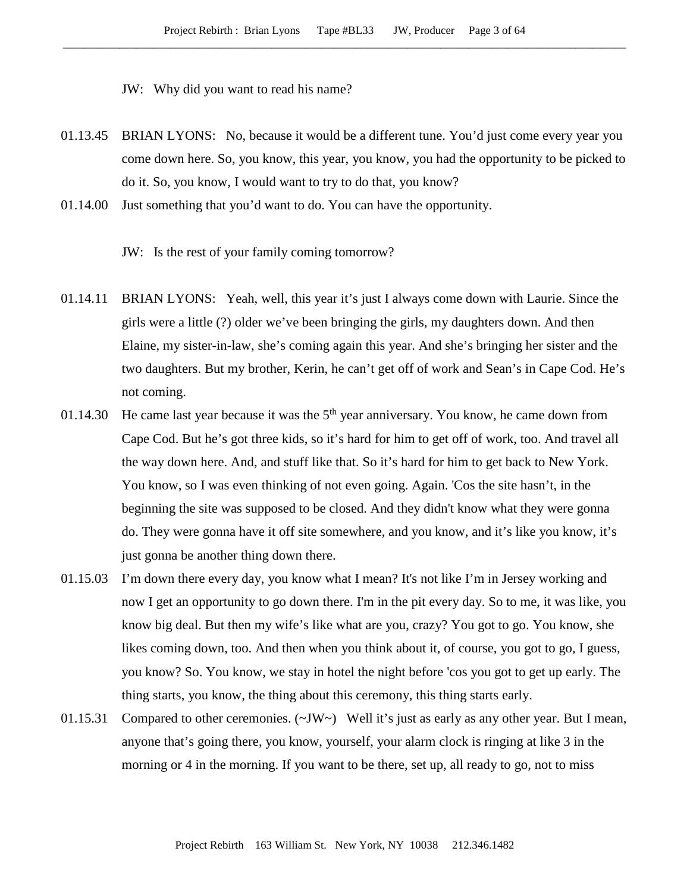JW: Why did you want to read his name?

01.13.45 BRIAN LYONS: No, because it would be a different tune. You'd just come every year you come down here. So, you know, this year, you know, you had the opportunity to be picked to do it. So, you know, I would want to try to do that, you know?

01.14.00 Just something that you'd want to do. You can have the opportunity.

JW: Is the rest of your family coming tomorrow?

01.14.11 BRIAN LYONS: Yeah, well, this year it's just I always come down with Laurie. Since the girls were a little (?) older we've been bringing the girls, my daughters down. And then Elaine, my sister-in-law, she's coming again this year. And she's bringing her sister and the two daughters. But my brother, Kerin, he can't get off of work and Sean's in Cape Cod. He's not coming.

01.14.30 He came last year because it was the 5th year anniversary. You know, he came down from Cape Cod. But he's got three kids, so it's hard for him to get off of work, too. And travel all the way down here. And, and stuff like that. So it's hard for him to get back to New York. You know, so I was even thinking of not even going. Again. 'Cos the site hasn't, in the beginning the site was supposed to be closed. And they didn't know what they were gonna do. They were gonna have it off site somewhere, and you know, and it's like you know, it's just gonna be another thing down there.

01.15.03 I'm down there every day, you know what I mean? It's not like I'm in Jersey working and now I get an opportunity to go down there. I'm in the pit every day. So to me, it was like, you know big deal. But then my wife's like what are you, crazy? You got to go. You know, she likes coming down, too. And then when you think about it, of course, you got to go, I guess, you know? So. You know, we stay in hotel the night before 'cos you got to get up early. The thing starts, you know, the thing about this ceremony, this thing starts early.

01.15.31 Compared to other ceremonies. (~JW~) Well it's just as early as any other year. But I mean, anyone that's going there, you know, yourself, your alarm clock is ringing at like 3 in the morning or 4 in the morning. If you want to be there, set up, all ready to go, not to miss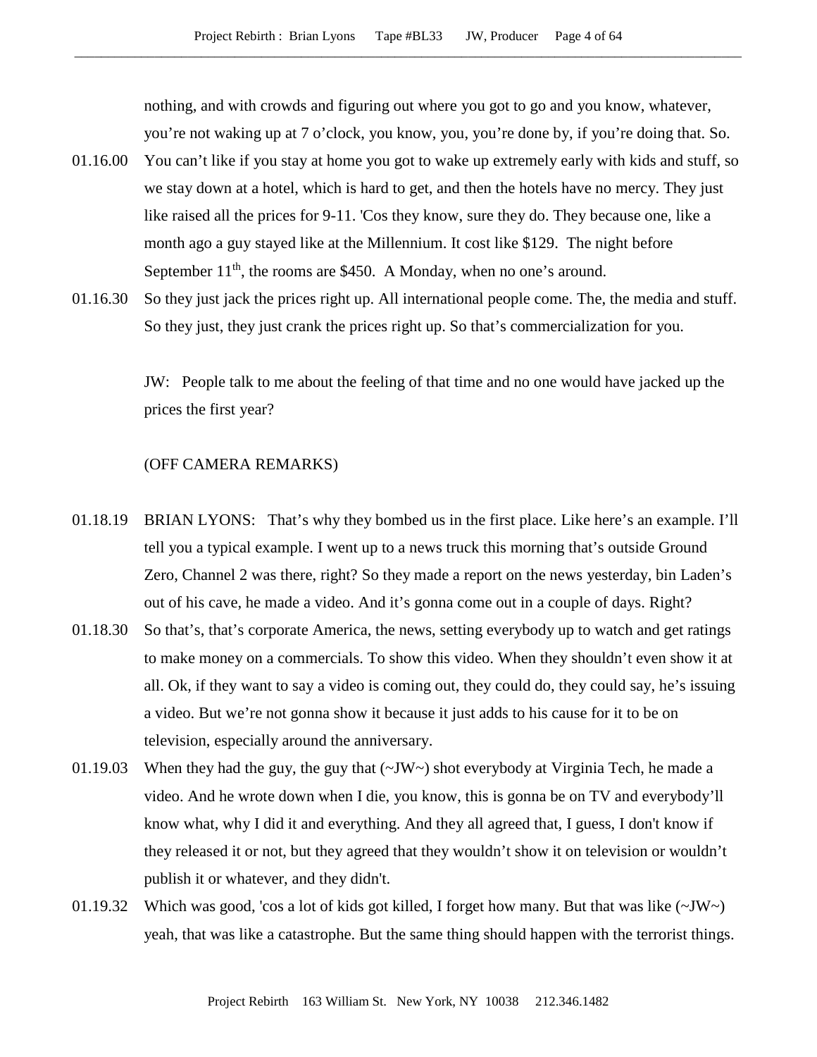nothing, and with crowds and figuring out where you got to go and you know, whatever, you're not waking up at 7 o'clock, you know, you, you're done by, if you're doing that. So.

01.16.00 You can't like if you stay at home you got to wake up extremely early with kids and stuff, so we stay down at a hotel, which is hard to get, and then the hotels have no mercy. They just like raised all the prices for 9-11. 'Cos they know, sure they do. They because one, like a month ago a guy stayed like at the Millennium. It cost like $129. The night before September 11th, the rooms are $450. A Monday, when no one's around.

01.16.30 So they just jack the prices right up. All international people come. The, the media and stuff. So they just, they just crank the prices right up. So that's commercialization for you.

JW: People talk to me about the feeling of that time and no one would have jacked up the prices the first year?

(OFF CAMERA REMARKS)

01.18.19 BRIAN LYONS: That's why they bombed us in the first place. Like here's an example. I'll tell you a typical example. I went up to a news truck this morning that's outside Ground Zero, Channel 2 was there, right? So they made a report on the news yesterday, bin Laden's out of his cave, he made a video. And it's gonna come out in a couple of days. Right?

01.18.30 So that's, that's corporate America, the news, setting everybody up to watch and get ratings to make money on a commercials. To show this video. When they shouldn't even show it at all. Ok, if they want to say a video is coming out, they could do, they could say, he's issuing a video. But we're not gonna show it because it just adds to his cause for it to be on television, especially around the anniversary.

01.19.03 When they had the guy, the guy that (~JW~) shot everybody at Virginia Tech, he made a video. And he wrote down when I die, you know, this is gonna be on TV and everybody'll know what, why I did it and everything. And they all agreed that, I guess, I don't know if they released it or not, but they agreed that they wouldn't show it on television or wouldn't publish it or whatever, and they didn't.

01.19.32 Which was good, 'cos a lot of kids got killed, I forget how many. But that was like (~JW~) yeah, that was like a catastrophe. But the same thing should happen with the terrorist things.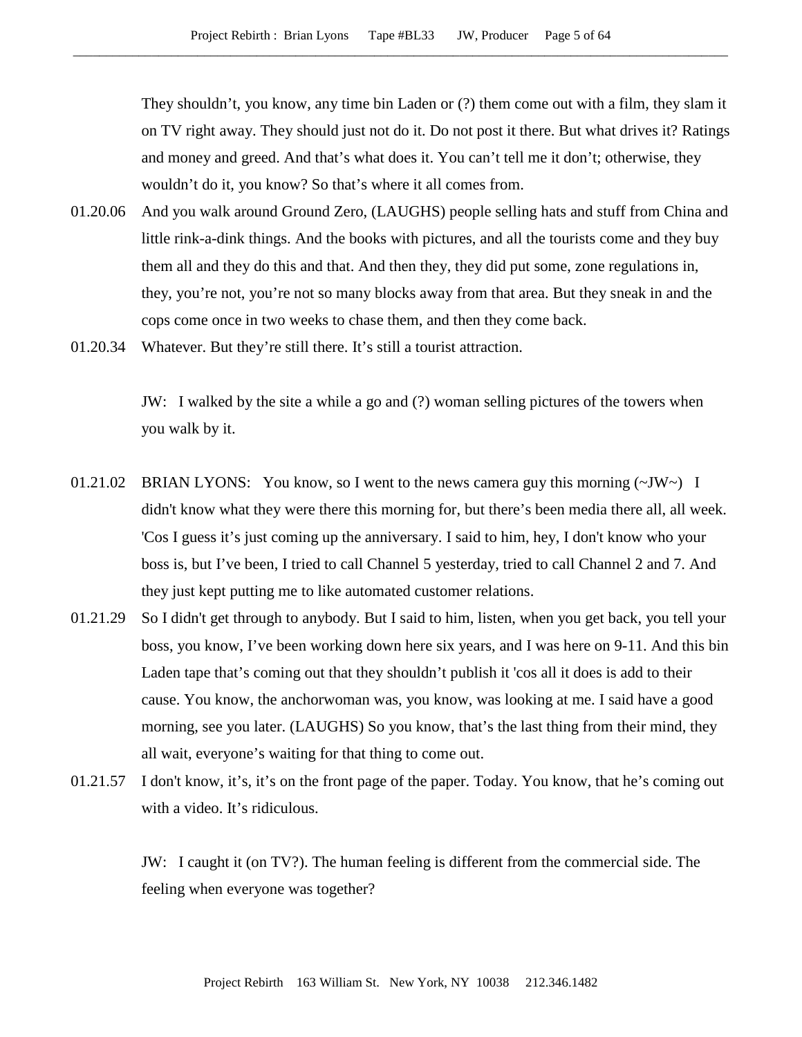They shouldn't, you know, any time bin Laden or (?) them come out with a film, they slam it on TV right away. They should just not do it. Do not post it there. But what drives it? Ratings and money and greed. And that's what does it. You can't tell me it don't; otherwise, they wouldn't do it, you know? So that's where it all comes from.

01.20.06 And you walk around Ground Zero, (LAUGHS) people selling hats and stuff from China and little rink-a-dink things. And the books with pictures, and all the tourists come and they buy them all and they do this and that. And then they, they did put some, zone regulations in, they, you're not, you're not so many blocks away from that area. But they sneak in and the cops come once in two weeks to chase them, and then they come back.

01.20.34 Whatever. But they're still there. It's still a tourist attraction.

JW: I walked by the site a while a go and (?) woman selling pictures of the towers when you walk by it.

01.21.02 BRIAN LYONS: You know, so I went to the news camera guy this morning (~JW~) I didn't know what they were there this morning for, but there's been media there all, all week. 'Cos I guess it's just coming up the anniversary. I said to him, hey, I don't know who your boss is, but I've been, I tried to call Channel 5 yesterday, tried to call Channel 2 and 7. And they just kept putting me to like automated customer relations.

01.21.29 So I didn't get through to anybody. But I said to him, listen, when you get back, you tell your boss, you know, I've been working down here six years, and I was here on 9-11. And this bin Laden tape that's coming out that they shouldn't publish it 'cos all it does is add to their cause. You know, the anchorwoman was, you know, was looking at me. I said have a good morning, see you later. (LAUGHS) So you know, that's the last thing from their mind, they all wait, everyone's waiting for that thing to come out.

01.21.57 I don't know, it's, it's on the front page of the paper. Today. You know, that he's coming out with a video. It's ridiculous.

JW: I caught it (on TV?). The human feeling is different from the commercial side. The feeling when everyone was together?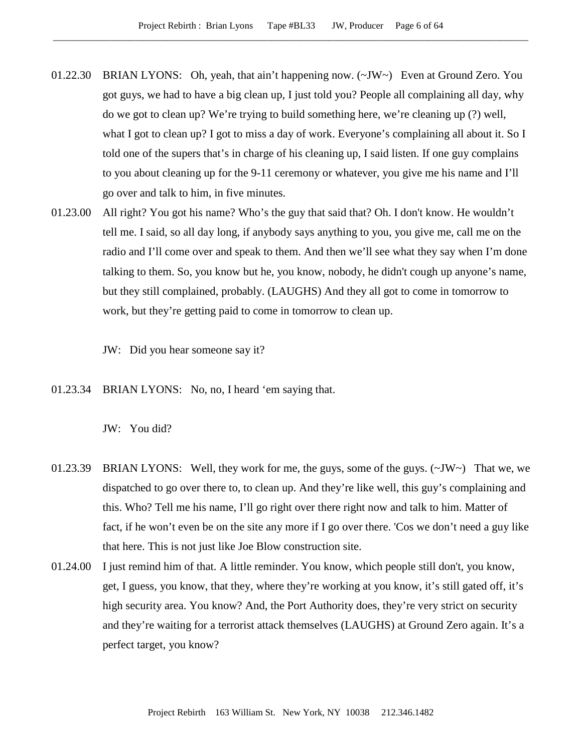01.22.30 BRIAN LYONS: Oh, yeah, that ain't happening now. (~JW~) Even at Ground Zero. You got guys, we had to have a big clean up, I just told you? People all complaining all day, why do we got to clean up? We're trying to build something here, we're cleaning up (?) well, what I got to clean up? I got to miss a day of work. Everyone's complaining all about it. So I told one of the supers that's in charge of his cleaning up, I said listen. If one guy complains to you about cleaning up for the 9-11 ceremony or whatever, you give me his name and I'll go over and talk to him, in five minutes.

01.23.00 All right? You got his name? Who's the guy that said that? Oh. I don't know. He wouldn't tell me. I said, so all day long, if anybody says anything to you, you give me, call me on the radio and I'll come over and speak to them. And then we'll see what they say when I'm done talking to them. So, you know but he, you know, nobody, he didn't cough up anyone's name, but they still complained, probably. (LAUGHS) And they all got to come in tomorrow to work, but they're getting paid to come in tomorrow to clean up.

JW: Did you hear someone say it?

01.23.34 BRIAN LYONS: No, no, I heard 'em saying that.

JW: You did?

01.23.39 BRIAN LYONS: Well, they work for me, the guys, some of the guys. (~JW~) That we, we dispatched to go over there to, to clean up. And they're like well, this guy's complaining and this. Who? Tell me his name, I'll go right over there right now and talk to him. Matter of fact, if he won't even be on the site any more if I go over there. 'Cos we don't need a guy like that here. This is not just like Joe Blow construction site.

01.24.00 I just remind him of that. A little reminder. You know, which people still don't, you know, get, I guess, you know, that they, where they're working at you know, it's still gated off, it's high security area. You know? And, the Port Authority does, they're very strict on security and they're waiting for a terrorist attack themselves (LAUGHS) at Ground Zero again. It's a perfect target, you know?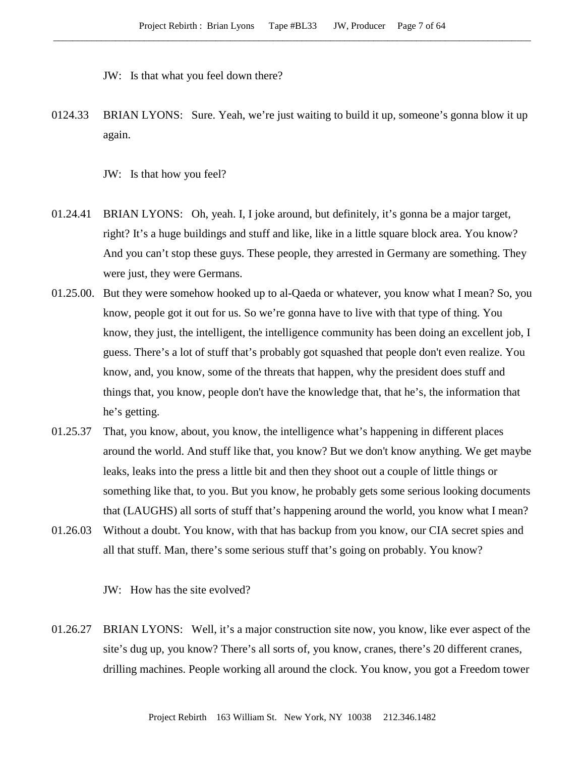JW: Is that what you feel down there?

0124.33 BRIAN LYONS: Sure. Yeah, we're just waiting to build it up, someone's gonna blow it up again.

JW: Is that how you feel?

01.24.41 BRIAN LYONS: Oh, yeah. I, I joke around, but definitely, it's gonna be a major target, right? It's a huge buildings and stuff and like, like in a little square block area. You know? And you can't stop these guys. These people, they arrested in Germany are something. They were just, they were Germans.

01.25.00. But they were somehow hooked up to al-Qaeda or whatever, you know what I mean? So, you know, people got it out for us. So we're gonna have to live with that type of thing. You know, they just, the intelligent, the intelligence community has been doing an excellent job, I guess. There's a lot of stuff that's probably got squashed that people don't even realize. You know, and, you know, some of the threats that happen, why the president does stuff and things that, you know, people don't have the knowledge that, that he's, the information that he's getting.

01.25.37 That, you know, about, you know, the intelligence what's happening in different places around the world. And stuff like that, you know? But we don't know anything. We get maybe leaks, leaks into the press a little bit and then they shoot out a couple of little things or something like that, to you. But you know, he probably gets some serious looking documents that (LAUGHS) all sorts of stuff that's happening around the world, you know what I mean?

01.26.03 Without a doubt. You know, with that has backup from you know, our CIA secret spies and all that stuff. Man, there's some serious stuff that's going on probably. You know?

JW: How has the site evolved?

01.26.27 BRIAN LYONS: Well, it's a major construction site now, you know, like ever aspect of the site's dug up, you know? There's all sorts of, you know, cranes, there's 20 different cranes, drilling machines. People working all around the clock. You know, you got a Freedom tower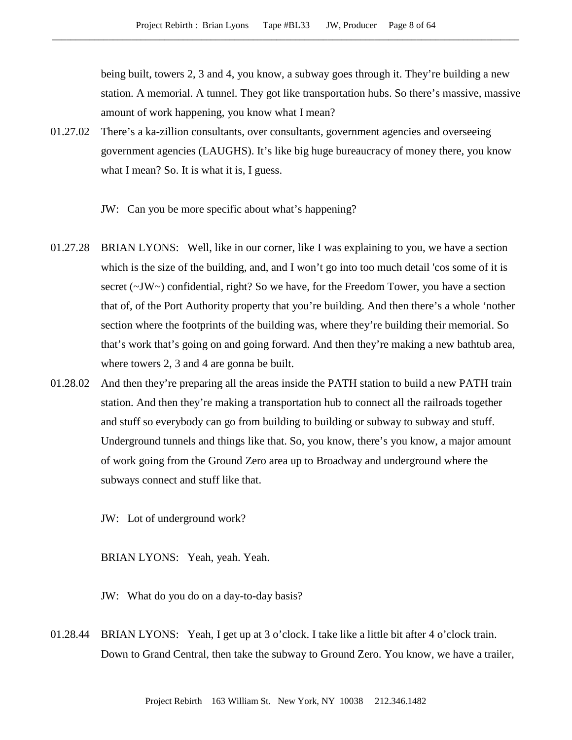being built, towers 2, 3 and 4, you know, a subway goes through it. They're building a new station. A memorial. A tunnel. They got like transportation hubs. So there's massive, massive amount of work happening, you know what I mean?

01.27.02 There's a ka-zillion consultants, over consultants, government agencies and overseeing government agencies (LAUGHS). It's like big huge bureaucracy of money there, you know what I mean? So. It is what it is, I guess.

JW: Can you be more specific about what's happening?

01.27.28 BRIAN LYONS: Well, like in our corner, like I was explaining to you, we have a section which is the size of the building, and, and I won't go into too much detail 'cos some of it is secret (~JW~) confidential, right? So we have, for the Freedom Tower, you have a section that of, of the Port Authority property that you're building. And then there's a whole 'nother section where the footprints of the building was, where they're building their memorial. So that's work that's going on and going forward. And then they're making a new bathtub area, where towers 2, 3 and 4 are gonna be built.

01.28.02 And then they're preparing all the areas inside the PATH station to build a new PATH train station. And then they're making a transportation hub to connect all the railroads together and stuff so everybody can go from building to building or subway to subway and stuff. Underground tunnels and things like that. So, you know, there's you know, a major amount of work going from the Ground Zero area up to Broadway and underground where the subways connect and stuff like that.

JW: Lot of underground work?

BRIAN LYONS: Yeah, yeah. Yeah.

JW: What do you do on a day-to-day basis?

01.28.44 BRIAN LYONS: Yeah, I get up at 3 o'clock. I take like a little bit after 4 o'clock train. Down to Grand Central, then take the subway to Ground Zero. You know, we have a trailer,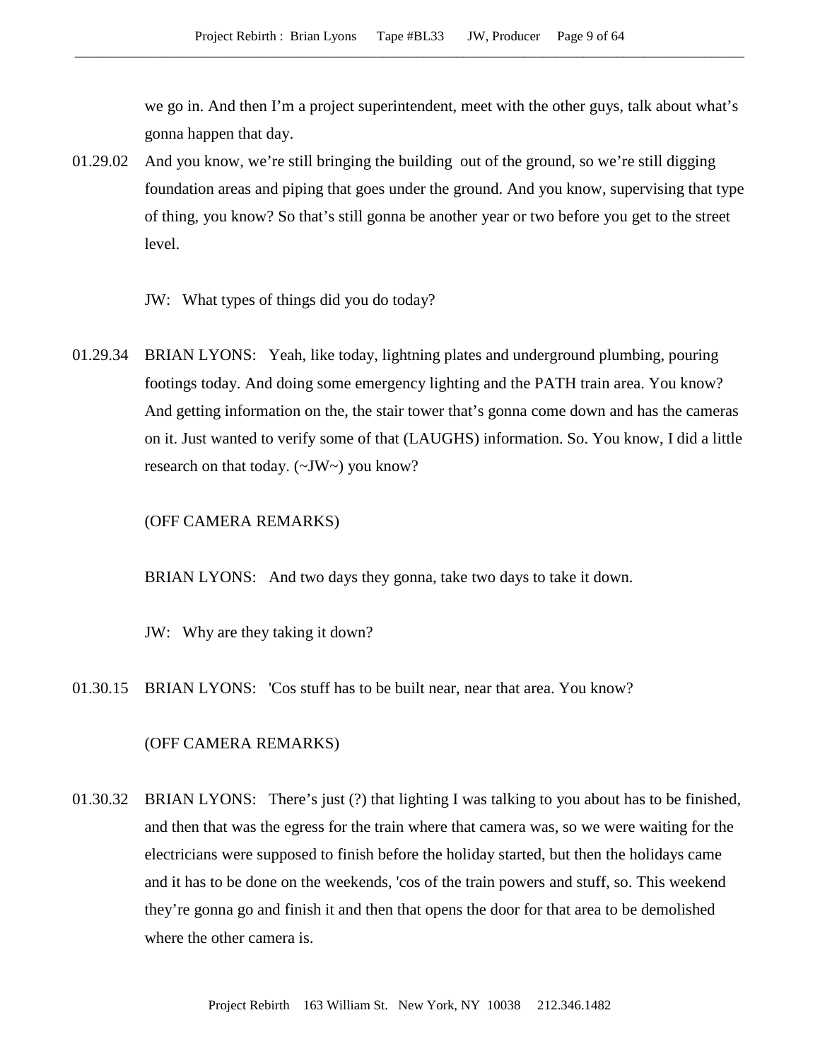we go in. And then I'm a project superintendent, meet with the other guys, talk about what's gonna happen that day.

01.29.02 And you know, we're still bringing the building out of the ground, so we're still digging foundation areas and piping that goes under the ground. And you know, supervising that type of thing, you know? So that's still gonna be another year or two before you get to the street level.

JW: What types of things did you do today?

01.29.34 BRIAN LYONS: Yeah, like today, lightning plates and underground plumbing, pouring footings today. And doing some emergency lighting and the PATH train area. You know? And getting information on the, the stair tower that's gonna come down and has the cameras on it. Just wanted to verify some of that (LAUGHS) information. So. You know, I did a little research on that today. (~JW~) you know?

(OFF CAMERA REMARKS)

BRIAN LYONS: And two days they gonna, take two days to take it down.

JW: Why are they taking it down?

01.30.15 BRIAN LYONS: 'Cos stuff has to be built near, near that area. You know?

(OFF CAMERA REMARKS)

01.30.32 BRIAN LYONS: There's just (?) that lighting I was talking to you about has to be finished, and then that was the egress for the train where that camera was, so we were waiting for the electricians were supposed to finish before the holiday started, but then the holidays came and it has to be done on the weekends, 'cos of the train powers and stuff, so. This weekend they're gonna go and finish it and then that opens the door for that area to be demolished where the other camera is.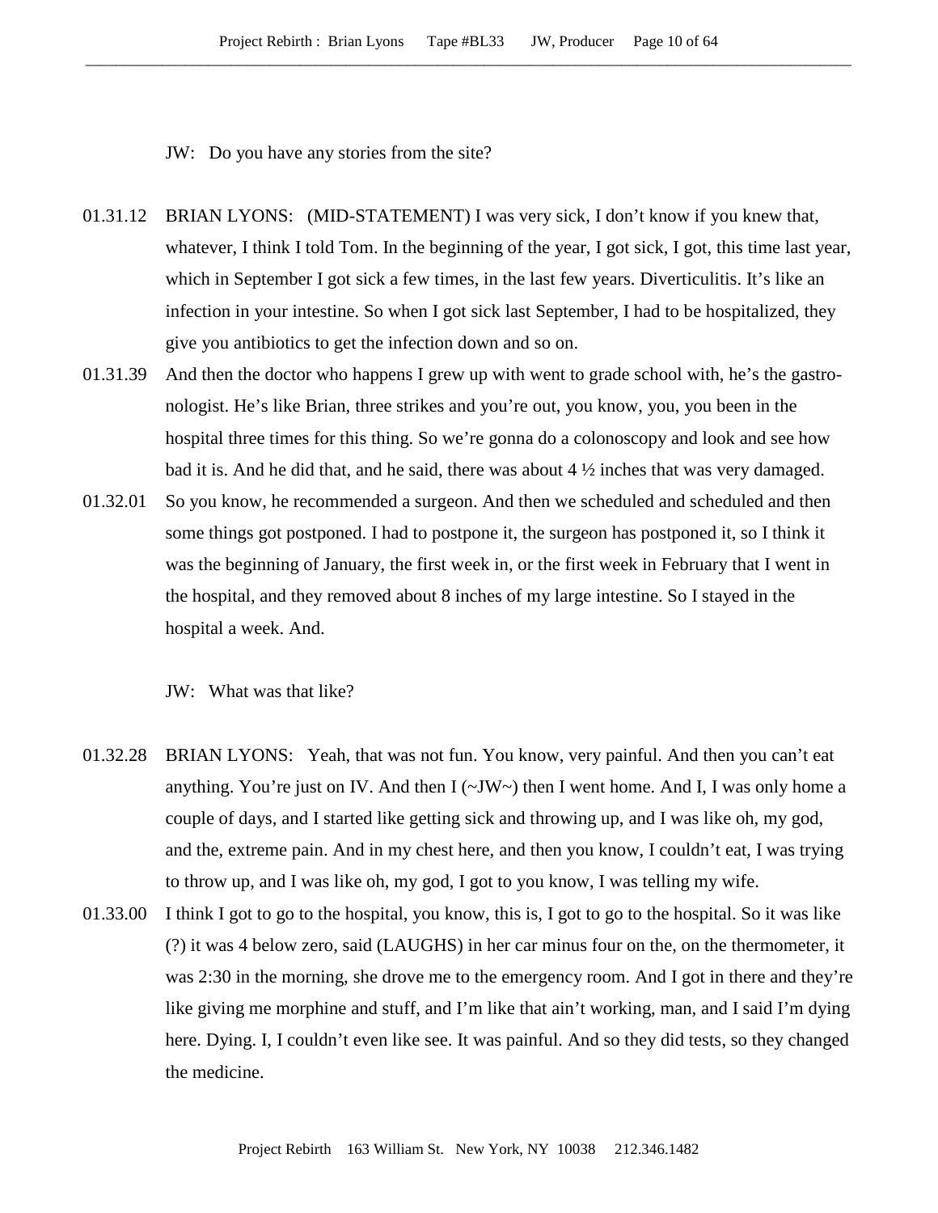JW: Do you have any stories from the site?

01.31.12 BRIAN LYONS: (MID-STATEMENT) I was very sick, I don't know if you knew that, whatever, I think I told Tom. In the beginning of the year, I got sick, I got, this time last year, which in September I got sick a few times, in the last few years. Diverticulitis. It's like an infection in your intestine. So when I got sick last September, I had to be hospitalized, they give you antibiotics to get the infection down and so on.

01.31.39 And then the doctor who happens I grew up with went to grade school with, he's the gastro-nologist. He's like Brian, three strikes and you're out, you know, you, you been in the hospital three times for this thing. So we're gonna do a colonoscopy and look and see how bad it is. And he did that, and he said, there was about 4 ½ inches that was very damaged.

01.32.01 So you know, he recommended a surgeon. And then we scheduled and scheduled and then some things got postponed. I had to postpone it, the surgeon has postponed it, so I think it was the beginning of January, the first week in, or the first week in February that I went in the hospital, and they removed about 8 inches of my large intestine. So I stayed in the hospital a week. And.

JW: What was that like?

01.32.28 BRIAN LYONS: Yeah, that was not fun. You know, very painful. And then you can't eat anything. You're just on IV. And then I (~JW~) then I went home. And I, I was only home a couple of days, and I started like getting sick and throwing up, and I was like oh, my god, and the, extreme pain. And in my chest here, and then you know, I couldn't eat, I was trying to throw up, and I was like oh, my god, I got to you know, I was telling my wife.

01.33.00 I think I got to go to the hospital, you know, this is, I got to go to the hospital. So it was like (?) it was 4 below zero, said (LAUGHS) in her car minus four on the, on the thermometer, it was 2:30 in the morning, she drove me to the emergency room. And I got in there and they're like giving me morphine and stuff, and I'm like that ain't working, man, and I said I'm dying here. Dying. I, I couldn't even like see. It was painful. And so they did tests, so they changed the medicine.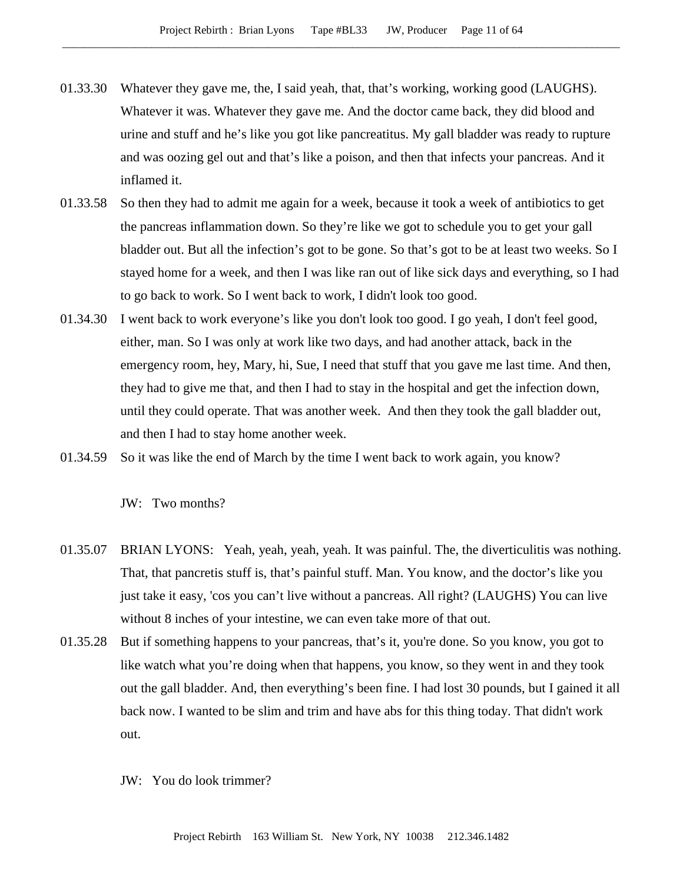01.33.30 Whatever they gave me, the, I said yeah, that, that's working, working good (LAUGHS). Whatever it was. Whatever they gave me. And the doctor came back, they did blood and urine and stuff and he's like you got like pancreatitus. My gall bladder was ready to rupture and was oozing gel out and that's like a poison, and then that infects your pancreas. And it inflamed it.

01.33.58 So then they had to admit me again for a week, because it took a week of antibiotics to get the pancreas inflammation down. So they're like we got to schedule you to get your gall bladder out. But all the infection's got to be gone. So that's got to be at least two weeks. So I stayed home for a week, and then I was like ran out of like sick days and everything, so I had to go back to work. So I went back to work, I didn't look too good.

01.34.30 I went back to work everyone's like you don't look too good. I go yeah, I don't feel good, either, man. So I was only at work like two days, and had another attack, back in the emergency room, hey, Mary, hi, Sue, I need that stuff that you gave me last time. And then, they had to give me that, and then I had to stay in the hospital and get the infection down, until they could operate. That was another week. And then they took the gall bladder out, and then I had to stay home another week.

01.34.59 So it was like the end of March by the time I went back to work again, you know?

JW: Two months?

01.35.07 BRIAN LYONS: Yeah, yeah, yeah, yeah. It was painful. The, the diverticulitis was nothing. That, that pancretis stuff is, that's painful stuff. Man. You know, and the doctor's like you just take it easy, 'cos you can't live without a pancreas. All right? (LAUGHS) You can live without 8 inches of your intestine, we can even take more of that out.

01.35.28 But if something happens to your pancreas, that's it, you're done. So you know, you got to like watch what you're doing when that happens, you know, so they went in and they took out the gall bladder. And, then everything's been fine. I had lost 30 pounds, but I gained it all back now. I wanted to be slim and trim and have abs for this thing today. That didn't work out.

JW: You do look trimmer?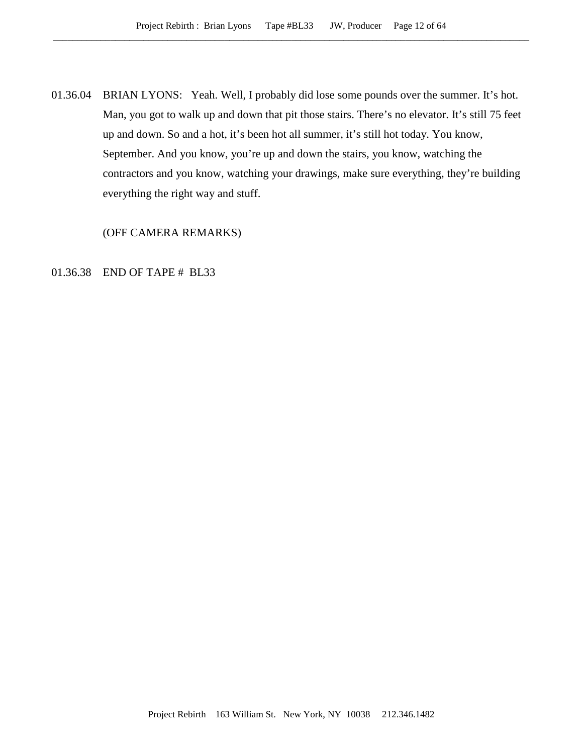01.36.04 BRIAN LYONS: Yeah. Well, I probably did lose some pounds over the summer. It's hot. Man, you got to walk up and down that pit those stairs. There's no elevator. It's still 75 feet up and down. So and a hot, it's been hot all summer, it's still hot today. You know, September. And you know, you're up and down the stairs, you know, watching the contractors and you know, watching your drawings, make sure everything, they're building everything the right way and stuff.

(OFF CAMERA REMARKS)

01.36.38 END OF TAPE # BL33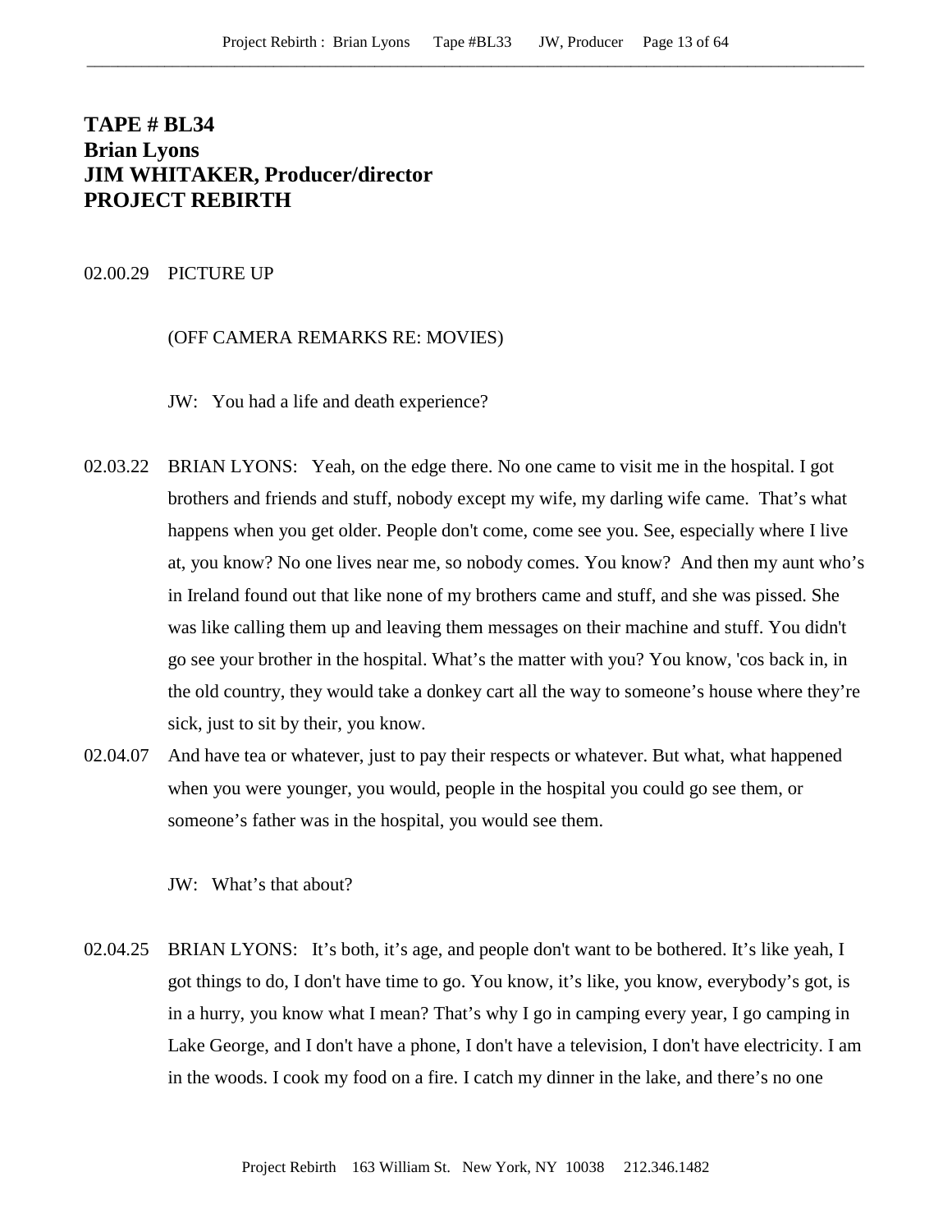# TAPE # BL34
# Brian Lyons
# JIM WHITAKER, Producer/director
# PROJECT REBIRTH

02.00.29 PICTURE UP

(OFF CAMERA REMARKS RE: MOVIES)

JW: You had a life and death experience?

02.03.22 BRIAN LYONS: Yeah, on the edge there. No one came to visit me in the hospital. I got brothers and friends and stuff, nobody except my wife, my darling wife came. That's what happens when you get older. People don't come, come see you. See, especially where I live at, you know? No one lives near me, so nobody comes. You know? And then my aunt who's in Ireland found out that like none of my brothers came and stuff, and she was pissed. She was like calling them up and leaving them messages on their machine and stuff. You didn't go see your brother in the hospital. What's the matter with you? You know, 'cos back in, in the old country, they would take a donkey cart all the way to someone's house where they're sick, just to sit by their, you know.

02.04.07 And have tea or whatever, just to pay their respects or whatever. But what, what happened when you were younger, you would, people in the hospital you could go see them, or someone's father was in the hospital, you would see them.

JW: What's that about?

02.04.25 BRIAN LYONS: It's both, it's age, and people don't want to be bothered. It's like yeah, I got things to do, I don't have time to go. You know, it's like, you know, everybody's got, is in a hurry, you know what I mean? That's why I go in camping every year, I go camping in Lake George, and I don't have a phone, I don't have a television, I don't have electricity. I am in the woods. I cook my food on a fire. I catch my dinner in the lake, and there's no one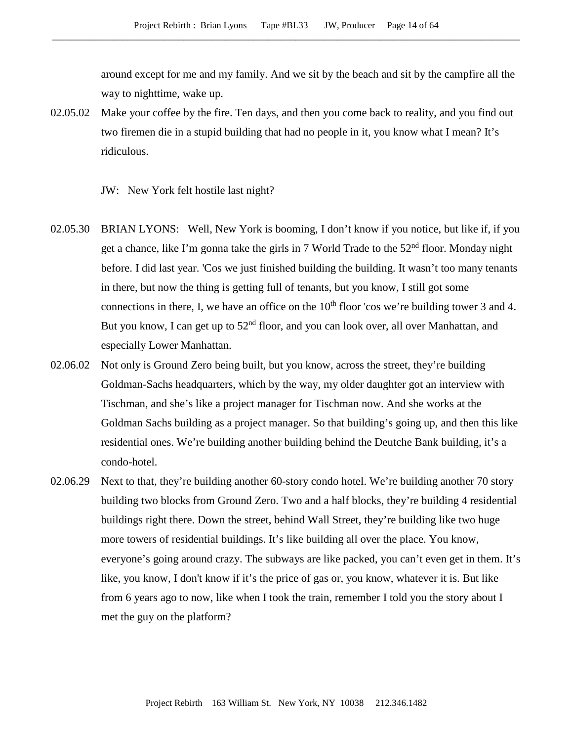around except for me and my family. And we sit by the beach and sit by the campfire all the way to nighttime, wake up.

02.05.02 Make your coffee by the fire. Ten days, and then you come back to reality, and you find out two firemen die in a stupid building that had no people in it, you know what I mean? It's ridiculous.

JW: New York felt hostile last night?

02.05.30 BRIAN LYONS: Well, New York is booming, I don't know if you notice, but like if, if you get a chance, like I'm gonna take the girls in 7 World Trade to the 52nd floor. Monday night before. I did last year. 'Cos we just finished building the building. It wasn't too many tenants in there, but now the thing is getting full of tenants, but you know, I still got some connections in there, I, we have an office on the 10th floor 'cos we're building tower 3 and 4. But you know, I can get up to 52nd floor, and you can look over, all over Manhattan, and especially Lower Manhattan.

02.06.02 Not only is Ground Zero being built, but you know, across the street, they're building Goldman-Sachs headquarters, which by the way, my older daughter got an interview with Tischman, and she's like a project manager for Tischman now. And she works at the Goldman Sachs building as a project manager. So that building's going up, and then this like residential ones. We're building another building behind the Deutche Bank building, it's a condo-hotel.

02.06.29 Next to that, they're building another 60-story condo hotel. We're building another 70 story building two blocks from Ground Zero. Two and a half blocks, they're building 4 residential buildings right there. Down the street, behind Wall Street, they're building like two huge more towers of residential buildings. It's like building all over the place. You know, everyone's going around crazy. The subways are like packed, you can't even get in them. It's like, you know, I don't know if it's the price of gas or, you know, whatever it is. But like from 6 years ago to now, like when I took the train, remember I told you the story about I met the guy on the platform?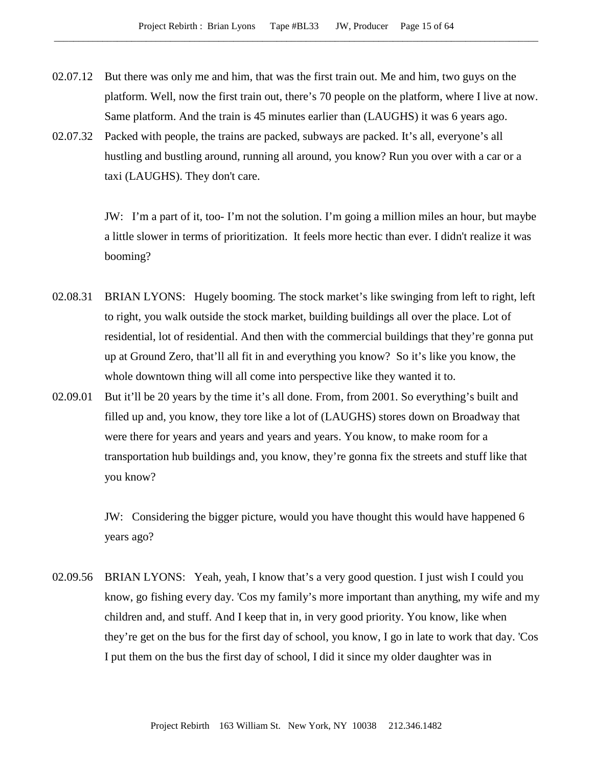02.07.12 But there was only me and him, that was the first train out. Me and him, two guys on the platform. Well, now the first train out, there's 70 people on the platform, where I live at now. Same platform. And the train is 45 minutes earlier than (LAUGHS) it was 6 years ago.

02.07.32 Packed with people, the trains are packed, subways are packed. It's all, everyone's all hustling and bustling around, running all around, you know? Run you over with a car or a taxi (LAUGHS). They don't care.

JW: I'm a part of it, too- I'm not the solution. I'm going a million miles an hour, but maybe a little slower in terms of prioritization. It feels more hectic than ever. I didn't realize it was booming?

02.08.31 BRIAN LYONS: Hugely booming. The stock market's like swinging from left to right, left to right, you walk outside the stock market, building buildings all over the place. Lot of residential, lot of residential. And then with the commercial buildings that they're gonna put up at Ground Zero, that'll all fit in and everything you know? So it's like you know, the whole downtown thing will all come into perspective like they wanted it to.

02.09.01 But it'll be 20 years by the time it's all done. From, from 2001. So everything's built and filled up and, you know, they tore like a lot of (LAUGHS) stores down on Broadway that were there for years and years and years and years. You know, to make room for a transportation hub buildings and, you know, they're gonna fix the streets and stuff like that you know?

JW: Considering the bigger picture, would you have thought this would have happened 6 years ago?

02.09.56 BRIAN LYONS: Yeah, yeah, I know that's a very good question. I just wish I could you know, go fishing every day. 'Cos my family's more important than anything, my wife and my children and, and stuff. And I keep that in, in very good priority. You know, like when they're get on the bus for the first day of school, you know, I go in late to work that day. 'Cos I put them on the bus the first day of school, I did it since my older daughter was in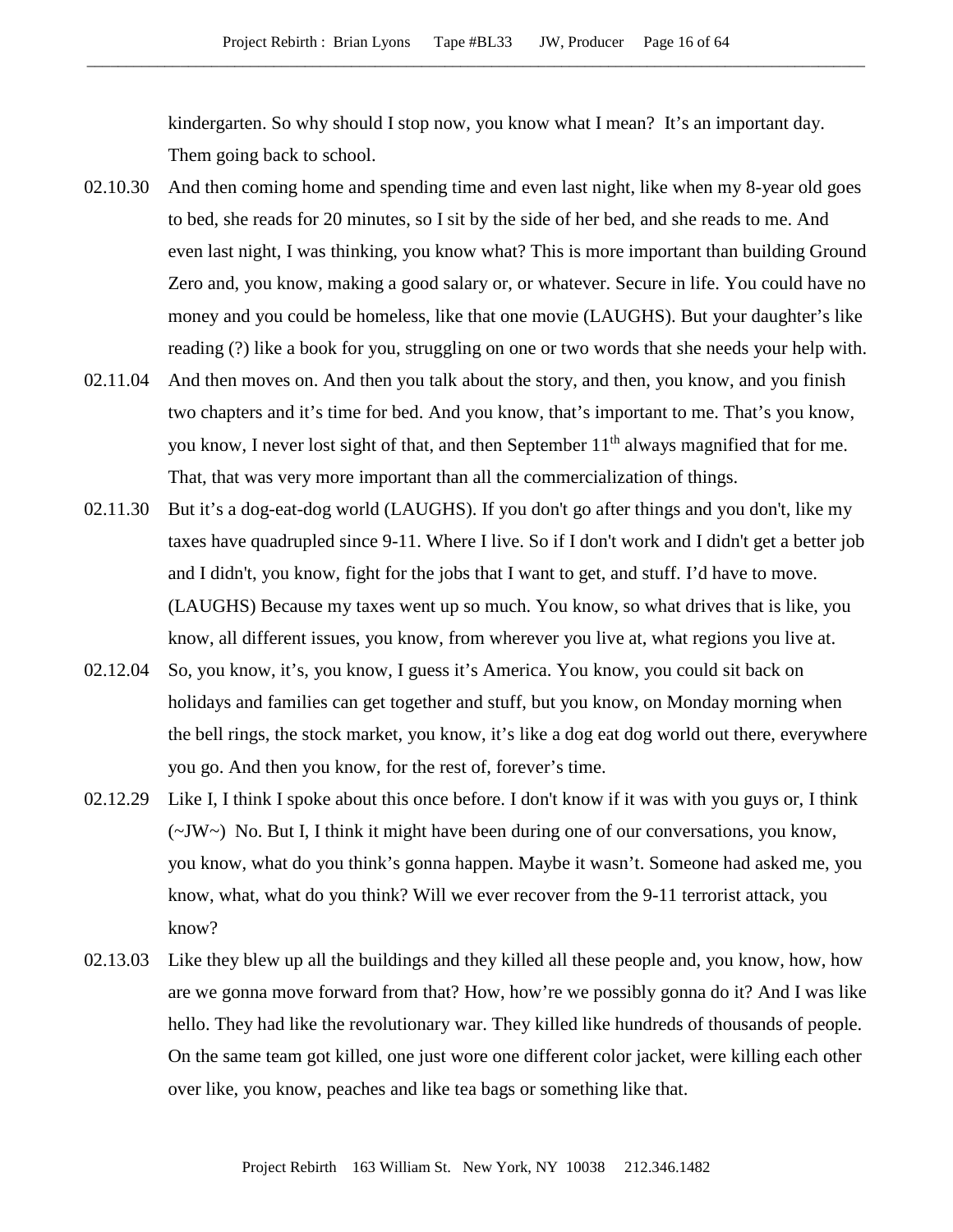kindergarten. So why should I stop now, you know what I mean? It's an important day. Them going back to school.

02.10.30 And then coming home and spending time and even last night, like when my 8-year old goes to bed, she reads for 20 minutes, so I sit by the side of her bed, and she reads to me. And even last night, I was thinking, you know what? This is more important than building Ground Zero and, you know, making a good salary or, or whatever. Secure in life. You could have no money and you could be homeless, like that one movie (LAUGHS). But your daughter's like reading (?) like a book for you, struggling on one or two words that she needs your help with.

02.11.04 And then moves on. And then you talk about the story, and then, you know, and you finish two chapters and it's time for bed. And you know, that's important to me. That's you know, you know, I never lost sight of that, and then September 11th always magnified that for me. That, that was very more important than all the commercialization of things.

02.11.30 But it's a dog-eat-dog world (LAUGHS). If you don't go after things and you don't, like my taxes have quadrupled since 9-11. Where I live. So if I don't work and I didn't get a better job and I didn't, you know, fight for the jobs that I want to get, and stuff. I'd have to move. (LAUGHS) Because my taxes went up so much. You know, so what drives that is like, you know, all different issues, you know, from wherever you live at, what regions you live at.

02.12.04 So, you know, it's, you know, I guess it's America. You know, you could sit back on holidays and families can get together and stuff, but you know, on Monday morning when the bell rings, the stock market, you know, it's like a dog eat dog world out there, everywhere you go. And then you know, for the rest of, forever's time.

02.12.29 Like I, I think I spoke about this once before. I don't know if it was with you guys or, I think (~JW~) No. But I, I think it might have been during one of our conversations, you know, you know, what do you think's gonna happen. Maybe it wasn't. Someone had asked me, you know, what, what do you think? Will we ever recover from the 9-11 terrorist attack, you know?

02.13.03 Like they blew up all the buildings and they killed all these people and, you know, how, how are we gonna move forward from that? How, how're we possibly gonna do it? And I was like hello. They had like the revolutionary war. They killed like hundreds of thousands of people. On the same team got killed, one just wore one different color jacket, were killing each other over like, you know, peaches and like tea bags or something like that.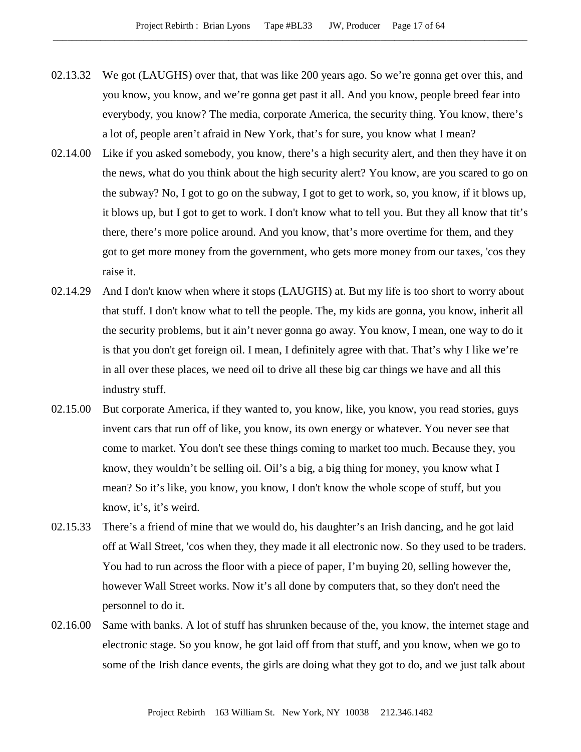02.13.32 We got (LAUGHS) over that, that was like 200 years ago. So we're gonna get over this, and you know, you know, and we're gonna get past it all. And you know, people breed fear into everybody, you know? The media, corporate America, the security thing. You know, there's a lot of, people aren't afraid in New York, that's for sure, you know what I mean?

02.14.00 Like if you asked somebody, you know, there's a high security alert, and then they have it on the news, what do you think about the high security alert? You know, are you scared to go on the subway? No, I got to go on the subway, I got to get to work, so, you know, if it blows up, it blows up, but I got to get to work. I don't know what to tell you. But they all know that tit's there, there's more police around. And you know, that's more overtime for them, and they got to get more money from the government, who gets more money from our taxes, 'cos they raise it.

02.14.29 And I don't know when where it stops (LAUGHS) at. But my life is too short to worry about that stuff. I don't know what to tell the people. The, my kids are gonna, you know, inherit all the security problems, but it ain't never gonna go away. You know, I mean, one way to do it is that you don't get foreign oil. I mean, I definitely agree with that. That's why I like we're in all over these places, we need oil to drive all these big car things we have and all this industry stuff.

02.15.00 But corporate America, if they wanted to, you know, like, you know, you read stories, guys invent cars that run off of like, you know, its own energy or whatever. You never see that come to market. You don't see these things coming to market too much. Because they, you know, they wouldn't be selling oil. Oil's a big, a big thing for money, you know what I mean? So it's like, you know, you know, I don't know the whole scope of stuff, but you know, it's, it's weird.

02.15.33 There's a friend of mine that we would do, his daughter's an Irish dancing, and he got laid off at Wall Street, 'cos when they, they made it all electronic now. So they used to be traders. You had to run across the floor with a piece of paper, I'm buying 20, selling however the, however Wall Street works. Now it's all done by computers that, so they don't need the personnel to do it.

02.16.00 Same with banks. A lot of stuff has shrunken because of the, you know, the internet stage and electronic stage. So you know, he got laid off from that stuff, and you know, when we go to some of the Irish dance events, the girls are doing what they got to do, and we just talk about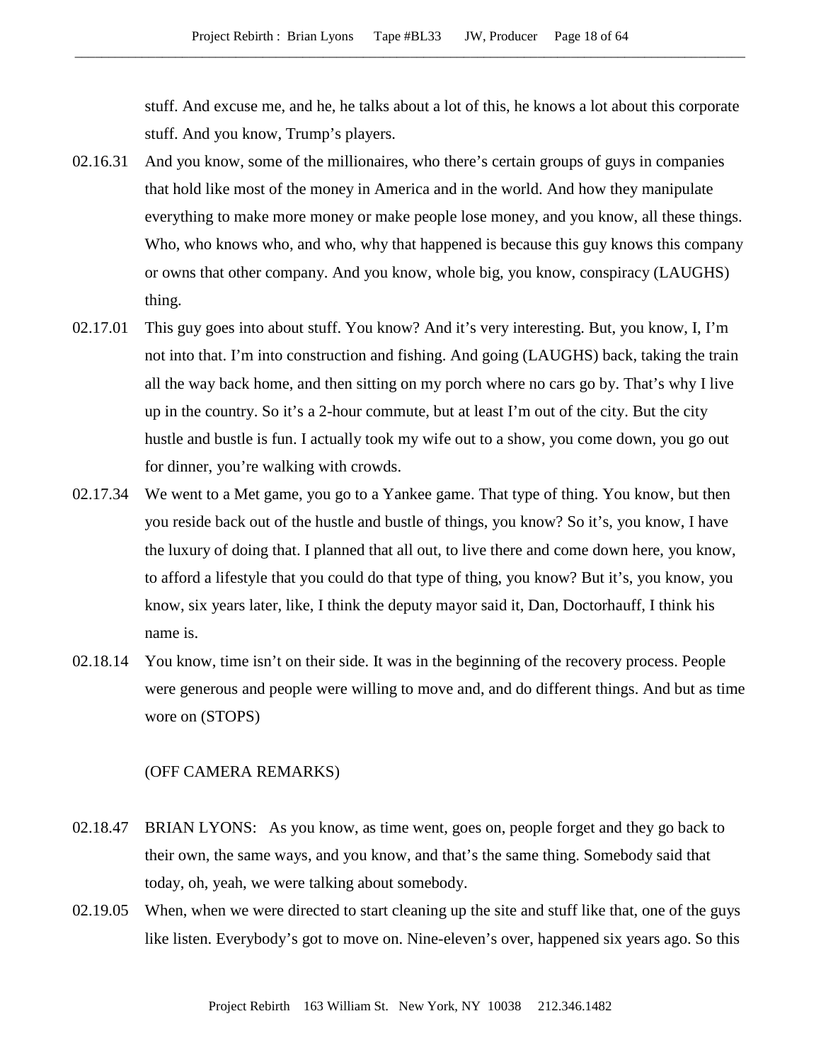stuff. And excuse me, and he, he talks about a lot of this, he knows a lot about this corporate stuff. And you know, Trump's players.

02.16.31 And you know, some of the millionaires, who there's certain groups of guys in companies that hold like most of the money in America and in the world. And how they manipulate everything to make more money or make people lose money, and you know, all these things. Who, who knows who, and who, why that happened is because this guy knows this company or owns that other company. And you know, whole big, you know, conspiracy (LAUGHS) thing.

02.17.01 This guy goes into about stuff. You know? And it's very interesting. But, you know, I, I'm not into that. I'm into construction and fishing. And going (LAUGHS) back, taking the train all the way back home, and then sitting on my porch where no cars go by. That's why I live up in the country. So it's a 2-hour commute, but at least I'm out of the city. But the city hustle and bustle is fun. I actually took my wife out to a show, you come down, you go out for dinner, you're walking with crowds.

02.17.34 We went to a Met game, you go to a Yankee game. That type of thing. You know, but then you reside back out of the hustle and bustle of things, you know? So it's, you know, I have the luxury of doing that. I planned that all out, to live there and come down here, you know, to afford a lifestyle that you could do that type of thing, you know? But it's, you know, you know, six years later, like, I think the deputy mayor said it, Dan, Doctorhauff, I think his name is.

02.18.14 You know, time isn't on their side. It was in the beginning of the recovery process. People were generous and people were willing to move and, and do different things. And but as time wore on (STOPS)

(OFF CAMERA REMARKS)

02.18.47 BRIAN LYONS: As you know, as time went, goes on, people forget and they go back to their own, the same ways, and you know, and that's the same thing. Somebody said that today, oh, yeah, we were talking about somebody.

02.19.05 When, when we were directed to start cleaning up the site and stuff like that, one of the guys like listen. Everybody's got to move on. Nine-eleven's over, happened six years ago. So this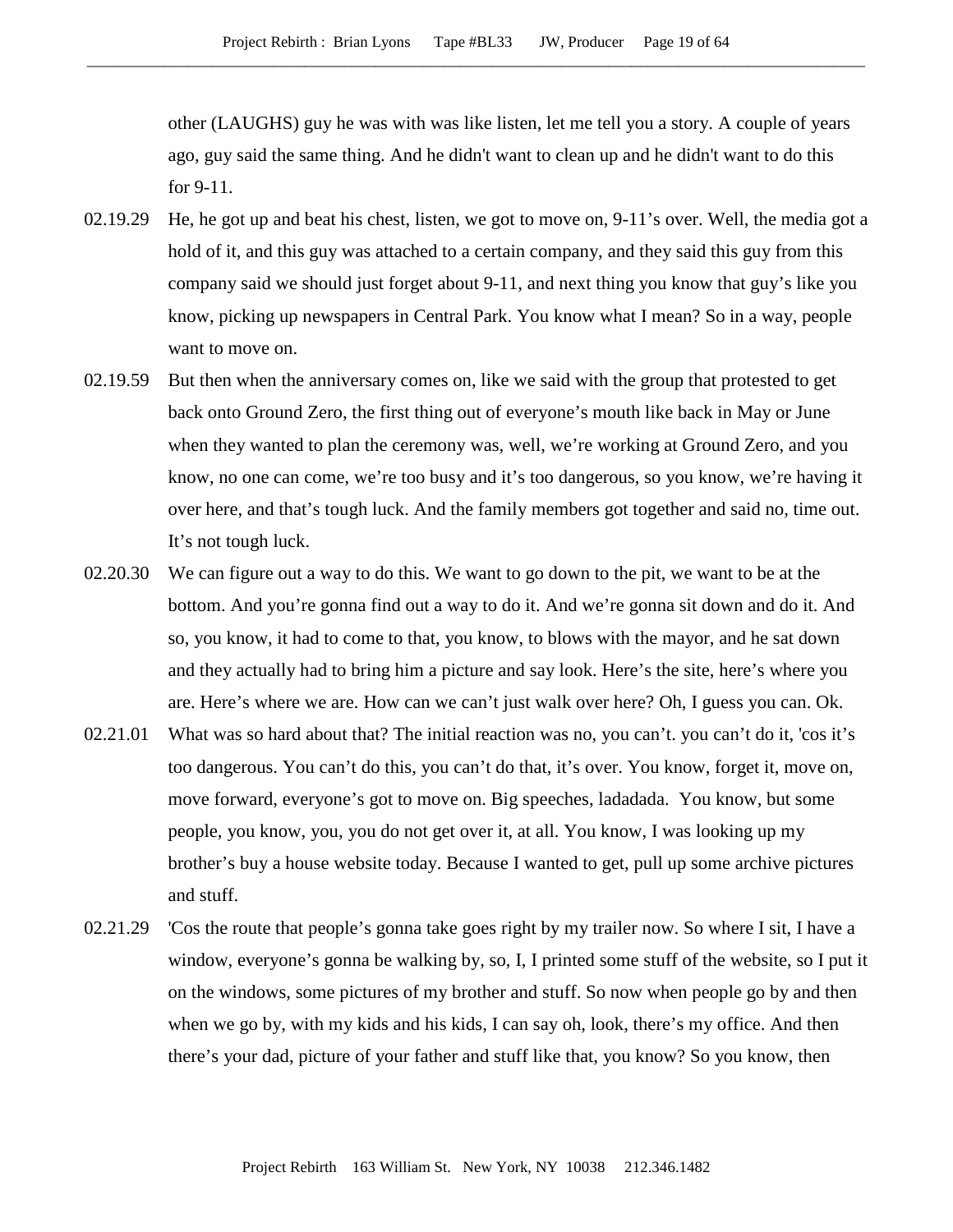other (LAUGHS) guy he was with was like listen, let me tell you a story. A couple of years ago, guy said the same thing. And he didn't want to clean up and he didn't want to do this for 9-11.

02.19.29 He, he got up and beat his chest, listen, we got to move on, 9-11's over. Well, the media got a hold of it, and this guy was attached to a certain company, and they said this guy from this company said we should just forget about 9-11, and next thing you know that guy's like you know, picking up newspapers in Central Park. You know what I mean? So in a way, people want to move on.

02.19.59 But then when the anniversary comes on, like we said with the group that protested to get back onto Ground Zero, the first thing out of everyone's mouth like back in May or June when they wanted to plan the ceremony was, well, we're working at Ground Zero, and you know, no one can come, we're too busy and it's too dangerous, so you know, we're having it over here, and that's tough luck. And the family members got together and said no, time out. It's not tough luck.

02.20.30 We can figure out a way to do this. We want to go down to the pit, we want to be at the bottom. And you're gonna find out a way to do it. And we're gonna sit down and do it. And so, you know, it had to come to that, you know, to blows with the mayor, and he sat down and they actually had to bring him a picture and say look. Here's the site, here's where you are. Here's where we are. How can we can't just walk over here? Oh, I guess you can. Ok.

02.21.01 What was so hard about that? The initial reaction was no, you can't. you can't do it, 'cos it's too dangerous. You can't do this, you can't do that, it's over. You know, forget it, move on, move forward, everyone's got to move on. Big speeches, ladadada. You know, but some people, you know, you, you do not get over it, at all. You know, I was looking up my brother's buy a house website today. Because I wanted to get, pull up some archive pictures and stuff.

02.21.29 'Cos the route that people's gonna take goes right by my trailer now. So where I sit, I have a window, everyone's gonna be walking by, so, I, I printed some stuff of the website, so I put it on the windows, some pictures of my brother and stuff. So now when people go by and then when we go by, with my kids and his kids, I can say oh, look, there's my office. And then there's your dad, picture of your father and stuff like that, you know? So you know, then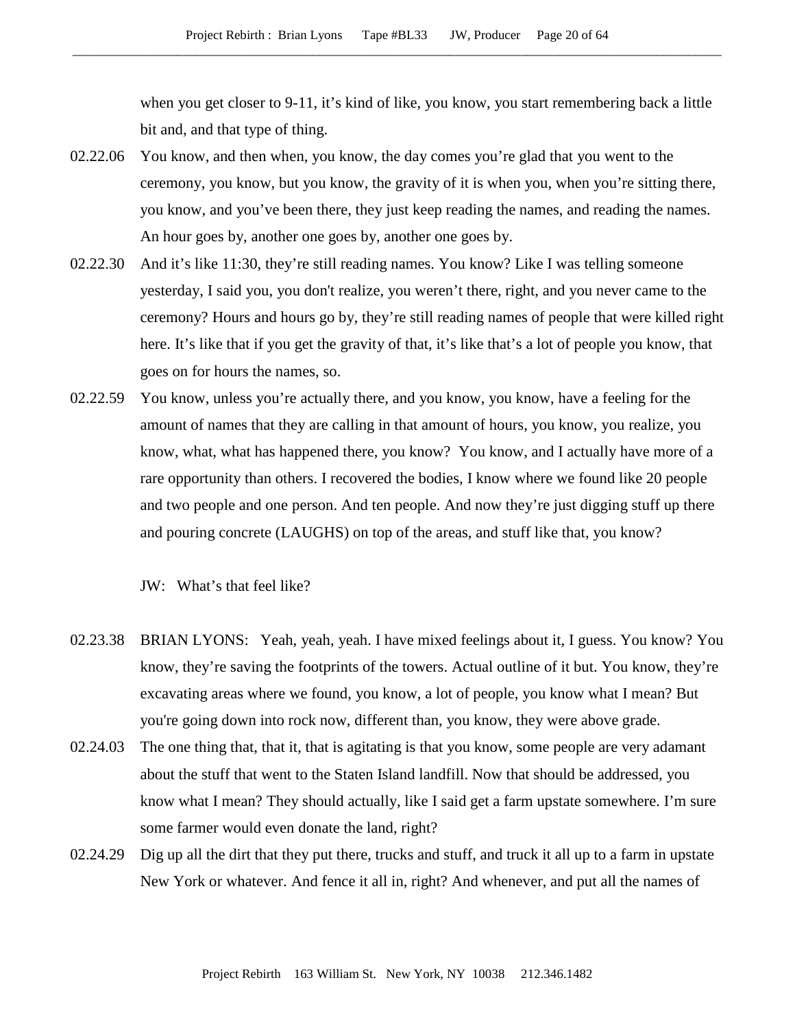when you get closer to 9-11, it's kind of like, you know, you start remembering back a little bit and, and that type of thing.

02.22.06 You know, and then when, you know, the day comes you're glad that you went to the ceremony, you know, but you know, the gravity of it is when you, when you're sitting there, you know, and you've been there, they just keep reading the names, and reading the names. An hour goes by, another one goes by, another one goes by.

02.22.30 And it's like 11:30, they're still reading names. You know? Like I was telling someone yesterday, I said you, you don't realize, you weren't there, right, and you never came to the ceremony? Hours and hours go by, they're still reading names of people that were killed right here. It's like that if you get the gravity of that, it's like that's a lot of people you know, that goes on for hours the names, so.

02.22.59 You know, unless you're actually there, and you know, you know, have a feeling for the amount of names that they are calling in that amount of hours, you know, you realize, you know, what, what has happened there, you know? You know, and I actually have more of a rare opportunity than others. I recovered the bodies, I know where we found like 20 people and two people and one person. And ten people. And now they're just digging stuff up there and pouring concrete (LAUGHS) on top of the areas, and stuff like that, you know?

JW: What's that feel like?

02.23.38 BRIAN LYONS: Yeah, yeah, yeah. I have mixed feelings about it, I guess. You know? You know, they're saving the footprints of the towers. Actual outline of it but. You know, they're excavating areas where we found, you know, a lot of people, you know what I mean? But you're going down into rock now, different than, you know, they were above grade.

02.24.03 The one thing that, that it, that is agitating is that you know, some people are very adamant about the stuff that went to the Staten Island landfill. Now that should be addressed, you know what I mean? They should actually, like I said get a farm upstate somewhere. I'm sure some farmer would even donate the land, right?

02.24.29 Dig up all the dirt that they put there, trucks and stuff, and truck it all up to a farm in upstate New York or whatever. And fence it all in, right? And whenever, and put all the names of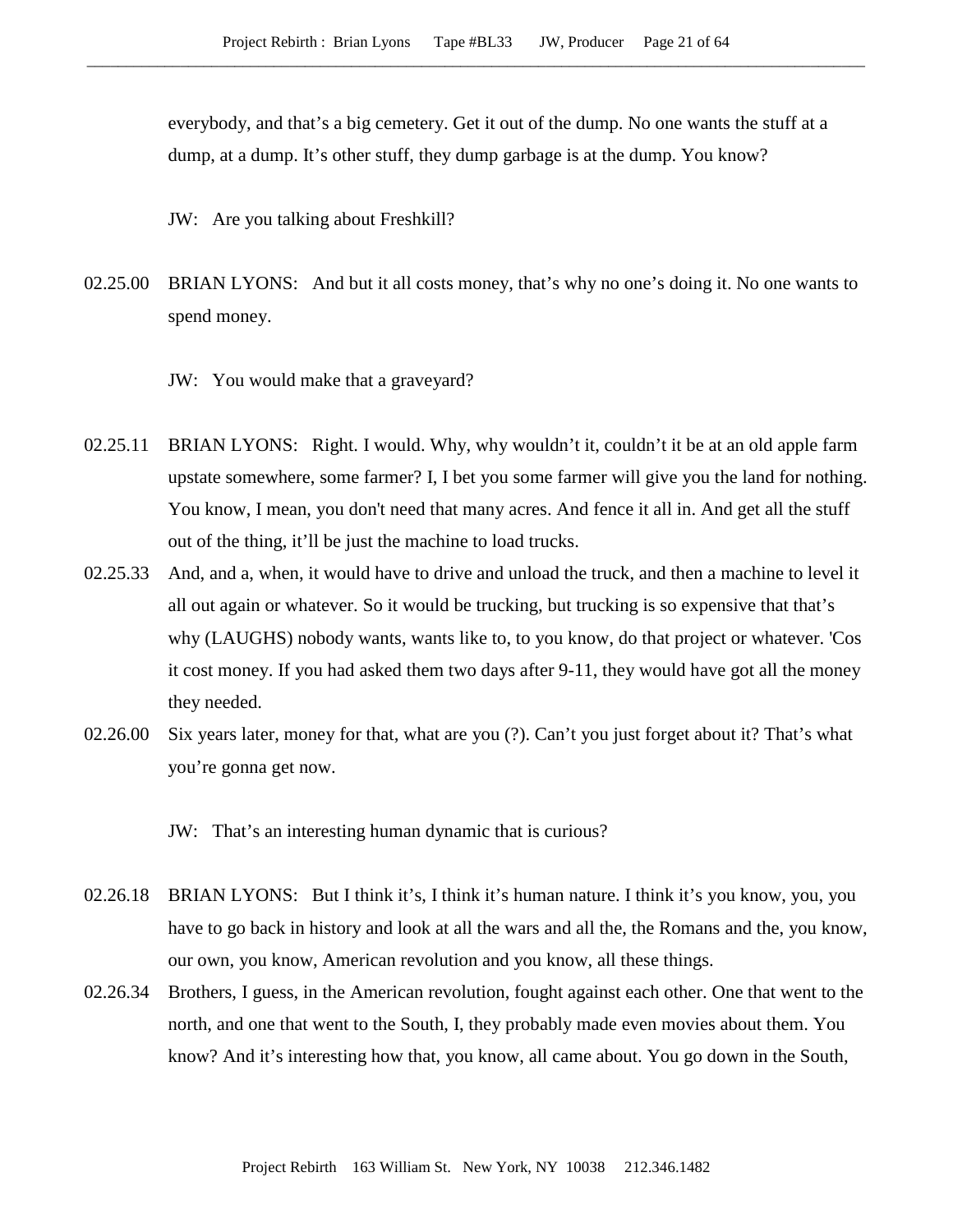everybody, and that's a big cemetery. Get it out of the dump. No one wants the stuff at a dump, at a dump. It's other stuff, they dump garbage is at the dump. You know?

JW: Are you talking about Freshkill?

02.25.00 BRIAN LYONS: And but it all costs money, that's why no one's doing it. No one wants to spend money.

JW: You would make that a graveyard?

02.25.11 BRIAN LYONS: Right. I would. Why, why wouldn't it, couldn't it be at an old apple farm upstate somewhere, some farmer? I, I bet you some farmer will give you the land for nothing. You know, I mean, you don't need that many acres. And fence it all in. And get all the stuff out of the thing, it'll be just the machine to load trucks.

02.25.33 And, and a, when, it would have to drive and unload the truck, and then a machine to level it all out again or whatever. So it would be trucking, but trucking is so expensive that that's why (LAUGHS) nobody wants, wants like to, to you know, do that project or whatever. 'Cos it cost money. If you had asked them two days after 9-11, they would have got all the money they needed.

02.26.00 Six years later, money for that, what are you (?). Can't you just forget about it? That's what you're gonna get now.

JW: That's an interesting human dynamic that is curious?

02.26.18 BRIAN LYONS: But I think it's, I think it's human nature. I think it's you know, you, you have to go back in history and look at all the wars and all the, the Romans and the, you know, our own, you know, American revolution and you know, all these things.

02.26.34 Brothers, I guess, in the American revolution, fought against each other. One that went to the north, and one that went to the South, I, they probably made even movies about them. You know? And it's interesting how that, you know, all came about. You go down in the South,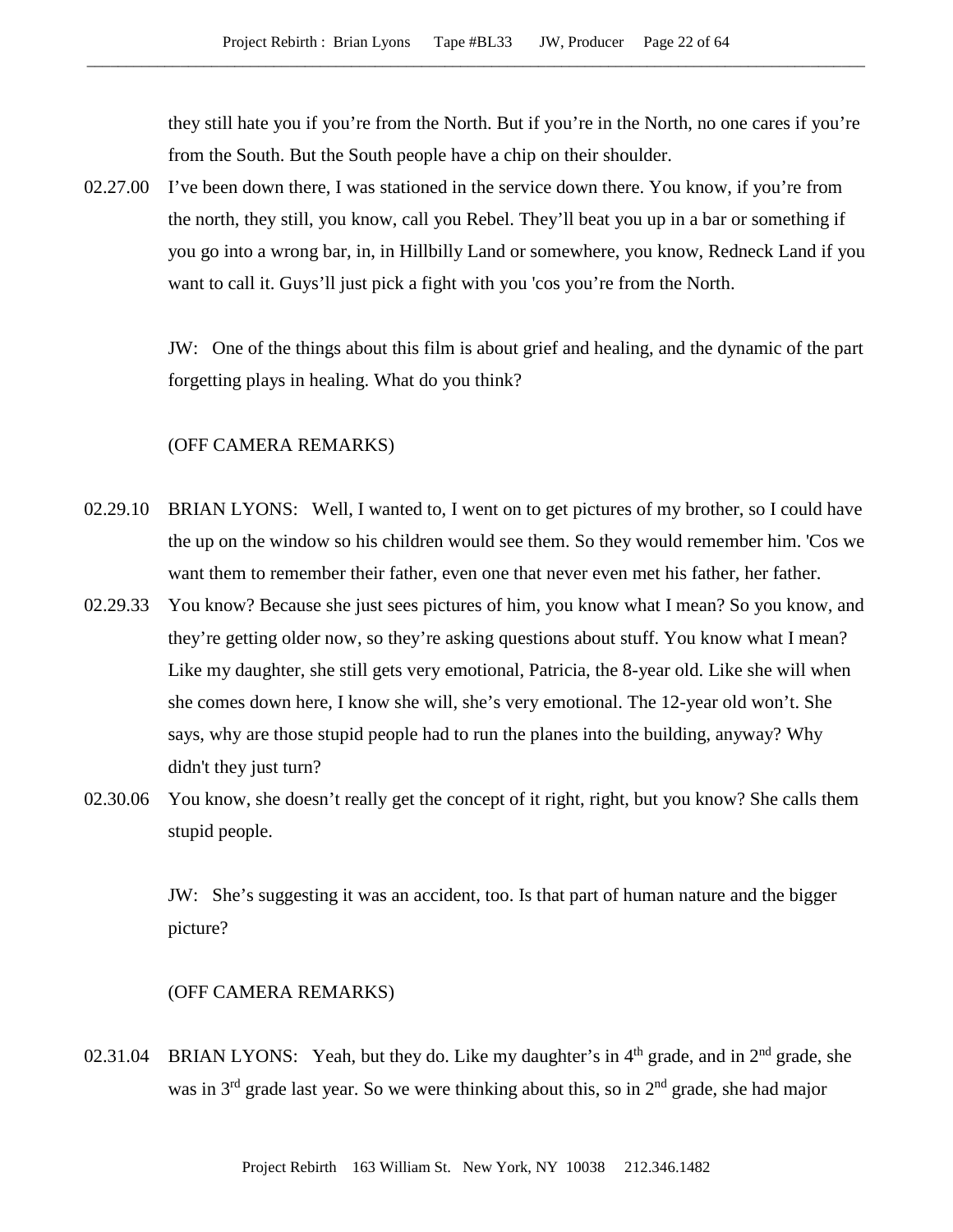they still hate you if you're from the North. But if you're in the North, no one cares if you're from the South. But the South people have a chip on their shoulder.

02.27.00 I've been down there, I was stationed in the service down there. You know, if you're from the north, they still, you know, call you Rebel. They'll beat you up in a bar or something if you go into a wrong bar, in, in Hillbilly Land or somewhere, you know, Redneck Land if you want to call it. Guys'll just pick a fight with you 'cos you're from the North.

JW: One of the things about this film is about grief and healing, and the dynamic of the part forgetting plays in healing. What do you think?

(OFF CAMERA REMARKS)

02.29.10 BRIAN LYONS: Well, I wanted to, I went on to get pictures of my brother, so I could have the up on the window so his children would see them. So they would remember him. 'Cos we want them to remember their father, even one that never even met his father, her father.

02.29.33 You know? Because she just sees pictures of him, you know what I mean? So you know, and they're getting older now, so they're asking questions about stuff. You know what I mean? Like my daughter, she still gets very emotional, Patricia, the 8-year old. Like she will when she comes down here, I know she will, she's very emotional. The 12-year old won't. She says, why are those stupid people had to run the planes into the building, anyway? Why didn't they just turn?

02.30.06 You know, she doesn't really get the concept of it right, right, but you know? She calls them stupid people.

JW: She's suggesting it was an accident, too. Is that part of human nature and the bigger picture?

(OFF CAMERA REMARKS)

02.31.04 BRIAN LYONS: Yeah, but they do. Like my daughter's in 4th grade, and in 2nd grade, she was in 3rd grade last year. So we were thinking about this, so in 2nd grade, she had major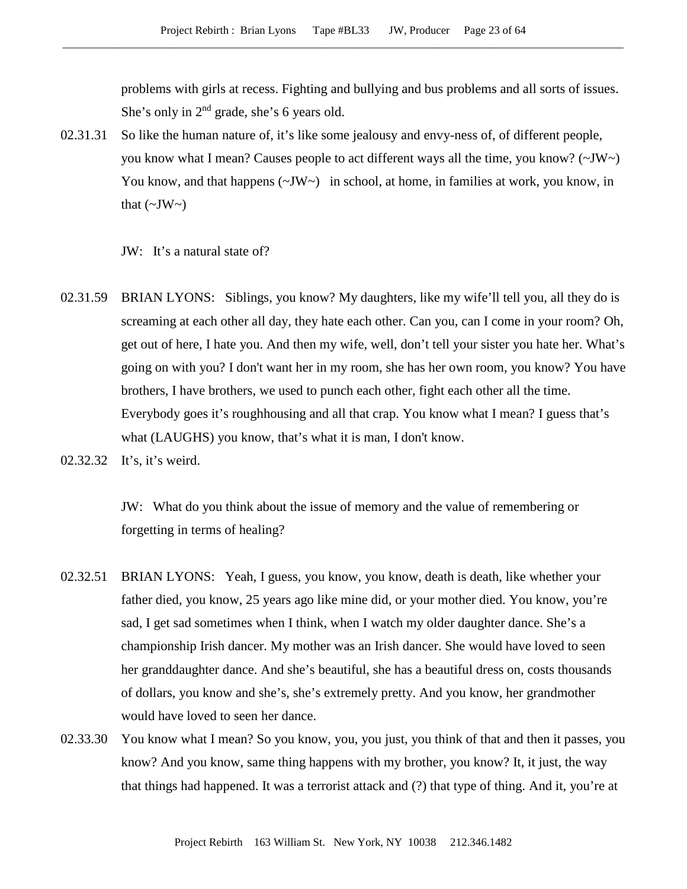problems with girls at recess. Fighting and bullying and bus problems and all sorts of issues. She's only in 2nd grade, she's 6 years old.

02.31.31 So like the human nature of, it's like some jealousy and envy-ness of, of different people, you know what I mean? Causes people to act different ways all the time, you know? (~JW~) You know, and that happens (~JW~) in school, at home, in families at work, you know, in that (~JW~)

JW: It's a natural state of?

02.31.59 BRIAN LYONS: Siblings, you know? My daughters, like my wife'll tell you, all they do is screaming at each other all day, they hate each other. Can you, can I come in your room? Oh, get out of here, I hate you. And then my wife, well, don't tell your sister you hate her. What's going on with you? I don't want her in my room, she has her own room, you know? You have brothers, I have brothers, we used to punch each other, fight each other all the time. Everybody goes it's roughhousing and all that crap. You know what I mean? I guess that's what (LAUGHS) you know, that's what it is man, I don't know.

02.32.32 It's, it's weird.

JW: What do you think about the issue of memory and the value of remembering or forgetting in terms of healing?

02.32.51 BRIAN LYONS: Yeah, I guess, you know, you know, death is death, like whether your father died, you know, 25 years ago like mine did, or your mother died. You know, you're sad, I get sad sometimes when I think, when I watch my older daughter dance. She's a championship Irish dancer. My mother was an Irish dancer. She would have loved to seen her granddaughter dance. And she's beautiful, she has a beautiful dress on, costs thousands of dollars, you know and she's, she's extremely pretty. And you know, her grandmother would have loved to seen her dance.

02.33.30 You know what I mean? So you know, you, you just, you think of that and then it passes, you know? And you know, same thing happens with my brother, you know? It, it just, the way that things had happened. It was a terrorist attack and (?) that type of thing. And it, you're at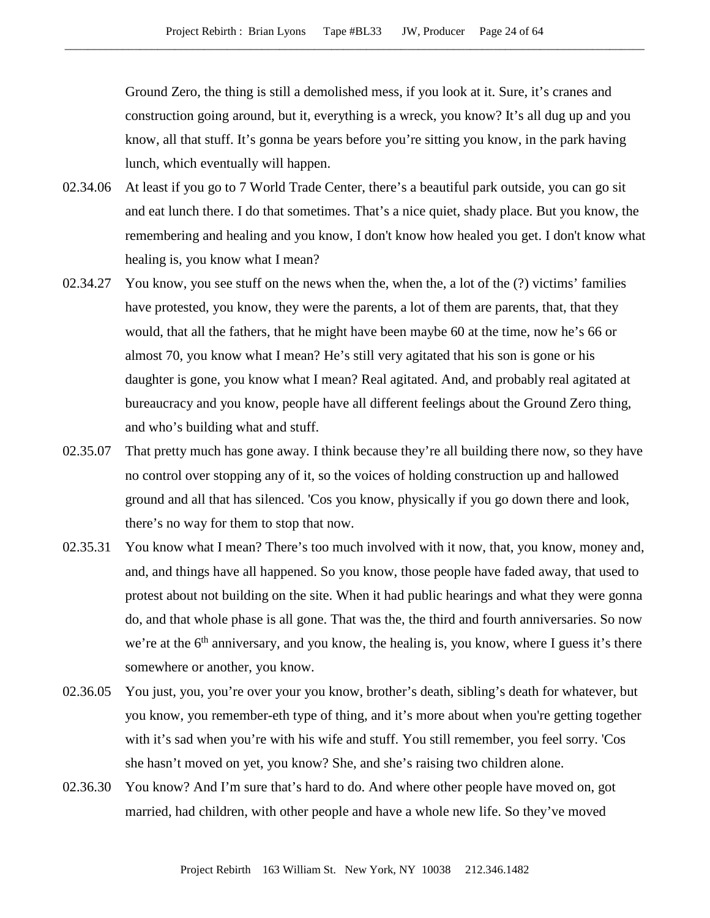Ground Zero, the thing is still a demolished mess, if you look at it. Sure, it's cranes and construction going around, but it, everything is a wreck, you know? It's all dug up and you know, all that stuff. It's gonna be years before you're sitting you know, in the park having lunch, which eventually will happen.

02.34.06 At least if you go to 7 World Trade Center, there's a beautiful park outside, you can go sit and eat lunch there. I do that sometimes. That's a nice quiet, shady place. But you know, the remembering and healing and you know, I don't know how healed you get. I don't know what healing is, you know what I mean?

02.34.27 You know, you see stuff on the news when the, when the, a lot of the (?) victims' families have protested, you know, they were the parents, a lot of them are parents, that, that they would, that all the fathers, that he might have been maybe 60 at the time, now he's 66 or almost 70, you know what I mean? He's still very agitated that his son is gone or his daughter is gone, you know what I mean? Real agitated. And, and probably real agitated at bureaucracy and you know, people have all different feelings about the Ground Zero thing, and who's building what and stuff.

02.35.07 That pretty much has gone away. I think because they're all building there now, so they have no control over stopping any of it, so the voices of holding construction up and hallowed ground and all that has silenced. 'Cos you know, physically if you go down there and look, there's no way for them to stop that now.

02.35.31 You know what I mean? There's too much involved with it now, that, you know, money and, and, and things have all happened. So you know, those people have faded away, that used to protest about not building on the site. When it had public hearings and what they were gonna do, and that whole phase is all gone. That was the, the third and fourth anniversaries. So now we're at the 6th anniversary, and you know, the healing is, you know, where I guess it's there somewhere or another, you know.

02.36.05 You just, you, you're over your you know, brother's death, sibling's death for whatever, but you know, you remember-eth type of thing, and it's more about when you're getting together with it's sad when you're with his wife and stuff. You still remember, you feel sorry. 'Cos she hasn't moved on yet, you know? She, and she's raising two children alone.

02.36.30 You know? And I'm sure that's hard to do. And where other people have moved on, got married, had children, with other people and have a whole new life. So they've moved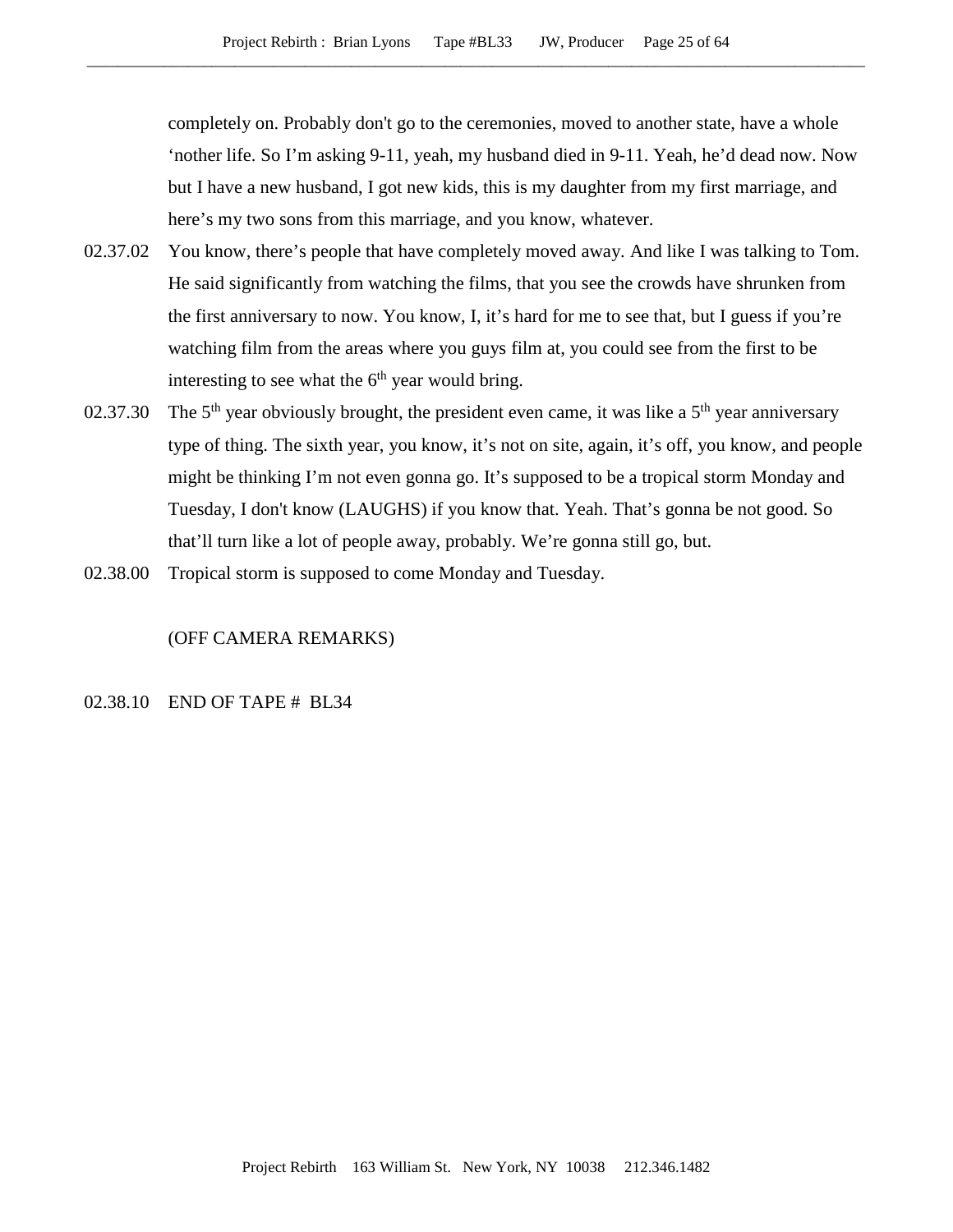completely on. Probably don't go to the ceremonies, moved to another state, have a whole ‘nother life. So I’m asking 9-11, yeah, my husband died in 9-11. Yeah, he’d dead now. Now but I have a new husband, I got new kids, this is my daughter from my first marriage, and here’s my two sons from this marriage, and you know, whatever.

02.37.02 You know, there’s people that have completely moved away. And like I was talking to Tom. He said significantly from watching the films, that you see the crowds have shrunken from the first anniversary to now. You know, I, it’s hard for me to see that, but I guess if you’re watching film from the areas where you guys film at, you could see from the first to be interesting to see what the 6th year would bring.

02.37.30 The 5th year obviously brought, the president even came, it was like a 5th year anniversary type of thing. The sixth year, you know, it’s not on site, again, it’s off, you know, and people might be thinking I’m not even gonna go. It’s supposed to be a tropical storm Monday and Tuesday, I don't know (LAUGHS) if you know that. Yeah. That’s gonna be not good. So that’ll turn like a lot of people away, probably. We’re gonna still go, but.

02.38.00 Tropical storm is supposed to come Monday and Tuesday.

(OFF CAMERA REMARKS)

02.38.10 END OF TAPE # BL34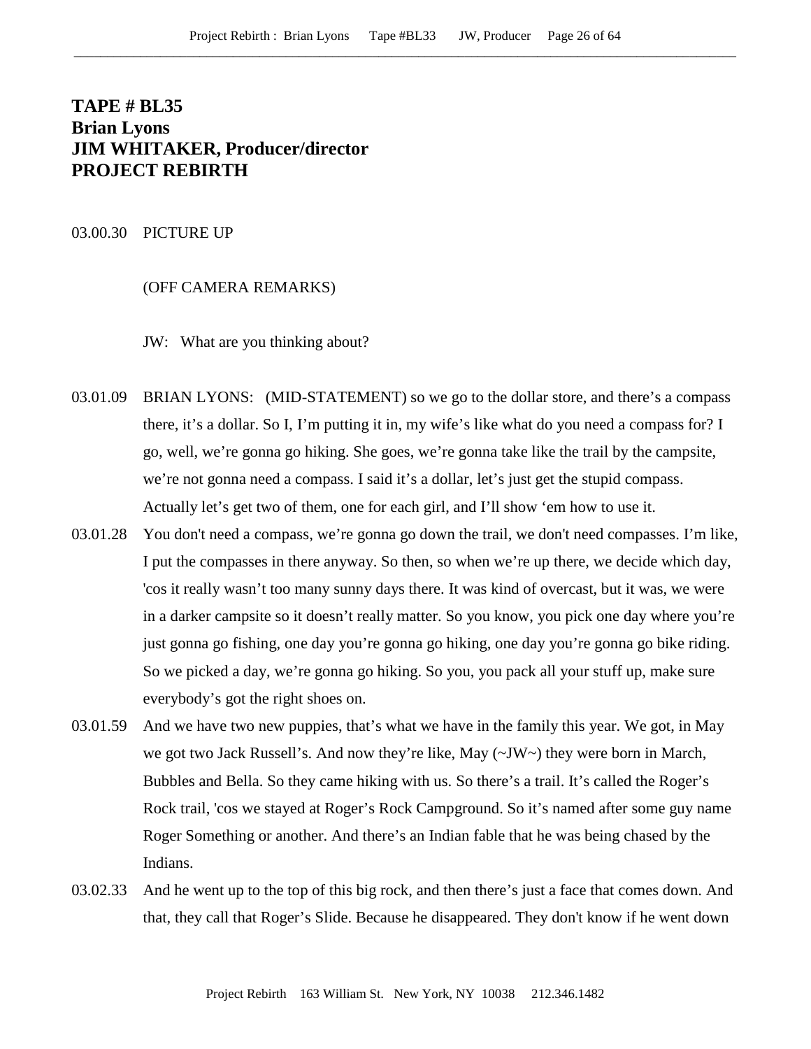**TAPE # BL35**
**Brian Lyons**
**JIM WHITAKER, Producer/director**
**PROJECT REBIRTH**

03.00.30 PICTURE UP

(OFF CAMERA REMARKS)

JW: What are you thinking about?

03.01.09 BRIAN LYONS: (MID-STATEMENT) so we go to the dollar store, and there's a compass there, it's a dollar. So I, I'm putting it in, my wife's like what do you need a compass for? I go, well, we're gonna go hiking. She goes, we're gonna take like the trail by the campsite, we're not gonna need a compass. I said it's a dollar, let's just get the stupid compass. Actually let's get two of them, one for each girl, and I'll show 'em how to use it.

03.01.28 You don't need a compass, we're gonna go down the trail, we don't need compasses. I'm like, I put the compasses in there anyway. So then, so when we're up there, we decide which day, 'cos it really wasn't too many sunny days there. It was kind of overcast, but it was, we were in a darker campsite so it doesn't really matter. So you know, you pick one day where you're just gonna go fishing, one day you're gonna go hiking, one day you're gonna go bike riding. So we picked a day, we're gonna go hiking. So you, you pack all your stuff up, make sure everybody's got the right shoes on.

03.01.59 And we have two new puppies, that's what we have in the family this year. We got, in May we got two Jack Russell's. And now they're like, May (~JW~) they were born in March, Bubbles and Bella. So they came hiking with us. So there's a trail. It's called the Roger's Rock trail, 'cos we stayed at Roger's Rock Campground. So it's named after some guy name Roger Something or another. And there's an Indian fable that he was being chased by the Indians.

03.02.33 And he went up to the top of this big rock, and then there's just a face that comes down. And that, they call that Roger's Slide. Because he disappeared. They don't know if he went down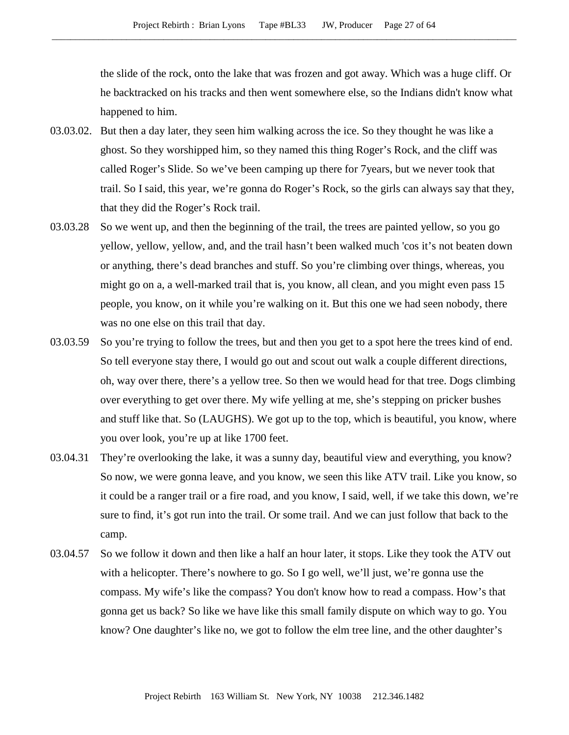the slide of the rock, onto the lake that was frozen and got away. Which was a huge cliff. Or he backtracked on his tracks and then went somewhere else, so the Indians didn't know what happened to him.

03.03.02. But then a day later, they seen him walking across the ice. So they thought he was like a ghost. So they worshipped him, so they named this thing Roger's Rock, and the cliff was called Roger's Slide. So we've been camping up there for 7years, but we never took that trail. So I said, this year, we're gonna do Roger's Rock, so the girls can always say that they, that they did the Roger's Rock trail.

03.03.28 So we went up, and then the beginning of the trail, the trees are painted yellow, so you go yellow, yellow, yellow, and, and the trail hasn't been walked much 'cos it's not beaten down or anything, there's dead branches and stuff. So you're climbing over things, whereas, you might go on a, a well-marked trail that is, you know, all clean, and you might even pass 15 people, you know, on it while you're walking on it. But this one we had seen nobody, there was no one else on this trail that day.

03.03.59 So you're trying to follow the trees, but and then you get to a spot here the trees kind of end. So tell everyone stay there, I would go out and scout out walk a couple different directions, oh, way over there, there's a yellow tree. So then we would head for that tree. Dogs climbing over everything to get over there. My wife yelling at me, she's stepping on pricker bushes and stuff like that. So (LAUGHS). We got up to the top, which is beautiful, you know, where you over look, you're up at like 1700 feet.

03.04.31 They're overlooking the lake, it was a sunny day, beautiful view and everything, you know? So now, we were gonna leave, and you know, we seen this like ATV trail. Like you know, so it could be a ranger trail or a fire road, and you know, I said, well, if we take this down, we're sure to find, it's got run into the trail. Or some trail. And we can just follow that back to the camp.

03.04.57 So we follow it down and then like a half an hour later, it stops. Like they took the ATV out with a helicopter. There's nowhere to go. So I go well, we'll just, we're gonna use the compass. My wife's like the compass? You don't know how to read a compass. How's that gonna get us back? So like we have like this small family dispute on which way to go. You know? One daughter's like no, we got to follow the elm tree line, and the other daughter's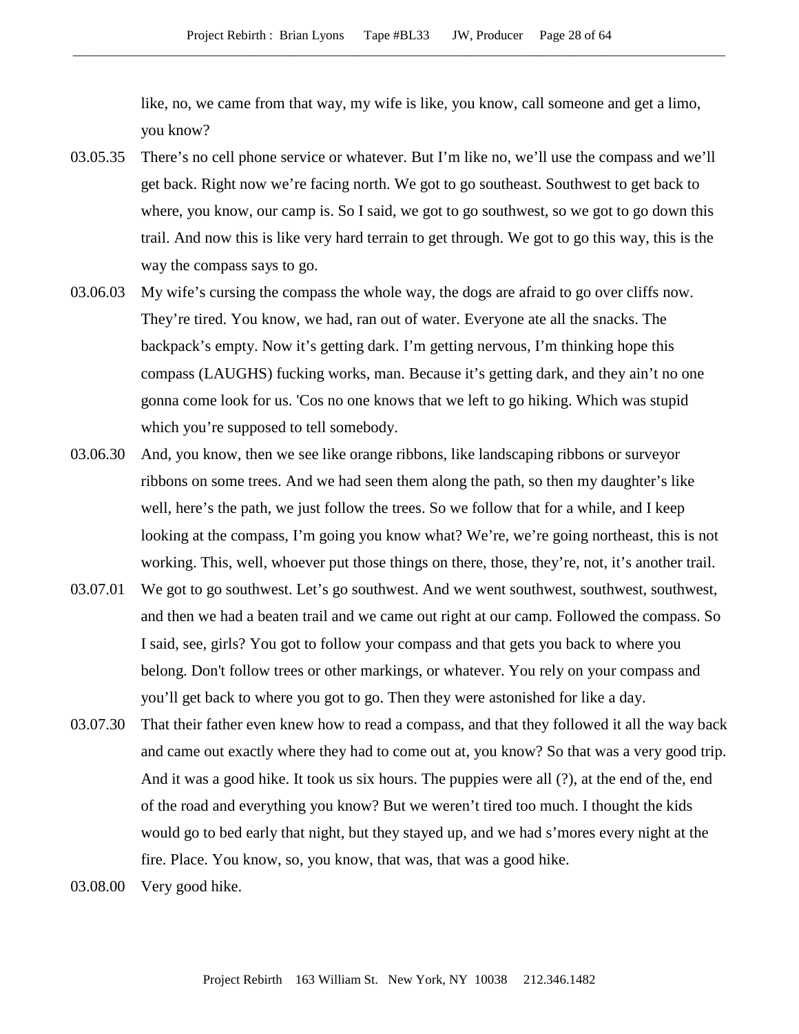like, no, we came from that way, my wife is like, you know, call someone and get a limo, you know?

03.05.35 There's no cell phone service or whatever. But I'm like no, we'll use the compass and we'll get back. Right now we're facing north. We got to go southeast. Southwest to get back to where, you know, our camp is. So I said, we got to go southwest, so we got to go down this trail. And now this is like very hard terrain to get through. We got to go this way, this is the way the compass says to go.

03.06.03 My wife's cursing the compass the whole way, the dogs are afraid to go over cliffs now. They're tired. You know, we had, ran out of water. Everyone ate all the snacks. The backpack's empty. Now it's getting dark. I'm getting nervous, I'm thinking hope this compass (LAUGHS) fucking works, man. Because it's getting dark, and they ain't no one gonna come look for us. 'Cos no one knows that we left to go hiking. Which was stupid which you're supposed to tell somebody.

03.06.30 And, you know, then we see like orange ribbons, like landscaping ribbons or surveyor ribbons on some trees. And we had seen them along the path, so then my daughter's like well, here's the path, we just follow the trees. So we follow that for a while, and I keep looking at the compass, I'm going you know what? We're, we're going northeast, this is not working. This, well, whoever put those things on there, those, they're, not, it's another trail.

03.07.01 We got to go southwest. Let's go southwest. And we went southwest, southwest, southwest, and then we had a beaten trail and we came out right at our camp. Followed the compass. So I said, see, girls? You got to follow your compass and that gets you back to where you belong. Don't follow trees or other markings, or whatever. You rely on your compass and you'll get back to where you got to go. Then they were astonished for like a day.

03.07.30 That their father even knew how to read a compass, and that they followed it all the way back and came out exactly where they had to come out at, you know? So that was a very good trip. And it was a good hike. It took us six hours. The puppies were all (?), at the end of the, end of the road and everything you know? But we weren't tired too much. I thought the kids would go to bed early that night, but they stayed up, and we had s'mores every night at the fire. Place. You know, so, you know, that was, that was a good hike.

03.08.00 Very good hike.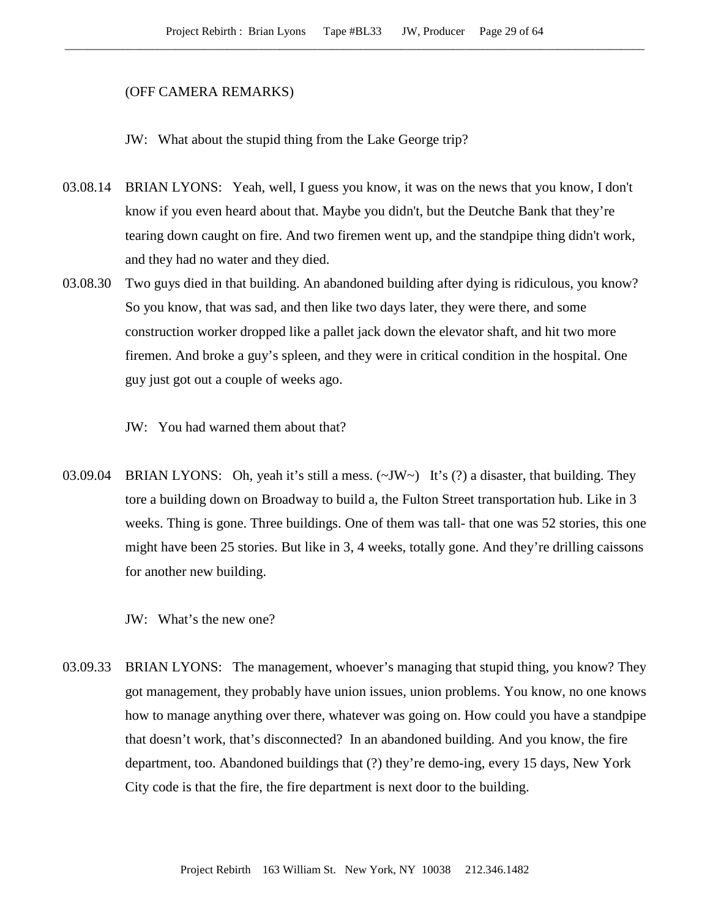(OFF CAMERA REMARKS)

JW: What about the stupid thing from the Lake George trip?

03.08.14 BRIAN LYONS: Yeah, well, I guess you know, it was on the news that you know, I don't know if you even heard about that. Maybe you didn't, but the Deutche Bank that they're tearing down caught on fire. And two firemen went up, and the standpipe thing didn't work, and they had no water and they died.

03.08.30 Two guys died in that building. An abandoned building after dying is ridiculous, you know? So you know, that was sad, and then like two days later, they were there, and some construction worker dropped like a pallet jack down the elevator shaft, and hit two more firemen. And broke a guy's spleen, and they were in critical condition in the hospital. One guy just got out a couple of weeks ago.

JW: You had warned them about that?

03.09.04 BRIAN LYONS: Oh, yeah it's still a mess. (~JW~) It's (?) a disaster, that building. They tore a building down on Broadway to build a, the Fulton Street transportation hub. Like in 3 weeks. Thing is gone. Three buildings. One of them was tall- that one was 52 stories, this one might have been 25 stories. But like in 3, 4 weeks, totally gone. And they're drilling caissons for another new building.

JW: What's the new one?

03.09.33 BRIAN LYONS: The management, whoever's managing that stupid thing, you know? They got management, they probably have union issues, union problems. You know, no one knows how to manage anything over there, whatever was going on. How could you have a standpipe that doesn't work, that's disconnected? In an abandoned building. And you know, the fire department, too. Abandoned buildings that (?) they're demo-ing, every 15 days, New York City code is that the fire, the fire department is next door to the building.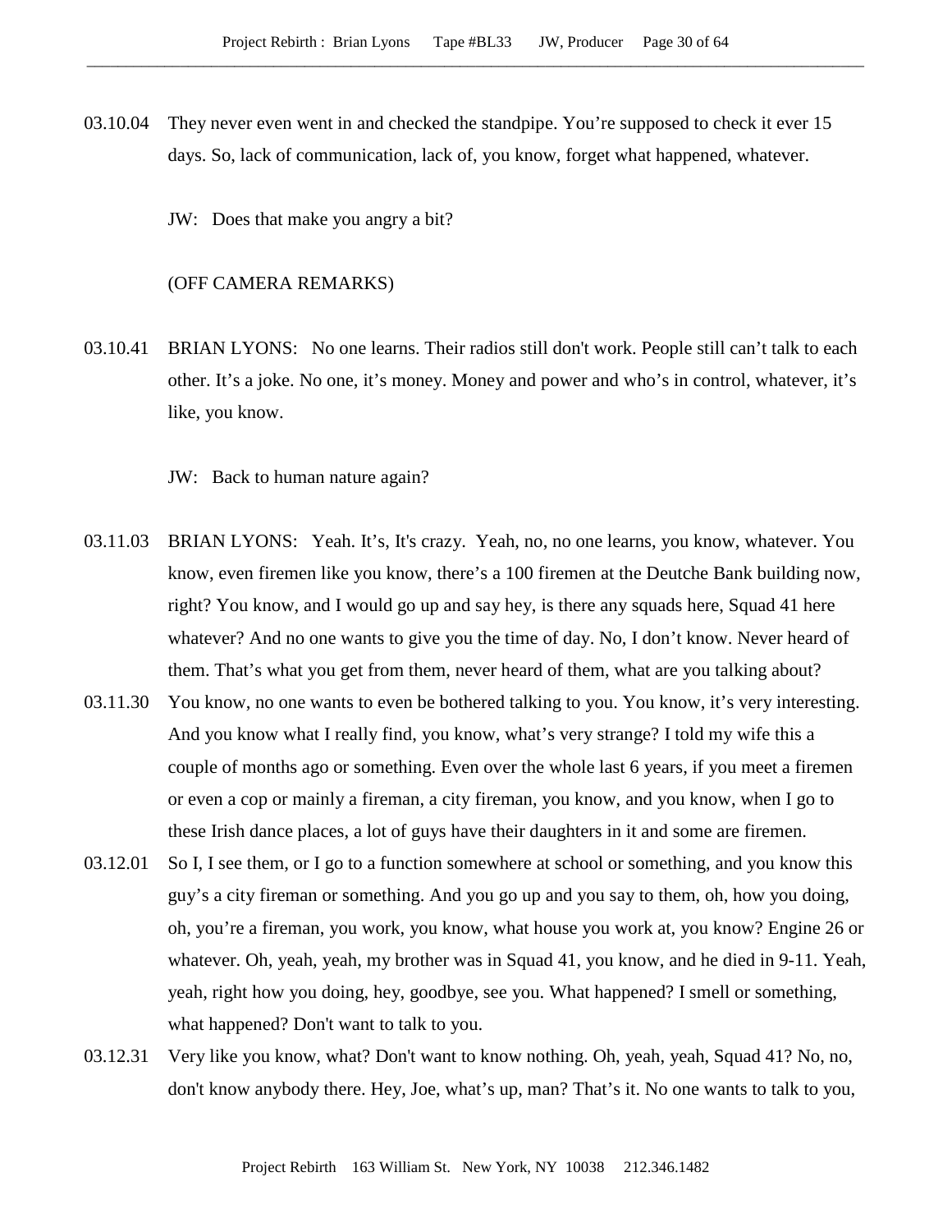03.10.04 They never even went in and checked the standpipe. You’re supposed to check it ever 15 days. So, lack of communication, lack of, you know, forget what happened, whatever.

JW: Does that make you angry a bit?

(OFF CAMERA REMARKS)

03.10.41 BRIAN LYONS: No one learns. Their radios still don't work. People still can’t talk to each other. It’s a joke. No one, it’s money. Money and power and who’s in control, whatever, it’s like, you know.

JW: Back to human nature again?

03.11.03 BRIAN LYONS: Yeah. It’s, It's crazy. Yeah, no, no one learns, you know, whatever. You know, even firemen like you know, there’s a 100 firemen at the Deutche Bank building now, right? You know, and I would go up and say hey, is there any squads here, Squad 41 here whatever? And no one wants to give you the time of day. No, I don’t know. Never heard of them. That’s what you get from them, never heard of them, what are you talking about?

03.11.30 You know, no one wants to even be bothered talking to you. You know, it’s very interesting. And you know what I really find, you know, what’s very strange? I told my wife this a couple of months ago or something. Even over the whole last 6 years, if you meet a firemen or even a cop or mainly a fireman, a city fireman, you know, and you know, when I go to these Irish dance places, a lot of guys have their daughters in it and some are firemen.

03.12.01 So I, I see them, or I go to a function somewhere at school or something, and you know this guy’s a city fireman or something. And you go up and you say to them, oh, how you doing, oh, you’re a fireman, you work, you know, what house you work at, you know? Engine 26 or whatever. Oh, yeah, yeah, my brother was in Squad 41, you know, and he died in 9-11. Yeah, yeah, right how you doing, hey, goodbye, see you. What happened? I smell or something, what happened? Don't want to talk to you.

03.12.31 Very like you know, what? Don't want to know nothing. Oh, yeah, yeah, Squad 41? No, no, don't know anybody there. Hey, Joe, what’s up, man? That’s it. No one wants to talk to you,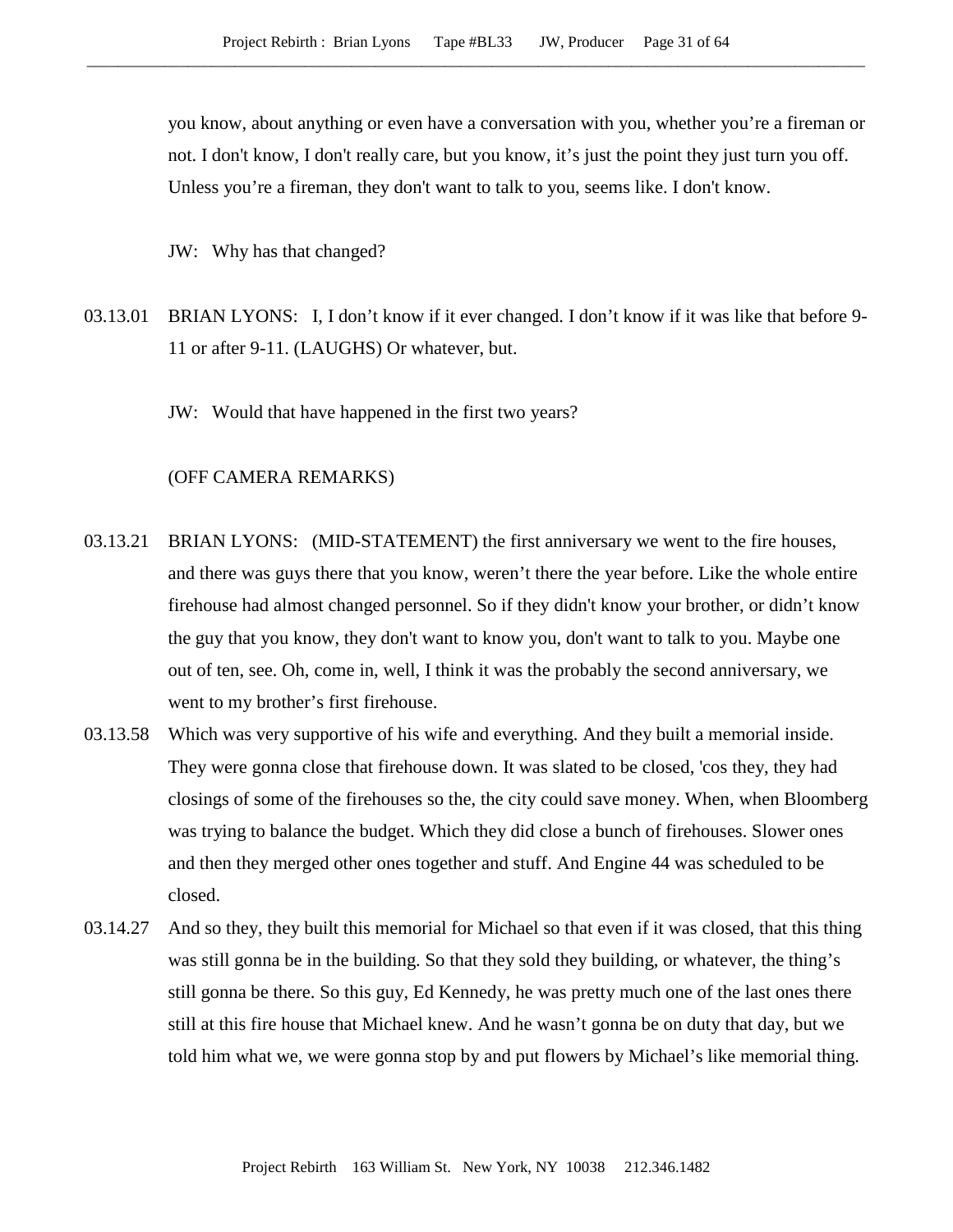you know, about anything or even have a conversation with you, whether you're a fireman or not. I don't know, I don't really care, but you know, it's just the point they just turn you off. Unless you're a fireman, they don't want to talk to you, seems like. I don't know.

JW: Why has that changed?

03.13.01 BRIAN LYONS: I, I don't know if it ever changed. I don't know if it was like that before 9-11 or after 9-11. (LAUGHS) Or whatever, but.

JW: Would that have happened in the first two years?

(OFF CAMERA REMARKS)

03.13.21 BRIAN LYONS: (MID-STATEMENT) the first anniversary we went to the fire houses, and there was guys there that you know, weren't there the year before. Like the whole entire firehouse had almost changed personnel. So if they didn't know your brother, or didn't know the guy that you know, they don't want to know you, don't want to talk to you. Maybe one out of ten, see. Oh, come in, well, I think it was the probably the second anniversary, we went to my brother's first firehouse.

03.13.58 Which was very supportive of his wife and everything. And they built a memorial inside. They were gonna close that firehouse down. It was slated to be closed, 'cos they, they had closings of some of the firehouses so the, the city could save money. When, when Bloomberg was trying to balance the budget. Which they did close a bunch of firehouses. Slower ones and then they merged other ones together and stuff. And Engine 44 was scheduled to be closed.

03.14.27 And so they, they built this memorial for Michael so that even if it was closed, that this thing was still gonna be in the building. So that they sold they building, or whatever, the thing's still gonna be there. So this guy, Ed Kennedy, he was pretty much one of the last ones there still at this fire house that Michael knew. And he wasn't gonna be on duty that day, but we told him what we, we were gonna stop by and put flowers by Michael's like memorial thing.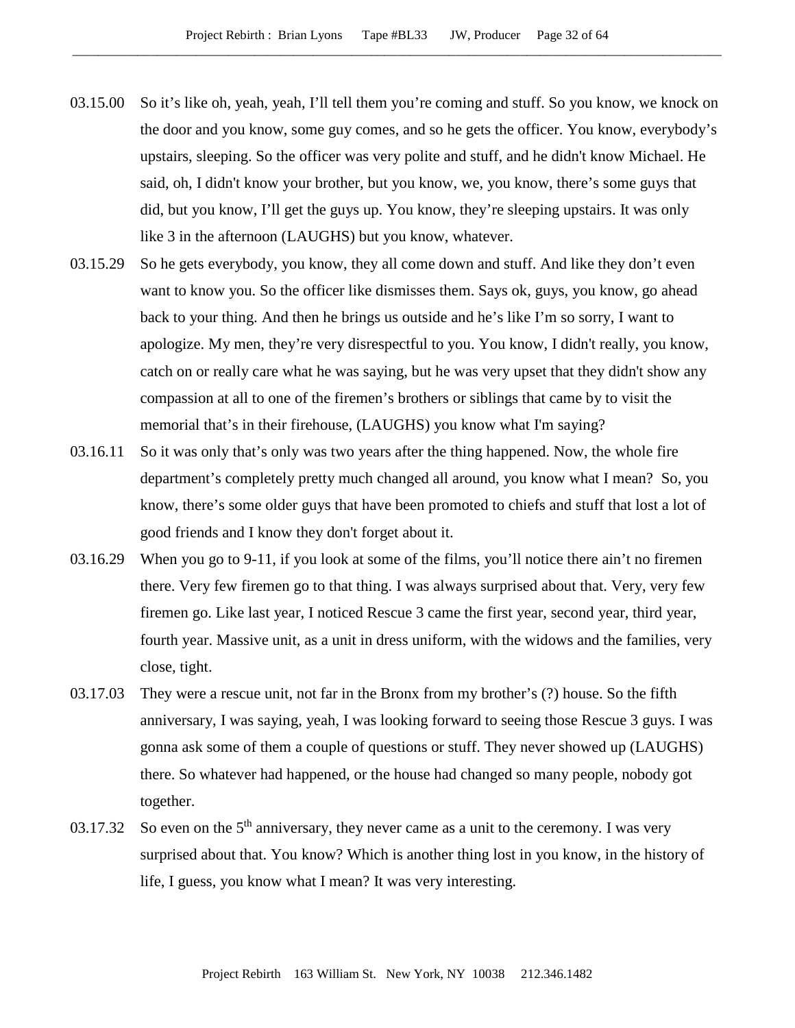03.15.00 So it's like oh, yeah, yeah, I'll tell them you're coming and stuff. So you know, we knock on the door and you know, some guy comes, and so he gets the officer. You know, everybody's upstairs, sleeping. So the officer was very polite and stuff, and he didn't know Michael. He said, oh, I didn't know your brother, but you know, we, you know, there's some guys that did, but you know, I'll get the guys up. You know, they're sleeping upstairs. It was only like 3 in the afternoon (LAUGHS) but you know, whatever.

03.15.29 So he gets everybody, you know, they all come down and stuff. And like they don't even want to know you. So the officer like dismisses them. Says ok, guys, you know, go ahead back to your thing. And then he brings us outside and he's like I'm so sorry, I want to apologize. My men, they're very disrespectful to you. You know, I didn't really, you know, catch on or really care what he was saying, but he was very upset that they didn't show any compassion at all to one of the firemen's brothers or siblings that came by to visit the memorial that's in their firehouse, (LAUGHS) you know what I'm saying?

03.16.11 So it was only that's only was two years after the thing happened. Now, the whole fire department's completely pretty much changed all around, you know what I mean? So, you know, there's some older guys that have been promoted to chiefs and stuff that lost a lot of good friends and I know they don't forget about it.

03.16.29 When you go to 9-11, if you look at some of the films, you'll notice there ain't no firemen there. Very few firemen go to that thing. I was always surprised about that. Very, very few firemen go. Like last year, I noticed Rescue 3 came the first year, second year, third year, fourth year. Massive unit, as a unit in dress uniform, with the widows and the families, very close, tight.

03.17.03 They were a rescue unit, not far in the Bronx from my brother's (?) house. So the fifth anniversary, I was saying, yeah, I was looking forward to seeing those Rescue 3 guys. I was gonna ask some of them a couple of questions or stuff. They never showed up (LAUGHS) there. So whatever had happened, or the house had changed so many people, nobody got together.

03.17.32 So even on the 5th anniversary, they never came as a unit to the ceremony. I was very surprised about that. You know? Which is another thing lost in you know, in the history of life, I guess, you know what I mean? It was very interesting.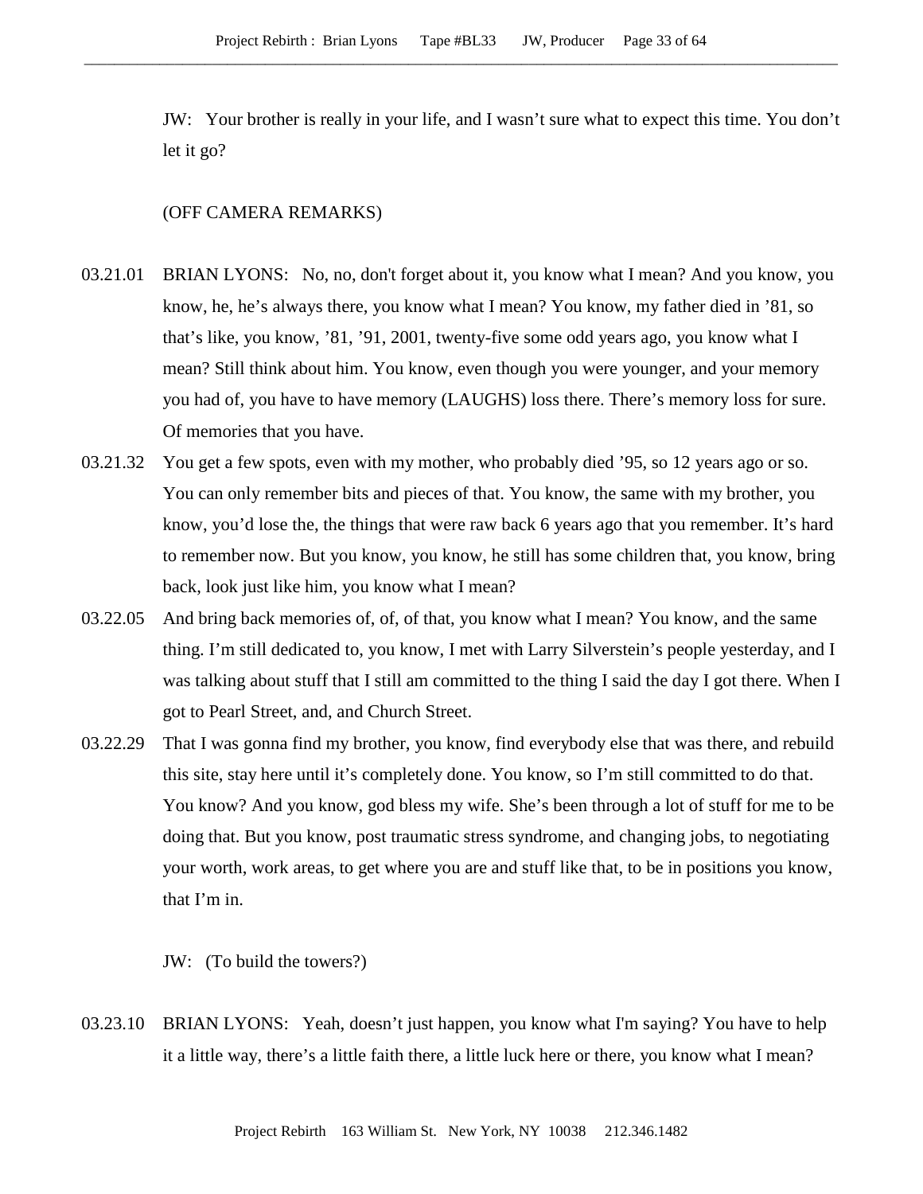JW: Your brother is really in your life, and I wasn't sure what to expect this time. You don't let it go?

(OFF CAMERA REMARKS)

03.21.01 BRIAN LYONS: No, no, don't forget about it, you know what I mean? And you know, you know, he, he's always there, you know what I mean? You know, my father died in '81, so that's like, you know, '81, '91, 2001, twenty-five some odd years ago, you know what I mean? Still think about him. You know, even though you were younger, and your memory you had of, you have to have memory (LAUGHS) loss there. There's memory loss for sure. Of memories that you have.

03.21.32 You get a few spots, even with my mother, who probably died '95, so 12 years ago or so. You can only remember bits and pieces of that. You know, the same with my brother, you know, you'd lose the, the things that were raw back 6 years ago that you remember. It's hard to remember now. But you know, you know, he still has some children that, you know, bring back, look just like him, you know what I mean?

03.22.05 And bring back memories of, of, of that, you know what I mean? You know, and the same thing. I'm still dedicated to, you know, I met with Larry Silverstein's people yesterday, and I was talking about stuff that I still am committed to the thing I said the day I got there. When I got to Pearl Street, and, and Church Street.

03.22.29 That I was gonna find my brother, you know, find everybody else that was there, and rebuild this site, stay here until it's completely done. You know, so I'm still committed to do that. You know? And you know, god bless my wife. She's been through a lot of stuff for me to be doing that. But you know, post traumatic stress syndrome, and changing jobs, to negotiating your worth, work areas, to get where you are and stuff like that, to be in positions you know, that I'm in.

JW: (To build the towers?)

03.23.10 BRIAN LYONS: Yeah, doesn't just happen, you know what I'm saying? You have to help it a little way, there's a little faith there, a little luck here or there, you know what I mean?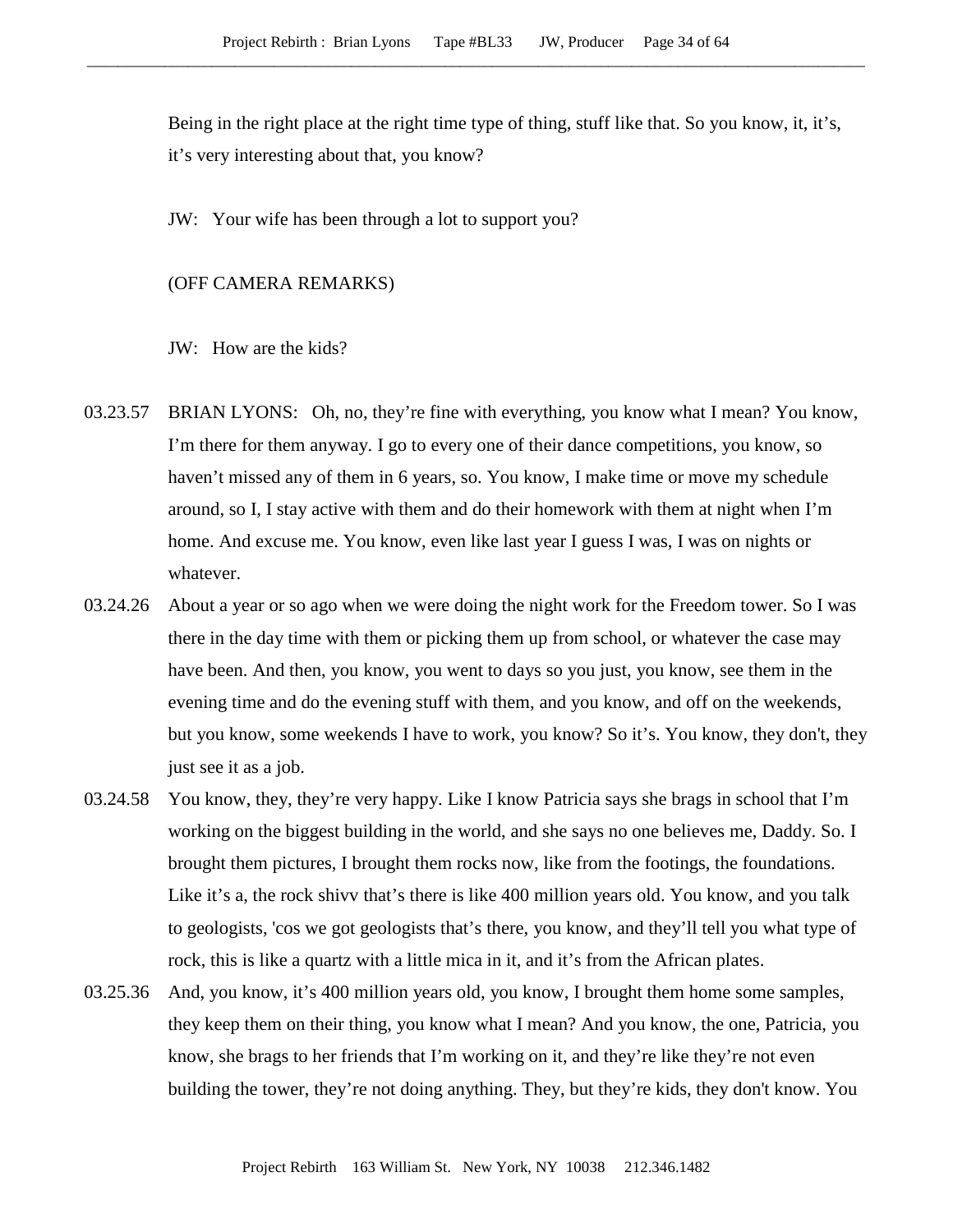Being in the right place at the right time type of thing, stuff like that. So you know, it, it's, it's very interesting about that, you know?

JW: Your wife has been through a lot to support you?

(OFF CAMERA REMARKS)

JW: How are the kids?

03.23.57 BRIAN LYONS: Oh, no, they're fine with everything, you know what I mean? You know, I'm there for them anyway. I go to every one of their dance competitions, you know, so haven't missed any of them in 6 years, so. You know, I make time or move my schedule around, so I, I stay active with them and do their homework with them at night when I'm home. And excuse me. You know, even like last year I guess I was, I was on nights or whatever.

03.24.26 About a year or so ago when we were doing the night work for the Freedom tower. So I was there in the day time with them or picking them up from school, or whatever the case may have been. And then, you know, you went to days so you just, you know, see them in the evening time and do the evening stuff with them, and you know, and off on the weekends, but you know, some weekends I have to work, you know? So it's. You know, they don't, they just see it as a job.

03.24.58 You know, they, they're very happy. Like I know Patricia says she brags in school that I'm working on the biggest building in the world, and she says no one believes me, Daddy. So. I brought them pictures, I brought them rocks now, like from the footings, the foundations. Like it's a, the rock shivv that's there is like 400 million years old. You know, and you talk to geologists, 'cos we got geologists that's there, you know, and they'll tell you what type of rock, this is like a quartz with a little mica in it, and it's from the African plates.

03.25.36 And, you know, it's 400 million years old, you know, I brought them home some samples, they keep them on their thing, you know what I mean? And you know, the one, Patricia, you know, she brags to her friends that I'm working on it, and they're like they're not even building the tower, they're not doing anything. They, but they're kids, they don't know. You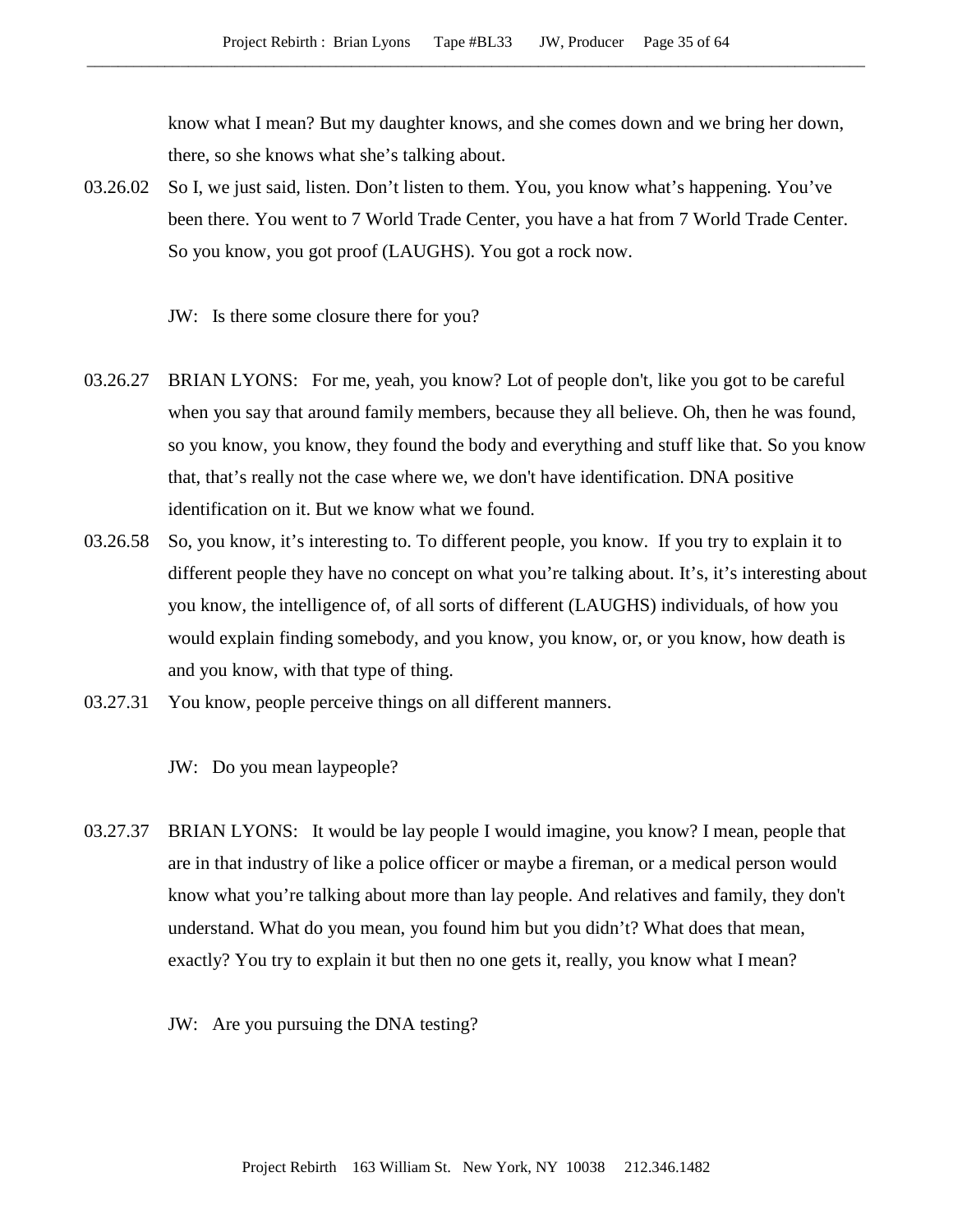know what I mean? But my daughter knows, and she comes down and we bring her down, there, so she knows what she's talking about.

03.26.02 So I, we just said, listen. Don't listen to them. You, you know what's happening. You've been there. You went to 7 World Trade Center, you have a hat from 7 World Trade Center. So you know, you got proof (LAUGHS). You got a rock now.

JW: Is there some closure there for you?

03.26.27 BRIAN LYONS: For me, yeah, you know? Lot of people don't, like you got to be careful when you say that around family members, because they all believe. Oh, then he was found, so you know, you know, they found the body and everything and stuff like that. So you know that, that's really not the case where we, we don't have identification. DNA positive identification on it. But we know what we found.

03.26.58 So, you know, it's interesting to. To different people, you know. If you try to explain it to different people they have no concept on what you're talking about. It's, it's interesting about you know, the intelligence of, of all sorts of different (LAUGHS) individuals, of how you would explain finding somebody, and you know, you know, or, or you know, how death is and you know, with that type of thing.

03.27.31 You know, people perceive things on all different manners.

JW: Do you mean laypeople?

03.27.37 BRIAN LYONS: It would be lay people I would imagine, you know? I mean, people that are in that industry of like a police officer or maybe a fireman, or a medical person would know what you're talking about more than lay people. And relatives and family, they don't understand. What do you mean, you found him but you didn't? What does that mean, exactly? You try to explain it but then no one gets it, really, you know what I mean?

JW: Are you pursuing the DNA testing?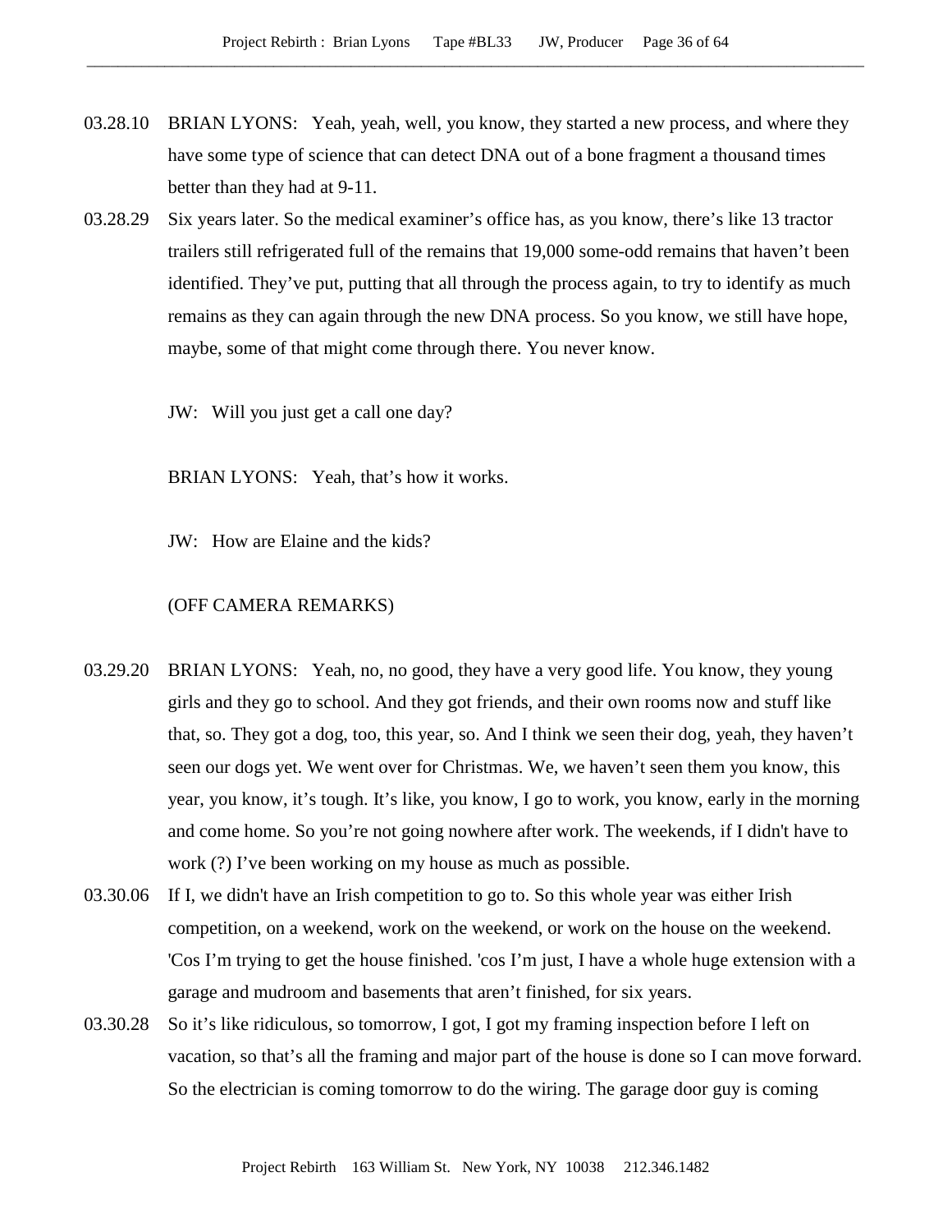03.28.10 BRIAN LYONS: Yeah, yeah, well, you know, they started a new process, and where they have some type of science that can detect DNA out of a bone fragment a thousand times better than they had at 9-11.

03.28.29 Six years later. So the medical examiner's office has, as you know, there's like 13 tractor trailers still refrigerated full of the remains that 19,000 some-odd remains that haven't been identified. They've put, putting that all through the process again, to try to identify as much remains as they can again through the new DNA process. So you know, we still have hope, maybe, some of that might come through there. You never know.

JW: Will you just get a call one day?

BRIAN LYONS: Yeah, that's how it works.

JW: How are Elaine and the kids?

(OFF CAMERA REMARKS)

03.29.20 BRIAN LYONS: Yeah, no, no good, they have a very good life. You know, they young girls and they go to school. And they got friends, and their own rooms now and stuff like that, so. They got a dog, too, this year, so. And I think we seen their dog, yeah, they haven't seen our dogs yet. We went over for Christmas. We, we haven't seen them you know, this year, you know, it's tough. It's like, you know, I go to work, you know, early in the morning and come home. So you're not going nowhere after work. The weekends, if I didn't have to work (?) I've been working on my house as much as possible.

03.30.06 If I, we didn't have an Irish competition to go to. So this whole year was either Irish competition, on a weekend, work on the weekend, or work on the house on the weekend. 'Cos I'm trying to get the house finished. 'cos I'm just, I have a whole huge extension with a garage and mudroom and basements that aren't finished, for six years.

03.30.28 So it's like ridiculous, so tomorrow, I got, I got my framing inspection before I left on vacation, so that's all the framing and major part of the house is done so I can move forward. So the electrician is coming tomorrow to do the wiring. The garage door guy is coming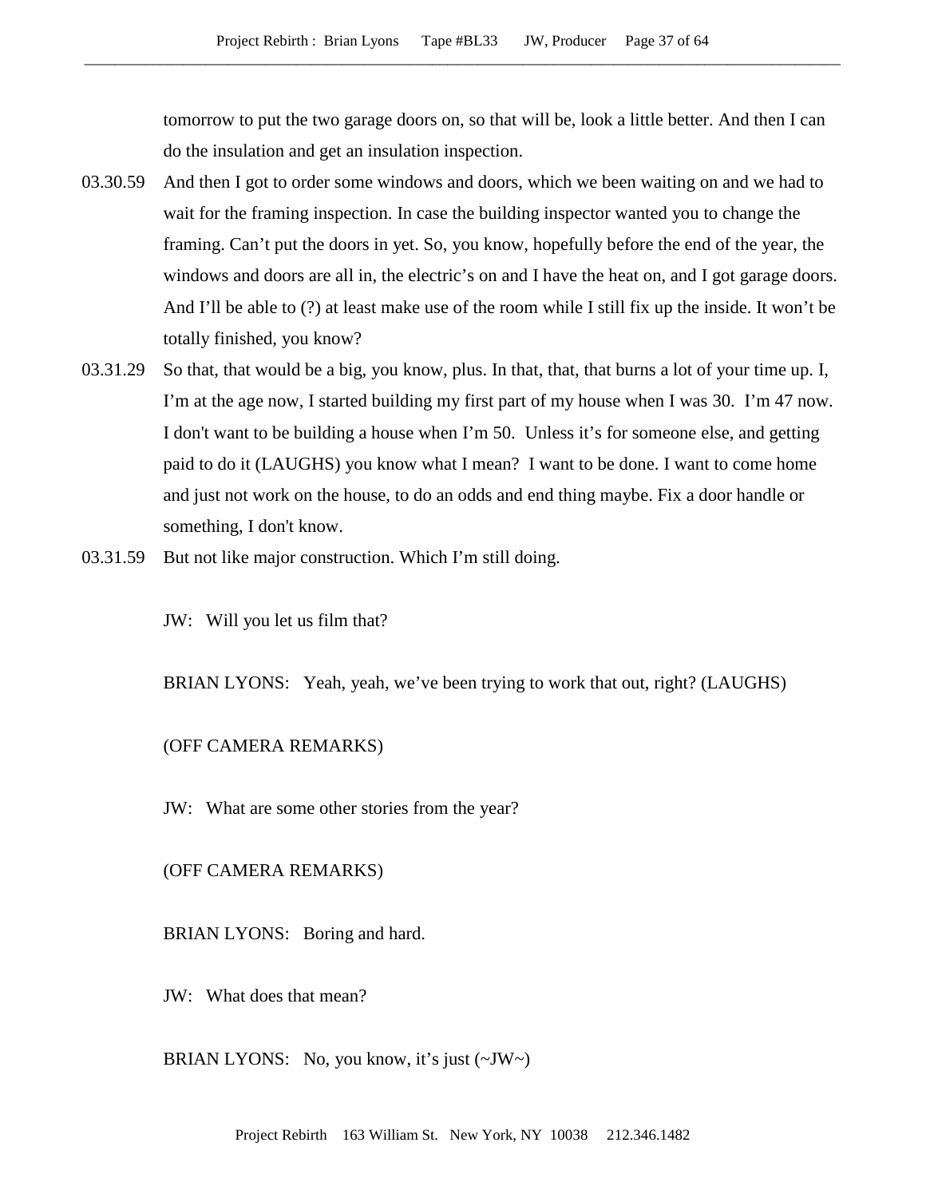tomorrow to put the two garage doors on, so that will be, look a little better. And then I can do the insulation and get an insulation inspection.

03.30.59 And then I got to order some windows and doors, which we been waiting on and we had to wait for the framing inspection. In case the building inspector wanted you to change the framing. Can't put the doors in yet. So, you know, hopefully before the end of the year, the windows and doors are all in, the electric's on and I have the heat on, and I got garage doors. And I'll be able to (?) at least make use of the room while I still fix up the inside. It won't be totally finished, you know?

03.31.29 So that, that would be a big, you know, plus. In that, that, that burns a lot of your time up. I, I'm at the age now, I started building my first part of my house when I was 30. I'm 47 now. I don't want to be building a house when I'm 50. Unless it's for someone else, and getting paid to do it (LAUGHS) you know what I mean? I want to be done. I want to come home and just not work on the house, to do an odds and end thing maybe. Fix a door handle or something, I don't know.

03.31.59 But not like major construction. Which I'm still doing.

JW: Will you let us film that?

BRIAN LYONS: Yeah, yeah, we've been trying to work that out, right? (LAUGHS)

(OFF CAMERA REMARKS)

JW: What are some other stories from the year?

(OFF CAMERA REMARKS)

BRIAN LYONS: Boring and hard.

JW: What does that mean?

BRIAN LYONS: No, you know, it's just (~JW~)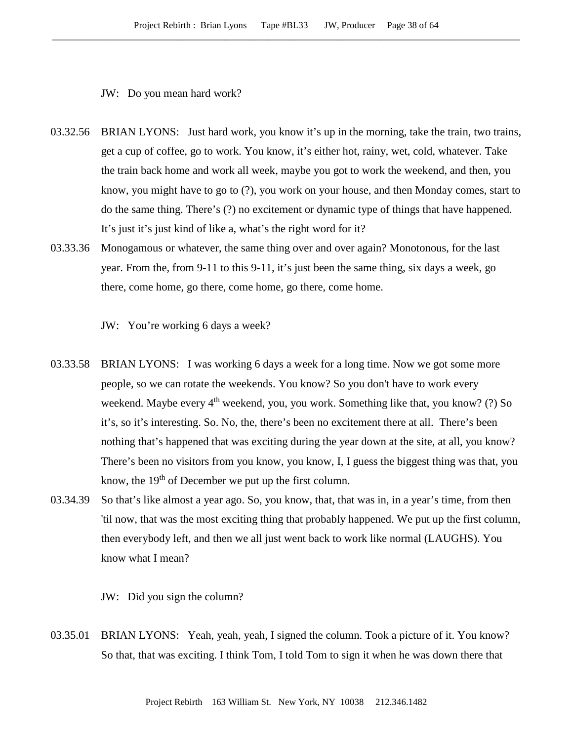JW: Do you mean hard work?

03.32.56 BRIAN LYONS: Just hard work, you know it's up in the morning, take the train, two trains, get a cup of coffee, go to work. You know, it's either hot, rainy, wet, cold, whatever. Take the train back home and work all week, maybe you got to work the weekend, and then, you know, you might have to go to (?), you work on your house, and then Monday comes, start to do the same thing. There's (?) no excitement or dynamic type of things that have happened. It's just it's just kind of like a, what's the right word for it?

03.33.36 Monogamous or whatever, the same thing over and over again? Monotonous, for the last year. From the, from 9-11 to this 9-11, it's just been the same thing, six days a week, go there, come home, go there, come home, go there, come home.

JW: You're working 6 days a week?

03.33.58 BRIAN LYONS: I was working 6 days a week for a long time. Now we got some more people, so we can rotate the weekends. You know? So you don't have to work every weekend. Maybe every 4th weekend, you, you work. Something like that, you know? (?) So it's, so it's interesting. So. No, the, there's been no excitement there at all. There's been nothing that's happened that was exciting during the year down at the site, at all, you know? There's been no visitors from you know, you know, I, I guess the biggest thing was that, you know, the 19th of December we put up the first column.

03.34.39 So that's like almost a year ago. So, you know, that, that was in, in a year's time, from then 'til now, that was the most exciting thing that probably happened. We put up the first column, then everybody left, and then we all just went back to work like normal (LAUGHS). You know what I mean?

JW: Did you sign the column?

03.35.01 BRIAN LYONS: Yeah, yeah, yeah, I signed the column. Took a picture of it. You know? So that, that was exciting. I think Tom, I told Tom to sign it when he was down there that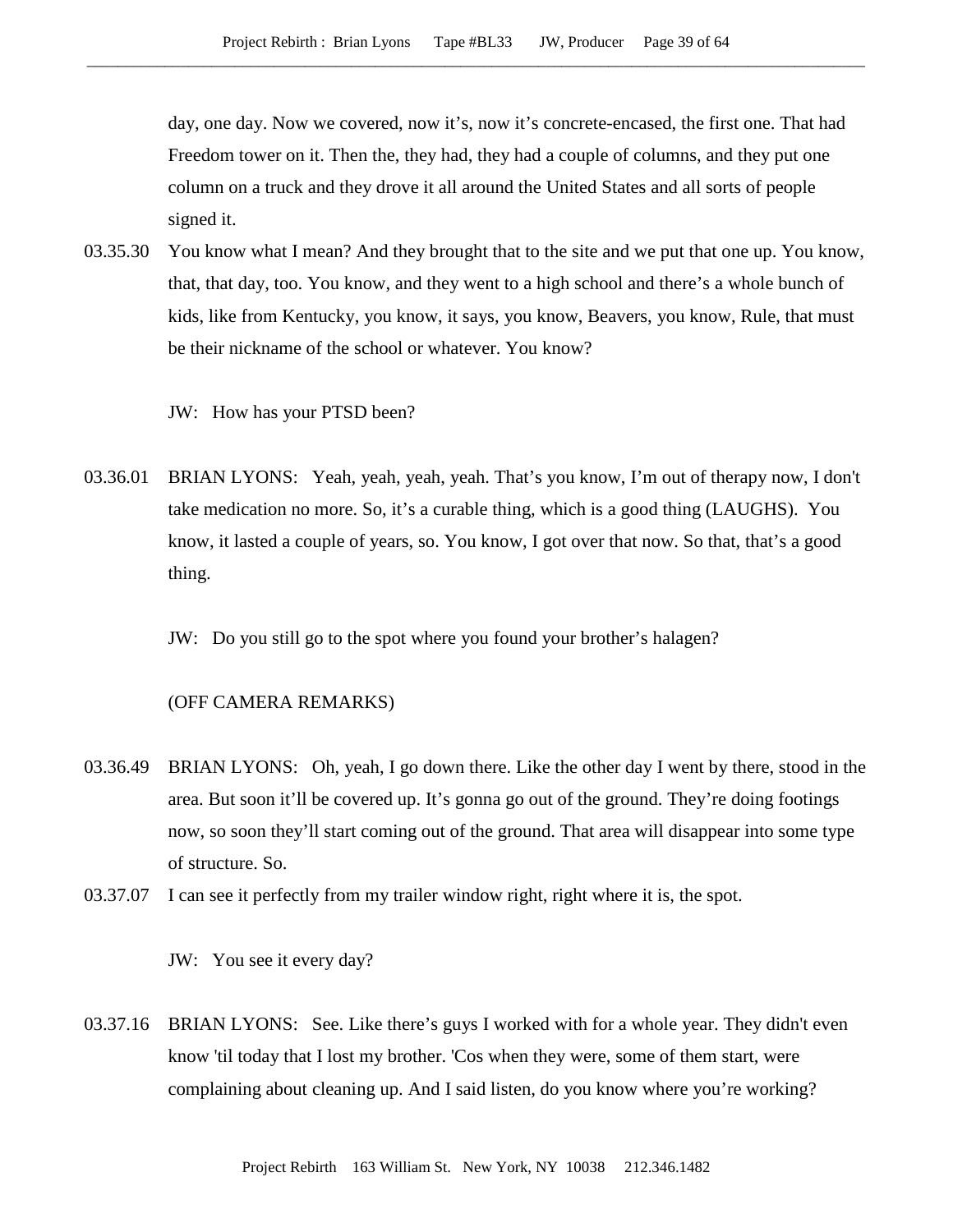day, one day. Now we covered, now it's, now it's concrete-encased, the first one. That had Freedom tower on it. Then the, they had, they had a couple of columns, and they put one column on a truck and they drove it all around the United States and all sorts of people signed it.

03.35.30 You know what I mean? And they brought that to the site and we put that one up. You know, that, that day, too. You know, and they went to a high school and there's a whole bunch of kids, like from Kentucky, you know, it says, you know, Beavers, you know, Rule, that must be their nickname of the school or whatever. You know?

JW: How has your PTSD been?

03.36.01 BRIAN LYONS: Yeah, yeah, yeah, yeah. That's you know, I'm out of therapy now, I don't take medication no more. So, it's a curable thing, which is a good thing (LAUGHS). You know, it lasted a couple of years, so. You know, I got over that now. So that, that's a good thing.

JW: Do you still go to the spot where you found your brother's halagen?

(OFF CAMERA REMARKS)

03.36.49 BRIAN LYONS: Oh, yeah, I go down there. Like the other day I went by there, stood in the area. But soon it'll be covered up. It's gonna go out of the ground. They're doing footings now, so soon they'll start coming out of the ground. That area will disappear into some type of structure. So.

03.37.07 I can see it perfectly from my trailer window right, right where it is, the spot.

JW: You see it every day?

03.37.16 BRIAN LYONS: See. Like there's guys I worked with for a whole year. They didn't even know 'til today that I lost my brother. 'Cos when they were, some of them start, were complaining about cleaning up. And I said listen, do you know where you're working?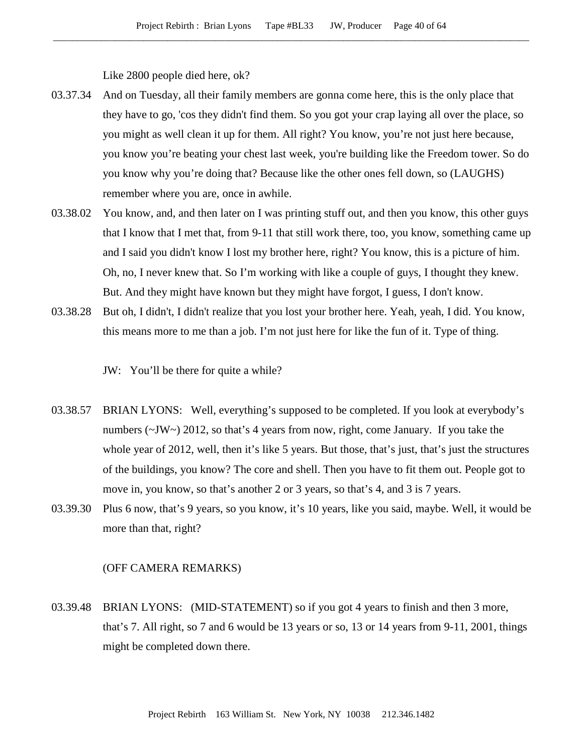Like 2800 people died here, ok?

03.37.34 And on Tuesday, all their family members are gonna come here, this is the only place that they have to go, 'cos they didn't find them. So you got your crap laying all over the place, so you might as well clean it up for them. All right? You know, you’re not just here because, you know you’re beating your chest last week, you're building like the Freedom tower. So do you know why you’re doing that? Because like the other ones fell down, so (LAUGHS) remember where you are, once in awhile.

03.38.02 You know, and, and then later on I was printing stuff out, and then you know, this other guys that I know that I met that, from 9-11 that still work there, too, you know, something came up and I said you didn't know I lost my brother here, right? You know, this is a picture of him. Oh, no, I never knew that. So I’m working with like a couple of guys, I thought they knew. But. And they might have known but they might have forgot, I guess, I don't know.

03.38.28 But oh, I didn't, I didn't realize that you lost your brother here. Yeah, yeah, I did. You know, this means more to me than a job. I’m not just here for like the fun of it. Type of thing.

JW: You’ll be there for quite a while?

03.38.57 BRIAN LYONS: Well, everything’s supposed to be completed. If you look at everybody’s numbers (~JW~) 2012, so that’s 4 years from now, right, come January. If you take the whole year of 2012, well, then it’s like 5 years. But those, that’s just, that’s just the structures of the buildings, you know? The core and shell. Then you have to fit them out. People got to move in, you know, so that’s another 2 or 3 years, so that’s 4, and 3 is 7 years.

03.39.30 Plus 6 now, that’s 9 years, so you know, it’s 10 years, like you said, maybe. Well, it would be more than that, right?

(OFF CAMERA REMARKS)

03.39.48 BRIAN LYONS: (MID-STATEMENT) so if you got 4 years to finish and then 3 more, that’s 7. All right, so 7 and 6 would be 13 years or so, 13 or 14 years from 9-11, 2001, things might be completed down there.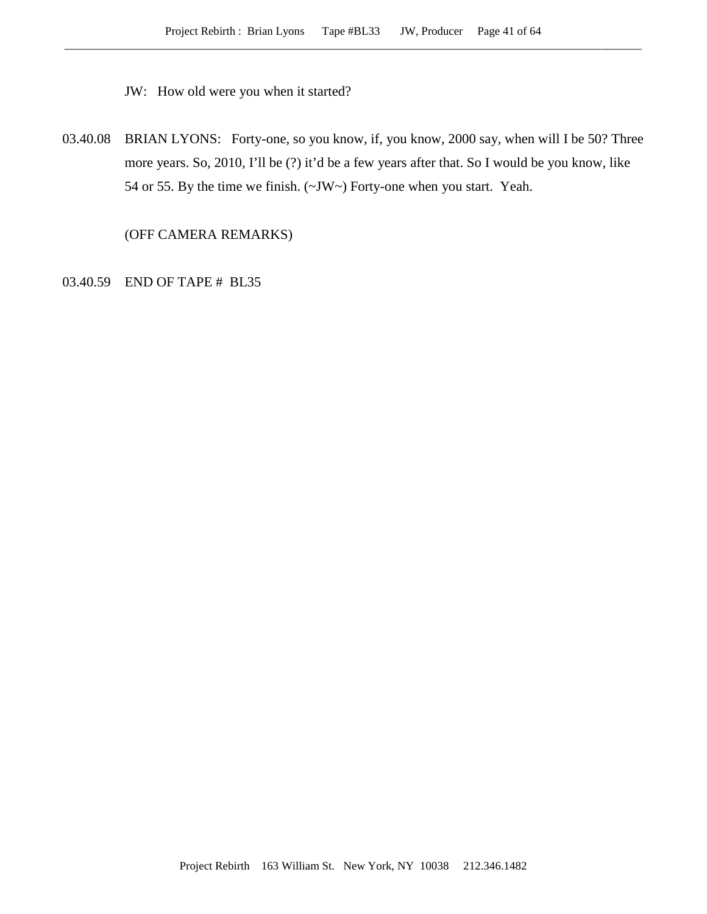JW: How old were you when it started?

03.40.08 BRIAN LYONS: Forty-one, so you know, if, you know, 2000 say, when will I be 50? Three more years. So, 2010, I'll be (?) it'd be a few years after that. So I would be you know, like 54 or 55. By the time we finish. (~JW~) Forty-one when you start. Yeah.

(OFF CAMERA REMARKS)

03.40.59 END OF TAPE # BL35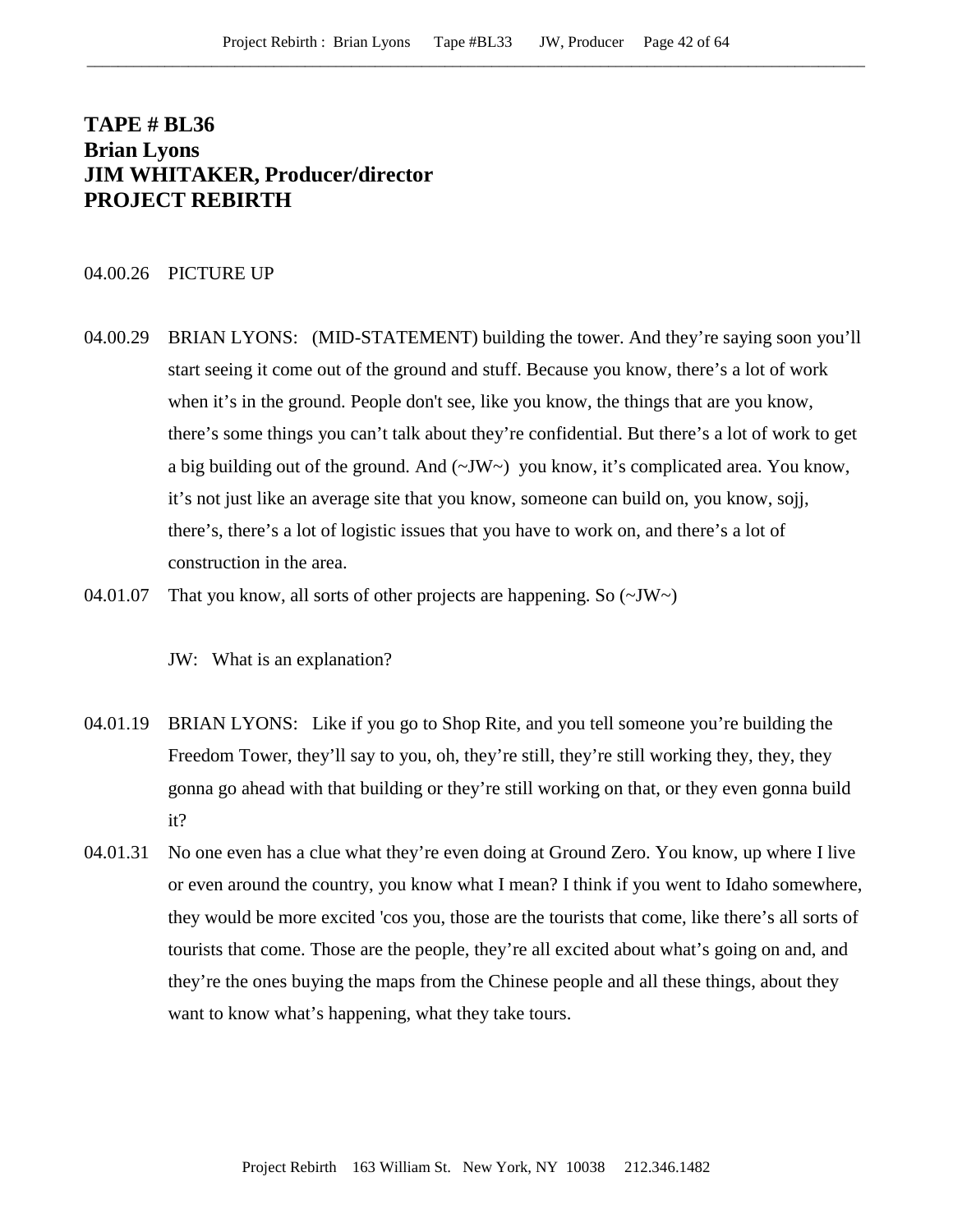# TAPE # BL36
# Brian Lyons
# JIM WHITAKER, Producer/director
# PROJECT REBIRTH

04.00.26 PICTURE UP

04.00.29 BRIAN LYONS: (MID-STATEMENT) building the tower. And they're saying soon you'll start seeing it come out of the ground and stuff. Because you know, there's a lot of work when it's in the ground. People don't see, like you know, the things that are you know, there's some things you can't talk about they're confidential. But there's a lot of work to get a big building out of the ground. And (~JW~) you know, it's complicated area. You know, it's not just like an average site that you know, someone can build on, you know, sojj, there's, there's a lot of logistic issues that you have to work on, and there's a lot of construction in the area.

04.01.07 That you know, all sorts of other projects are happening. So (~JW~)

JW: What is an explanation?

04.01.19 BRIAN LYONS: Like if you go to Shop Rite, and you tell someone you're building the Freedom Tower, they'll say to you, oh, they're still, they're still working they, they, they gonna go ahead with that building or they're still working on that, or they even gonna build it?

04.01.31 No one even has a clue what they're even doing at Ground Zero. You know, up where I live or even around the country, you know what I mean? I think if you went to Idaho somewhere, they would be more excited 'cos you, those are the tourists that come, like there's all sorts of tourists that come. Those are the people, they're all excited about what's going on and, and they're the ones buying the maps from the Chinese people and all these things, about they want to know what's happening, what they take tours.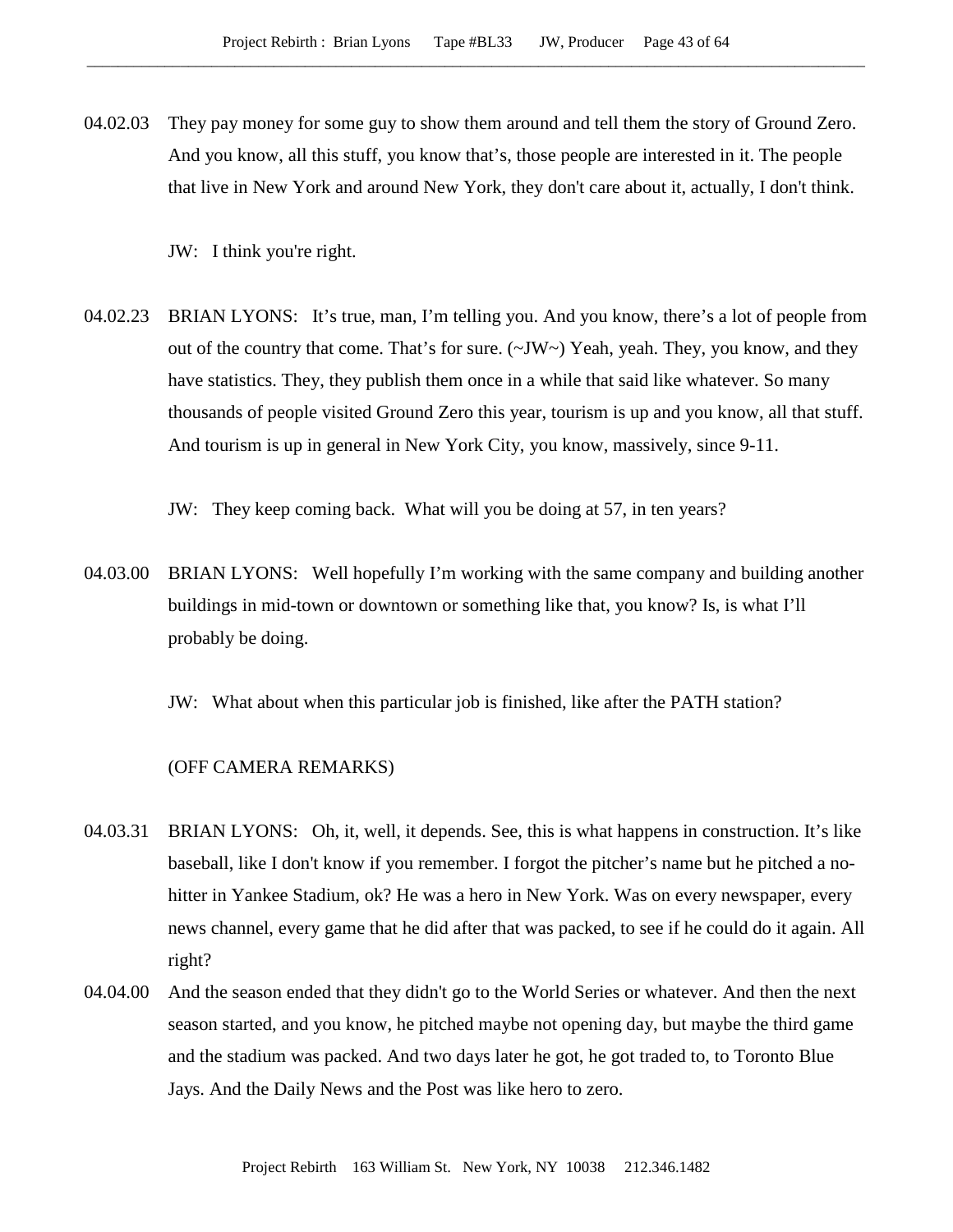04.02.03 They pay money for some guy to show them around and tell them the story of Ground Zero. And you know, all this stuff, you know that's, those people are interested in it. The people that live in New York and around New York, they don't care about it, actually, I don't think.

JW: I think you're right.

04.02.23 BRIAN LYONS: It's true, man, I'm telling you. And you know, there's a lot of people from out of the country that come. That's for sure. (~JW~) Yeah, yeah. They, you know, and they have statistics. They, they publish them once in a while that said like whatever. So many thousands of people visited Ground Zero this year, tourism is up and you know, all that stuff. And tourism is up in general in New York City, you know, massively, since 9-11.

JW: They keep coming back. What will you be doing at 57, in ten years?

04.03.00 BRIAN LYONS: Well hopefully I'm working with the same company and building another buildings in mid-town or downtown or something like that, you know? Is, is what I'll probably be doing.

JW: What about when this particular job is finished, like after the PATH station?

(OFF CAMERA REMARKS)

04.03.31 BRIAN LYONS: Oh, it, well, it depends. See, this is what happens in construction. It's like baseball, like I don't know if you remember. I forgot the pitcher's name but he pitched a no-hitter in Yankee Stadium, ok? He was a hero in New York. Was on every newspaper, every news channel, every game that he did after that was packed, to see if he could do it again. All right?

04.04.00 And the season ended that they didn't go to the World Series or whatever. And then the next season started, and you know, he pitched maybe not opening day, but maybe the third game and the stadium was packed. And two days later he got, he got traded to, to Toronto Blue Jays. And the Daily News and the Post was like hero to zero.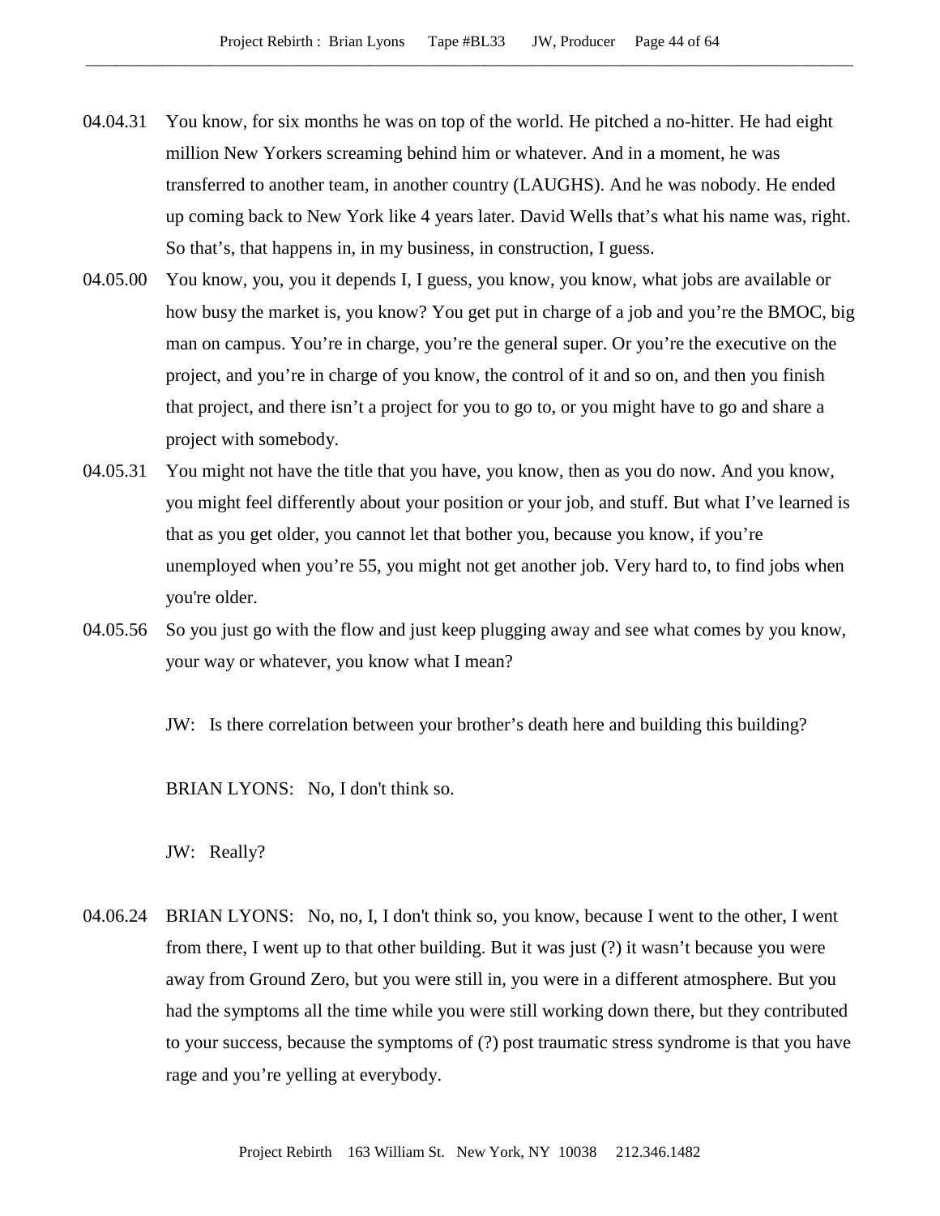04.04.31 You know, for six months he was on top of the world. He pitched a no-hitter. He had eight million New Yorkers screaming behind him or whatever. And in a moment, he was transferred to another team, in another country (LAUGHS). And he was nobody. He ended up coming back to New York like 4 years later. David Wells that's what his name was, right. So that's, that happens in, in my business, in construction, I guess.

04.05.00 You know, you, you it depends I, I guess, you know, you know, what jobs are available or how busy the market is, you know? You get put in charge of a job and you're the BMOC, big man on campus. You're in charge, you're the general super. Or you're the executive on the project, and you're in charge of you know, the control of it and so on, and then you finish that project, and there isn't a project for you to go to, or you might have to go and share a project with somebody.

04.05.31 You might not have the title that you have, you know, then as you do now. And you know, you might feel differently about your position or your job, and stuff. But what I've learned is that as you get older, you cannot let that bother you, because you know, if you're unemployed when you're 55, you might not get another job. Very hard to, to find jobs when you're older.

04.05.56 So you just go with the flow and just keep plugging away and see what comes by you know, your way or whatever, you know what I mean?

JW: Is there correlation between your brother's death here and building this building?

BRIAN LYONS: No, I don't think so.

JW: Really?

04.06.24 BRIAN LYONS: No, no, I, I don't think so, you know, because I went to the other, I went from there, I went up to that other building. But it was just (?) it wasn't because you were away from Ground Zero, but you were still in, you were in a different atmosphere. But you had the symptoms all the time while you were still working down there, but they contributed to your success, because the symptoms of (?) post traumatic stress syndrome is that you have rage and you're yelling at everybody.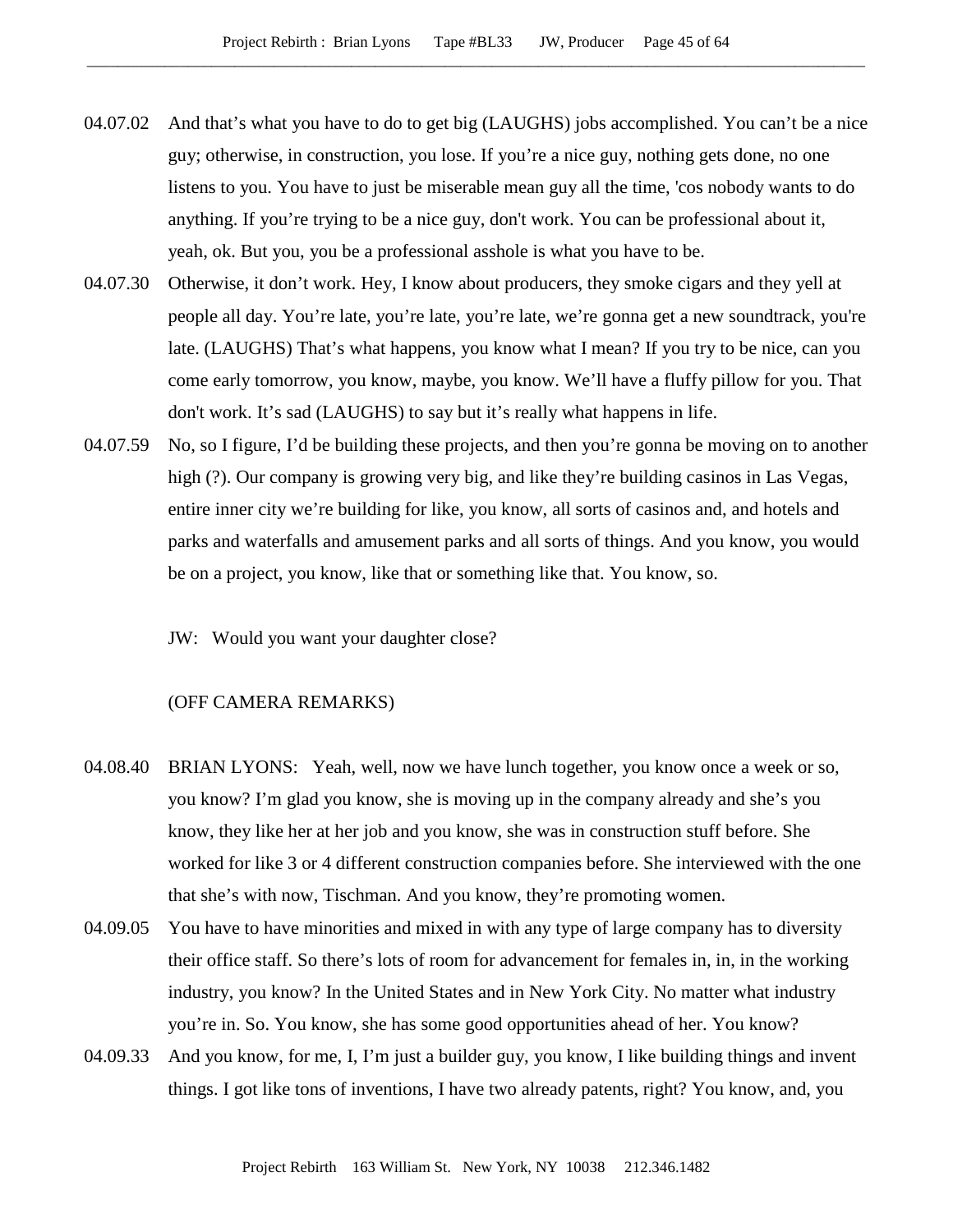04.07.02 And that's what you have to do to get big (LAUGHS) jobs accomplished. You can't be a nice guy; otherwise, in construction, you lose. If you're a nice guy, nothing gets done, no one listens to you. You have to just be miserable mean guy all the time, 'cos nobody wants to do anything. If you're trying to be a nice guy, don't work. You can be professional about it, yeah, ok. But you, you be a professional asshole is what you have to be.

04.07.30 Otherwise, it don't work. Hey, I know about producers, they smoke cigars and they yell at people all day. You're late, you're late, you're late, we're gonna get a new soundtrack, you're late. (LAUGHS) That's what happens, you know what I mean? If you try to be nice, can you come early tomorrow, you know, maybe, you know. We'll have a fluffy pillow for you. That don't work. It's sad (LAUGHS) to say but it's really what happens in life.

04.07.59 No, so I figure, I'd be building these projects, and then you're gonna be moving on to another high (?). Our company is growing very big, and like they're building casinos in Las Vegas, entire inner city we're building for like, you know, all sorts of casinos and, and hotels and parks and waterfalls and amusement parks and all sorts of things. And you know, you would be on a project, you know, like that or something like that. You know, so.

JW: Would you want your daughter close?

(OFF CAMERA REMARKS)

04.08.40 BRIAN LYONS: Yeah, well, now we have lunch together, you know once a week or so, you know? I'm glad you know, she is moving up in the company already and she's you know, they like her at her job and you know, she was in construction stuff before. She worked for like 3 or 4 different construction companies before. She interviewed with the one that she's with now, Tischman. And you know, they're promoting women.

04.09.05 You have to have minorities and mixed in with any type of large company has to diversity their office staff. So there's lots of room for advancement for females in, in, in the working industry, you know? In the United States and in New York City. No matter what industry you're in. So. You know, she has some good opportunities ahead of her. You know?

04.09.33 And you know, for me, I, I'm just a builder guy, you know, I like building things and invent things. I got like tons of inventions, I have two already patents, right? You know, and, you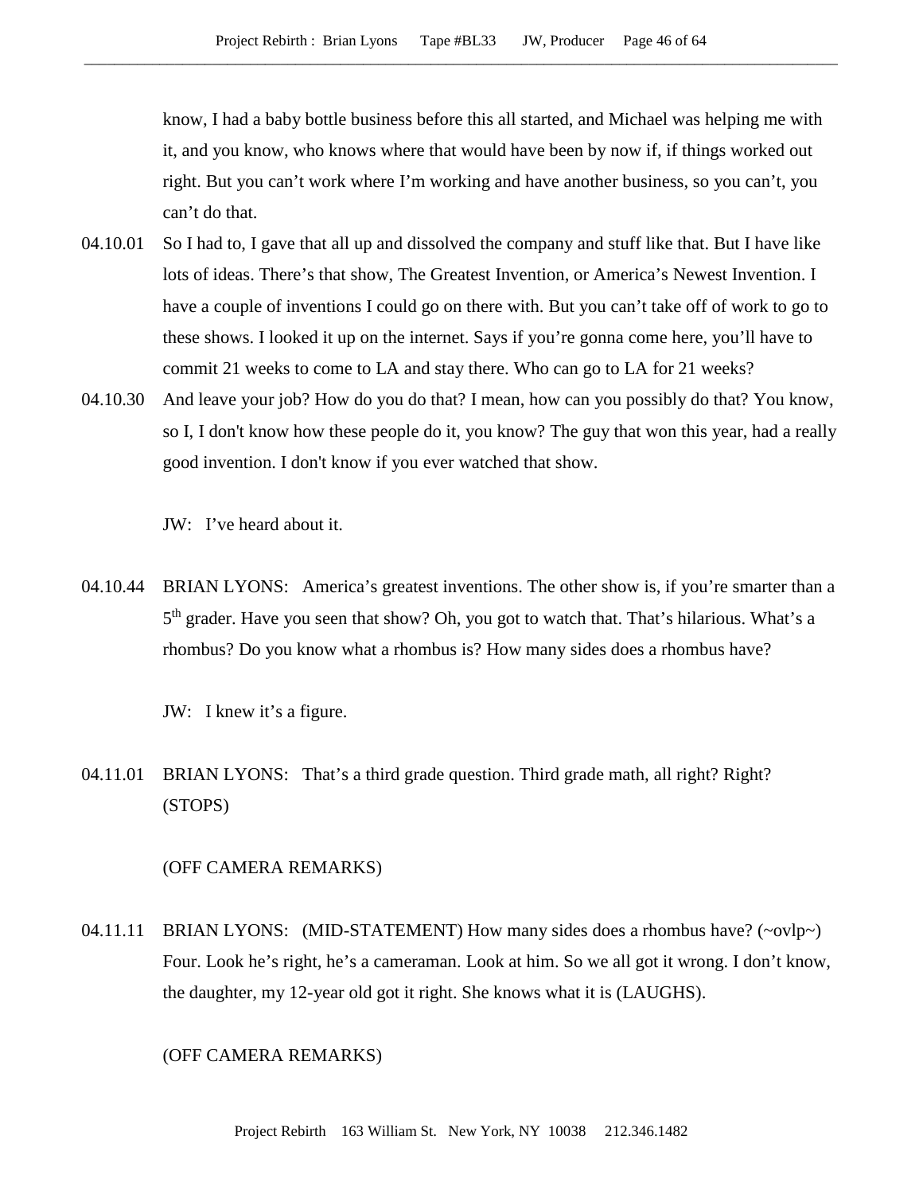know, I had a baby bottle business before this all started, and Michael was helping me with it, and you know, who knows where that would have been by now if, if things worked out right. But you can't work where I'm working and have another business, so you can't, you can't do that.

04.10.01 So I had to, I gave that all up and dissolved the company and stuff like that. But I have like lots of ideas. There's that show, The Greatest Invention, or America's Newest Invention. I have a couple of inventions I could go on there with. But you can't take off of work to go to these shows. I looked it up on the internet. Says if you're gonna come here, you'll have to commit 21 weeks to come to LA and stay there. Who can go to LA for 21 weeks?

04.10.30 And leave your job? How do you do that? I mean, how can you possibly do that? You know, so I, I don't know how these people do it, you know? The guy that won this year, had a really good invention. I don't know if you ever watched that show.

JW: I've heard about it.

04.10.44 BRIAN LYONS: America's greatest inventions. The other show is, if you're smarter than a 5th grader. Have you seen that show? Oh, you got to watch that. That's hilarious. What's a rhombus? Do you know what a rhombus is? How many sides does a rhombus have?

JW: I knew it's a figure.

04.11.01 BRIAN LYONS: That's a third grade question. Third grade math, all right? Right? (STOPS)

(OFF CAMERA REMARKS)

04.11.11 BRIAN LYONS: (MID-STATEMENT) How many sides does a rhombus have? (~ovlp~) Four. Look he's right, he's a cameraman. Look at him. So we all got it wrong. I don't know, the daughter, my 12-year old got it right. She knows what it is (LAUGHS).

(OFF CAMERA REMARKS)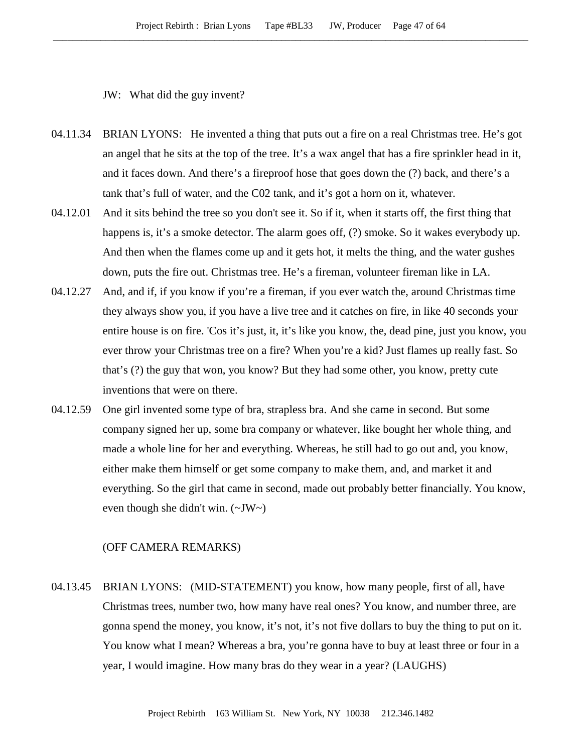JW: What did the guy invent?

04.11.34 BRIAN LYONS: He invented a thing that puts out a fire on a real Christmas tree. He's got an angel that he sits at the top of the tree. It's a wax angel that has a fire sprinkler head in it, and it faces down. And there's a fireproof hose that goes down the (?) back, and there's a tank that's full of water, and the C02 tank, and it's got a horn on it, whatever.

04.12.01 And it sits behind the tree so you don't see it. So if it, when it starts off, the first thing that happens is, it's a smoke detector. The alarm goes off, (?) smoke. So it wakes everybody up. And then when the flames come up and it gets hot, it melts the thing, and the water gushes down, puts the fire out. Christmas tree. He's a fireman, volunteer fireman like in LA.

04.12.27 And, and if, if you know if you're a fireman, if you ever watch the, around Christmas time they always show you, if you have a live tree and it catches on fire, in like 40 seconds your entire house is on fire. 'Cos it's just, it, it's like you know, the, dead pine, just you know, you ever throw your Christmas tree on a fire? When you're a kid? Just flames up really fast. So that's (?) the guy that won, you know? But they had some other, you know, pretty cute inventions that were on there.

04.12.59 One girl invented some type of bra, strapless bra. And she came in second. But some company signed her up, some bra company or whatever, like bought her whole thing, and made a whole line for her and everything. Whereas, he still had to go out and, you know, either make them himself or get some company to make them, and, and market it and everything. So the girl that came in second, made out probably better financially. You know, even though she didn't win. (~JW~)

(OFF CAMERA REMARKS)

04.13.45 BRIAN LYONS: (MID-STATEMENT) you know, how many people, first of all, have Christmas trees, number two, how many have real ones? You know, and number three, are gonna spend the money, you know, it's not, it's not five dollars to buy the thing to put on it. You know what I mean? Whereas a bra, you're gonna have to buy at least three or four in a year, I would imagine. How many bras do they wear in a year? (LAUGHS)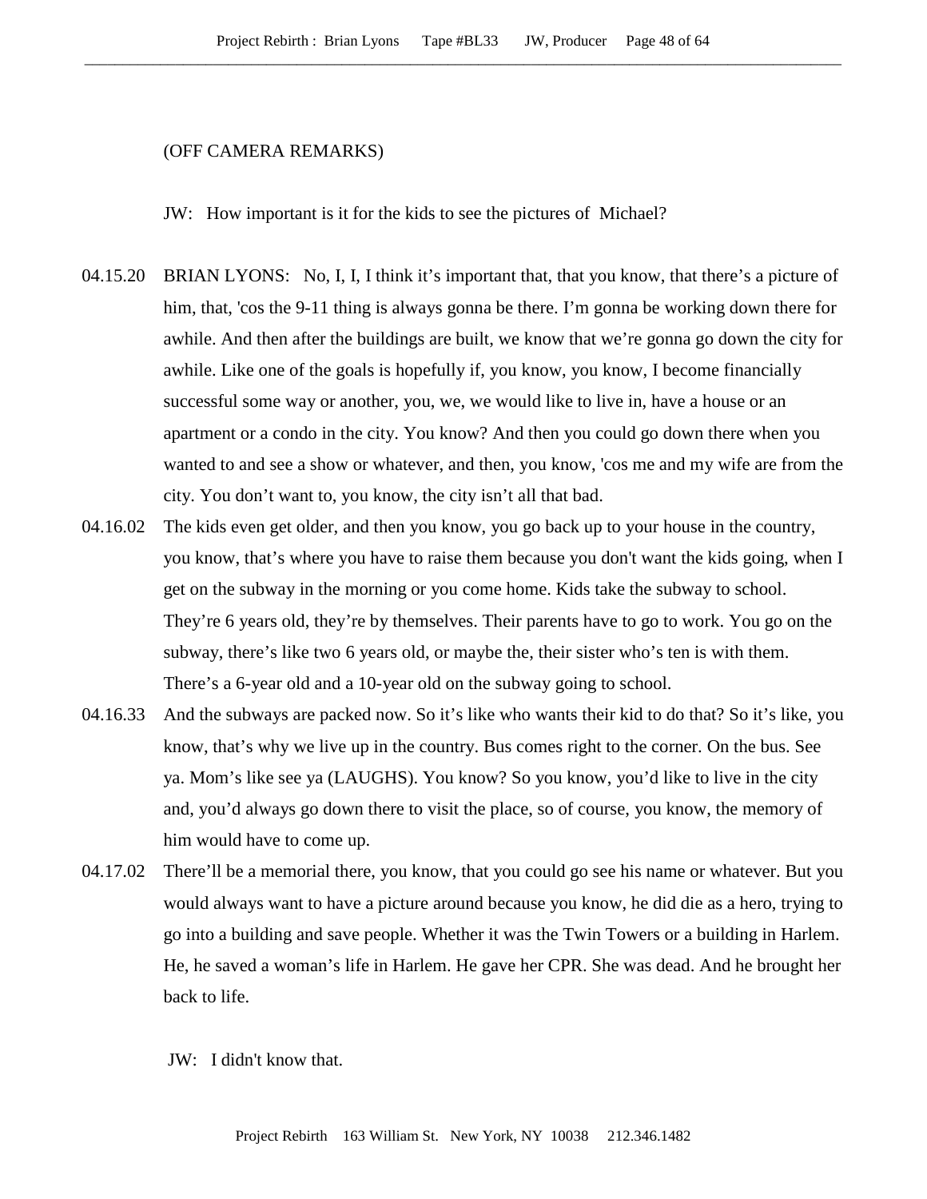(OFF CAMERA REMARKS)

JW: How important is it for the kids to see the pictures of Michael?

04.15.20 BRIAN LYONS: No, I, I, I think it's important that, that you know, that there's a picture of him, that, 'cos the 9-11 thing is always gonna be there. I'm gonna be working down there for awhile. And then after the buildings are built, we know that we're gonna go down the city for awhile. Like one of the goals is hopefully if, you know, you know, I become financially successful some way or another, you, we, we would like to live in, have a house or an apartment or a condo in the city. You know? And then you could go down there when you wanted to and see a show or whatever, and then, you know, 'cos me and my wife are from the city. You don't want to, you know, the city isn't all that bad.

04.16.02 The kids even get older, and then you know, you go back up to your house in the country, you know, that's where you have to raise them because you don't want the kids going, when I get on the subway in the morning or you come home. Kids take the subway to school. They're 6 years old, they're by themselves. Their parents have to go to work. You go on the subway, there's like two 6 years old, or maybe the, their sister who's ten is with them. There's a 6-year old and a 10-year old on the subway going to school.

04.16.33 And the subways are packed now. So it's like who wants their kid to do that? So it's like, you know, that's why we live up in the country. Bus comes right to the corner. On the bus. See ya. Mom's like see ya (LAUGHS). You know? So you know, you'd like to live in the city and, you'd always go down there to visit the place, so of course, you know, the memory of him would have to come up.

04.17.02 There'll be a memorial there, you know, that you could go see his name or whatever. But you would always want to have a picture around because you know, he did die as a hero, trying to go into a building and save people. Whether it was the Twin Towers or a building in Harlem. He, he saved a woman's life in Harlem. He gave her CPR. She was dead. And he brought her back to life.

JW: I didn't know that.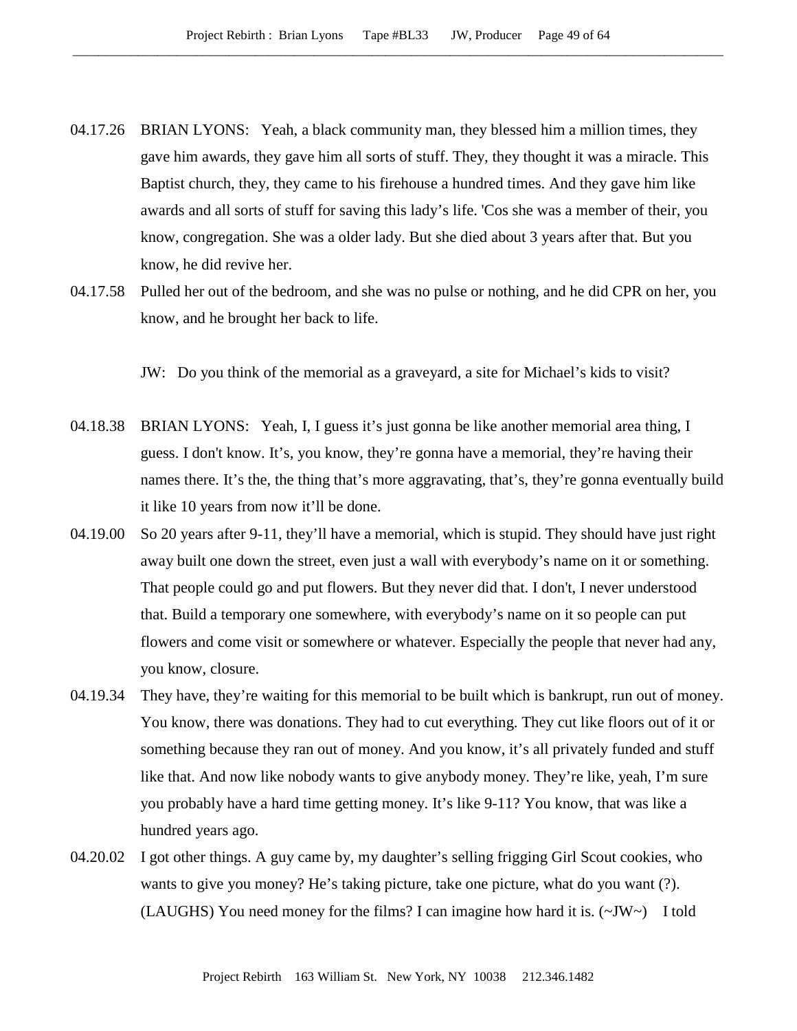04.17.26 BRIAN LYONS: Yeah, a black community man, they blessed him a million times, they gave him awards, they gave him all sorts of stuff. They, they thought it was a miracle. This Baptist church, they, they came to his firehouse a hundred times. And they gave him like awards and all sorts of stuff for saving this lady's life. 'Cos she was a member of their, you know, congregation. She was a older lady. But she died about 3 years after that. But you know, he did revive her.

04.17.58 Pulled her out of the bedroom, and she was no pulse or nothing, and he did CPR on her, you know, and he brought her back to life.

JW: Do you think of the memorial as a graveyard, a site for Michael's kids to visit?

04.18.38 BRIAN LYONS: Yeah, I, I guess it's just gonna be like another memorial area thing, I guess. I don't know. It's, you know, they're gonna have a memorial, they're having their names there. It's the, the thing that's more aggravating, that's, they're gonna eventually build it like 10 years from now it'll be done.

04.19.00 So 20 years after 9-11, they'll have a memorial, which is stupid. They should have just right away built one down the street, even just a wall with everybody's name on it or something. That people could go and put flowers. But they never did that. I don't, I never understood that. Build a temporary one somewhere, with everybody's name on it so people can put flowers and come visit or somewhere or whatever. Especially the people that never had any, you know, closure.

04.19.34 They have, they're waiting for this memorial to be built which is bankrupt, run out of money. You know, there was donations. They had to cut everything. They cut like floors out of it or something because they ran out of money. And you know, it's all privately funded and stuff like that. And now like nobody wants to give anybody money. They're like, yeah, I'm sure you probably have a hard time getting money. It's like 9-11? You know, that was like a hundred years ago.

04.20.02 I got other things. A guy came by, my daughter's selling frigging Girl Scout cookies, who wants to give you money? He's taking picture, take one picture, what do you want (?). (LAUGHS) You need money for the films? I can imagine how hard it is. (~JW~) I told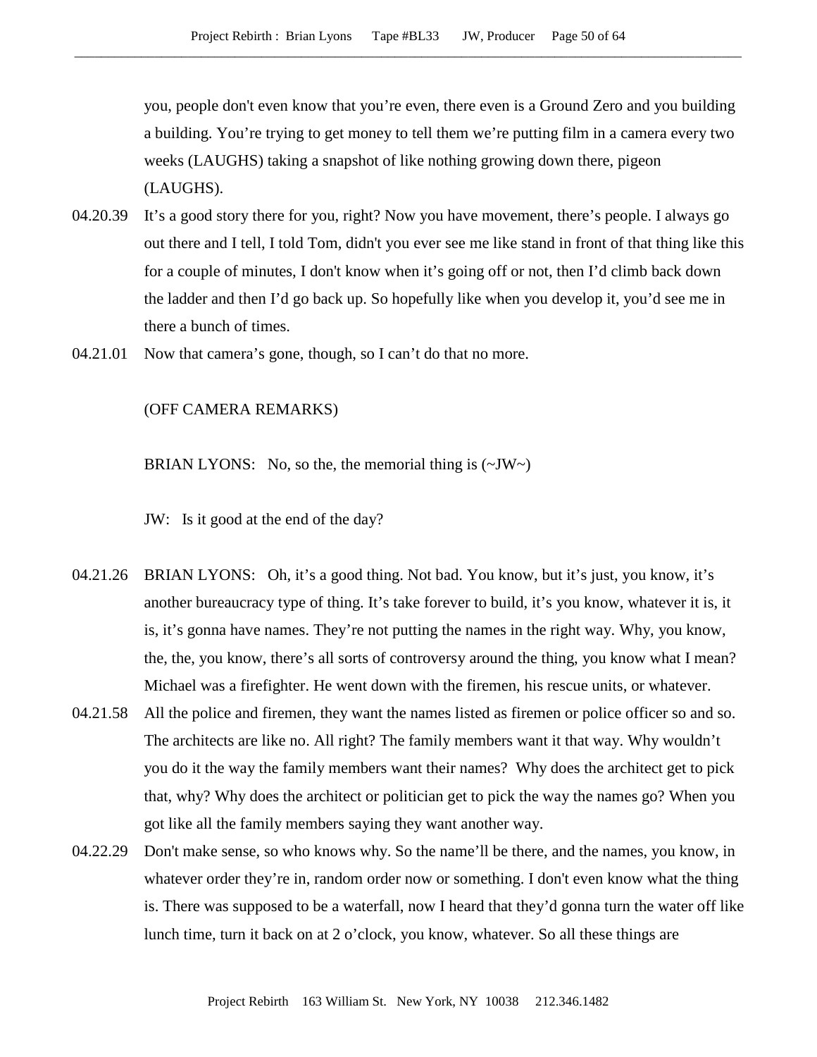you, people don't even know that you're even, there even is a Ground Zero and you building a building. You're trying to get money to tell them we're putting film in a camera every two weeks (LAUGHS) taking a snapshot of like nothing growing down there, pigeon (LAUGHS).

04.20.39 It's a good story there for you, right? Now you have movement, there's people. I always go out there and I tell, I told Tom, didn't you ever see me like stand in front of that thing like this for a couple of minutes, I don't know when it's going off or not, then I'd climb back down the ladder and then I'd go back up. So hopefully like when you develop it, you'd see me in there a bunch of times.

04.21.01 Now that camera's gone, though, so I can't do that no more.

(OFF CAMERA REMARKS)

BRIAN LYONS: No, so the, the memorial thing is (~JW~)

JW: Is it good at the end of the day?

04.21.26 BRIAN LYONS: Oh, it's a good thing. Not bad. You know, but it's just, you know, it's another bureaucracy type of thing. It's take forever to build, it's you know, whatever it is, it is, it's gonna have names. They're not putting the names in the right way. Why, you know, the, the, you know, there's all sorts of controversy around the thing, you know what I mean? Michael was a firefighter. He went down with the firemen, his rescue units, or whatever.

04.21.58 All the police and firemen, they want the names listed as firemen or police officer so and so. The architects are like no. All right? The family members want it that way. Why wouldn't you do it the way the family members want their names? Why does the architect get to pick that, why? Why does the architect or politician get to pick the way the names go? When you got like all the family members saying they want another way.

04.22.29 Don't make sense, so who knows why. So the name'll be there, and the names, you know, in whatever order they're in, random order now or something. I don't even know what the thing is. There was supposed to be a waterfall, now I heard that they'd gonna turn the water off like lunch time, turn it back on at 2 o'clock, you know, whatever. So all these things are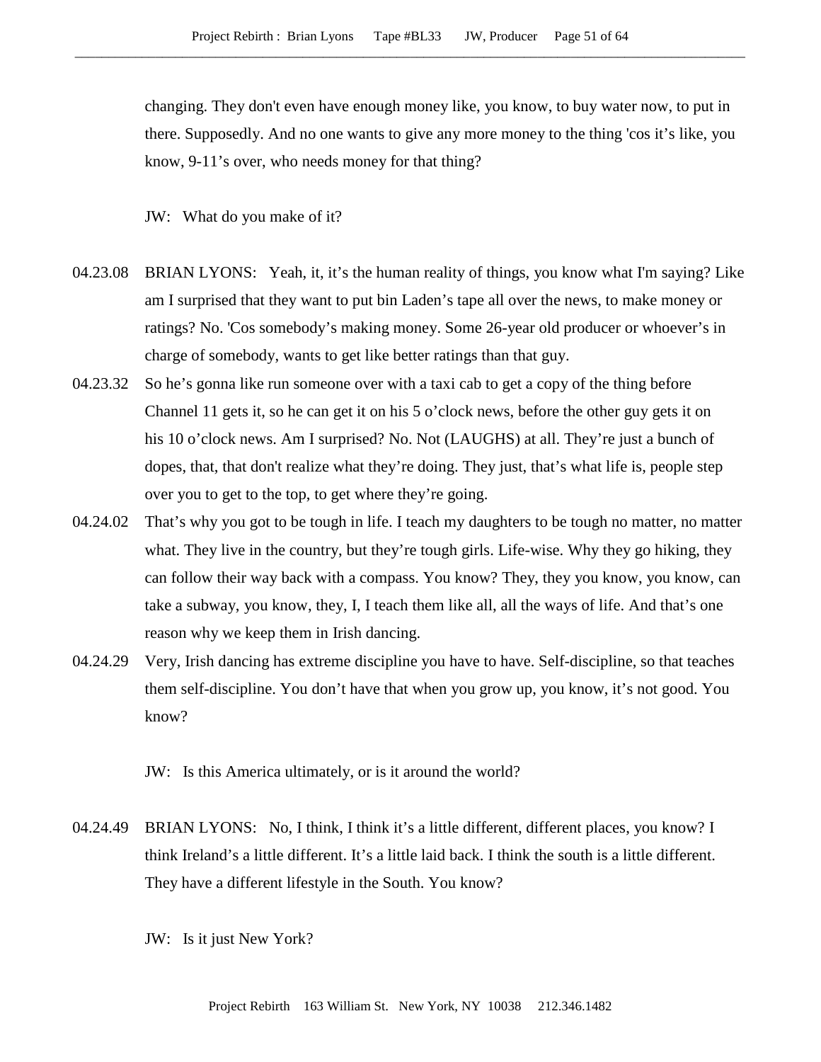changing. They don't even have enough money like, you know, to buy water now, to put in there. Supposedly. And no one wants to give any more money to the thing 'cos it’s like, you know, 9-11’s over, who needs money for that thing?

JW: What do you make of it?

04.23.08 BRIAN LYONS: Yeah, it, it’s the human reality of things, you know what I'm saying? Like am I surprised that they want to put bin Laden’s tape all over the news, to make money or ratings? No. 'Cos somebody’s making money. Some 26-year old producer or whoever’s in charge of somebody, wants to get like better ratings than that guy.

04.23.32 So he’s gonna like run someone over with a taxi cab to get a copy of the thing before Channel 11 gets it, so he can get it on his 5 o’clock news, before the other guy gets it on his 10 o’clock news. Am I surprised? No. Not (LAUGHS) at all. They’re just a bunch of dopes, that, that don't realize what they’re doing. They just, that’s what life is, people step over you to get to the top, to get where they’re going.

04.24.02 That’s why you got to be tough in life. I teach my daughters to be tough no matter, no matter what. They live in the country, but they’re tough girls. Life-wise. Why they go hiking, they can follow their way back with a compass. You know? They, they you know, you know, can take a subway, you know, they, I, I teach them like all, all the ways of life. And that’s one reason why we keep them in Irish dancing.

04.24.29 Very, Irish dancing has extreme discipline you have to have. Self-discipline, so that teaches them self-discipline. You don’t have that when you grow up, you know, it’s not good. You know?

JW: Is this America ultimately, or is it around the world?

04.24.49 BRIAN LYONS: No, I think, I think it’s a little different, different places, you know? I think Ireland’s a little different. It’s a little laid back. I think the south is a little different. They have a different lifestyle in the South. You know?

JW: Is it just New York?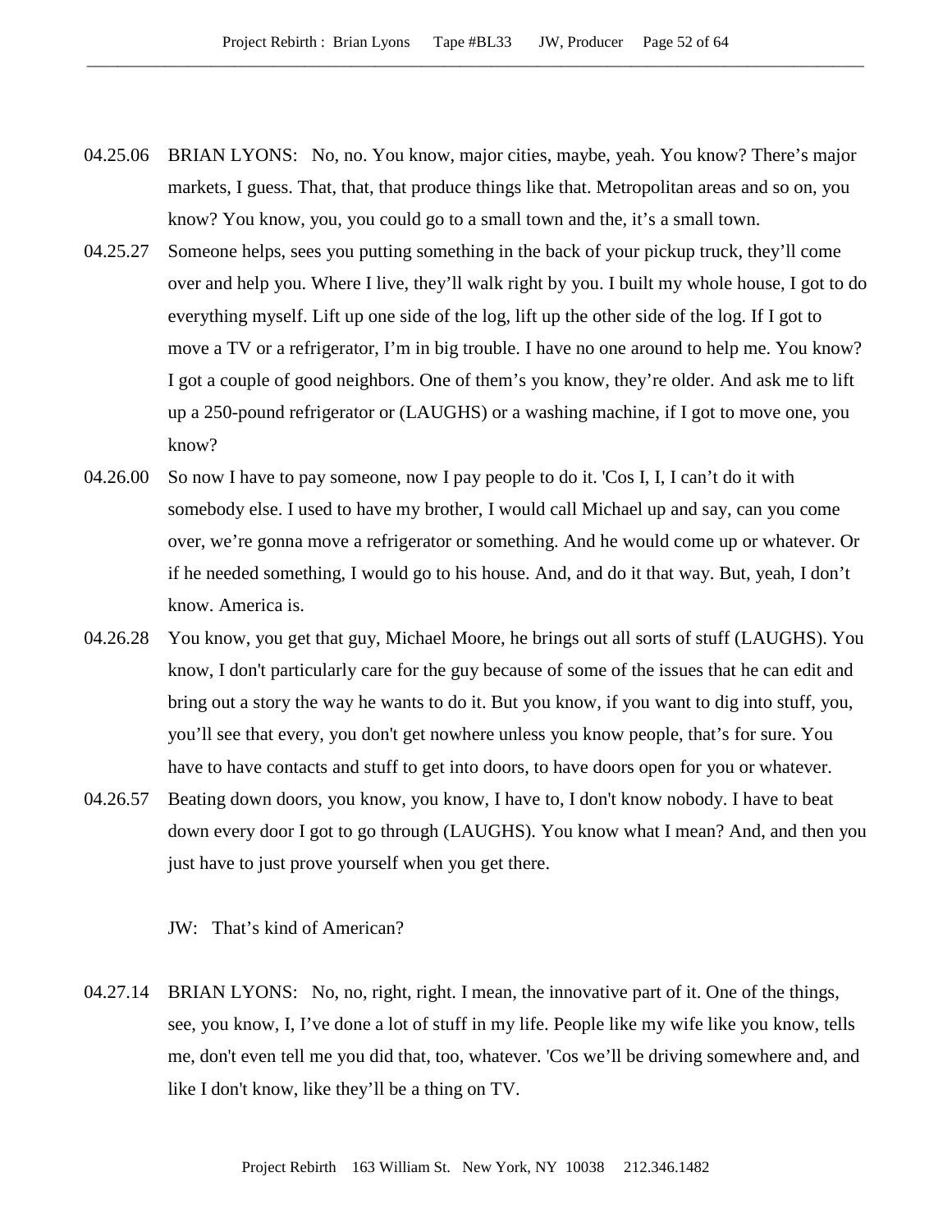04.25.06 BRIAN LYONS: No, no. You know, major cities, maybe, yeah. You know? There's major markets, I guess. That, that, that produce things like that. Metropolitan areas and so on, you know? You know, you, you could go to a small town and the, it's a small town.

04.25.27 Someone helps, sees you putting something in the back of your pickup truck, they'll come over and help you. Where I live, they'll walk right by you. I built my whole house, I got to do everything myself. Lift up one side of the log, lift up the other side of the log. If I got to move a TV or a refrigerator, I'm in big trouble. I have no one around to help me. You know? I got a couple of good neighbors. One of them's you know, they're older. And ask me to lift up a 250-pound refrigerator or (LAUGHS) or a washing machine, if I got to move one, you know?

04.26.00 So now I have to pay someone, now I pay people to do it. 'Cos I, I, I can't do it with somebody else. I used to have my brother, I would call Michael up and say, can you come over, we're gonna move a refrigerator or something. And he would come up or whatever. Or if he needed something, I would go to his house. And, and do it that way. But, yeah, I don't know. America is.

04.26.28 You know, you get that guy, Michael Moore, he brings out all sorts of stuff (LAUGHS). You know, I don't particularly care for the guy because of some of the issues that he can edit and bring out a story the way he wants to do it. But you know, if you want to dig into stuff, you, you'll see that every, you don't get nowhere unless you know people, that's for sure. You have to have contacts and stuff to get into doors, to have doors open for you or whatever.

04.26.57 Beating down doors, you know, you know, I have to, I don't know nobody. I have to beat down every door I got to go through (LAUGHS). You know what I mean? And, and then you just have to just prove yourself when you get there.

JW: That's kind of American?

04.27.14 BRIAN LYONS: No, no, right, right. I mean, the innovative part of it. One of the things, see, you know, I, I've done a lot of stuff in my life. People like my wife like you know, tells me, don't even tell me you did that, too, whatever. 'Cos we'll be driving somewhere and, and like I don't know, like they'll be a thing on TV.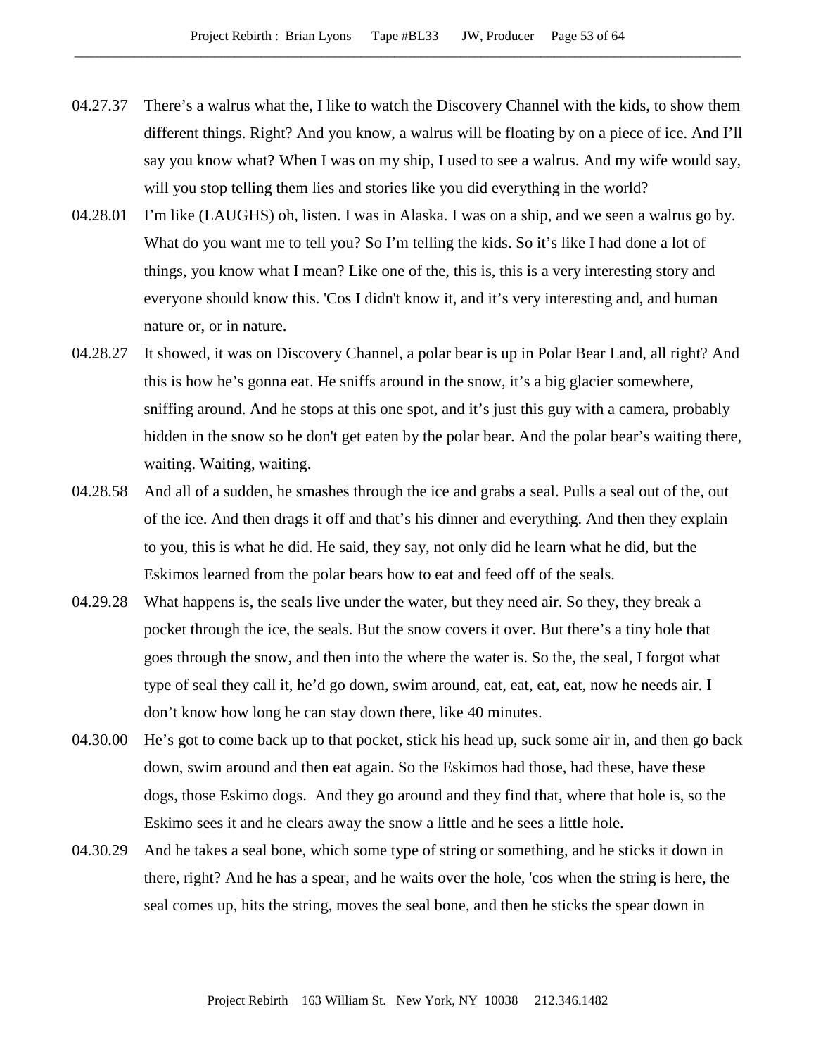04.27.37 There's a walrus what the, I like to watch the Discovery Channel with the kids, to show them different things. Right? And you know, a walrus will be floating by on a piece of ice. And I'll say you know what? When I was on my ship, I used to see a walrus. And my wife would say, will you stop telling them lies and stories like you did everything in the world?

04.28.01 I'm like (LAUGHS) oh, listen. I was in Alaska. I was on a ship, and we seen a walrus go by. What do you want me to tell you? So I'm telling the kids. So it's like I had done a lot of things, you know what I mean? Like one of the, this is, this is a very interesting story and everyone should know this. 'Cos I didn't know it, and it's very interesting and, and human nature or, or in nature.

04.28.27 It showed, it was on Discovery Channel, a polar bear is up in Polar Bear Land, all right? And this is how he's gonna eat. He sniffs around in the snow, it's a big glacier somewhere, sniffing around. And he stops at this one spot, and it's just this guy with a camera, probably hidden in the snow so he don't get eaten by the polar bear. And the polar bear's waiting there, waiting. Waiting, waiting.

04.28.58 And all of a sudden, he smashes through the ice and grabs a seal. Pulls a seal out of the, out of the ice. And then drags it off and that's his dinner and everything. And then they explain to you, this is what he did. He said, they say, not only did he learn what he did, but the Eskimos learned from the polar bears how to eat and feed off of the seals.

04.29.28 What happens is, the seals live under the water, but they need air. So they, they break a pocket through the ice, the seals. But the snow covers it over. But there's a tiny hole that goes through the snow, and then into the where the water is. So the, the seal, I forgot what type of seal they call it, he'd go down, swim around, eat, eat, eat, eat, now he needs air. I don't know how long he can stay down there, like 40 minutes.

04.30.00 He's got to come back up to that pocket, stick his head up, suck some air in, and then go back down, swim around and then eat again. So the Eskimos had those, had these, have these dogs, those Eskimo dogs. And they go around and they find that, where that hole is, so the Eskimo sees it and he clears away the snow a little and he sees a little hole.

04.30.29 And he takes a seal bone, which some type of string or something, and he sticks it down in there, right? And he has a spear, and he waits over the hole, 'cos when the string is here, the seal comes up, hits the string, moves the seal bone, and then he sticks the spear down in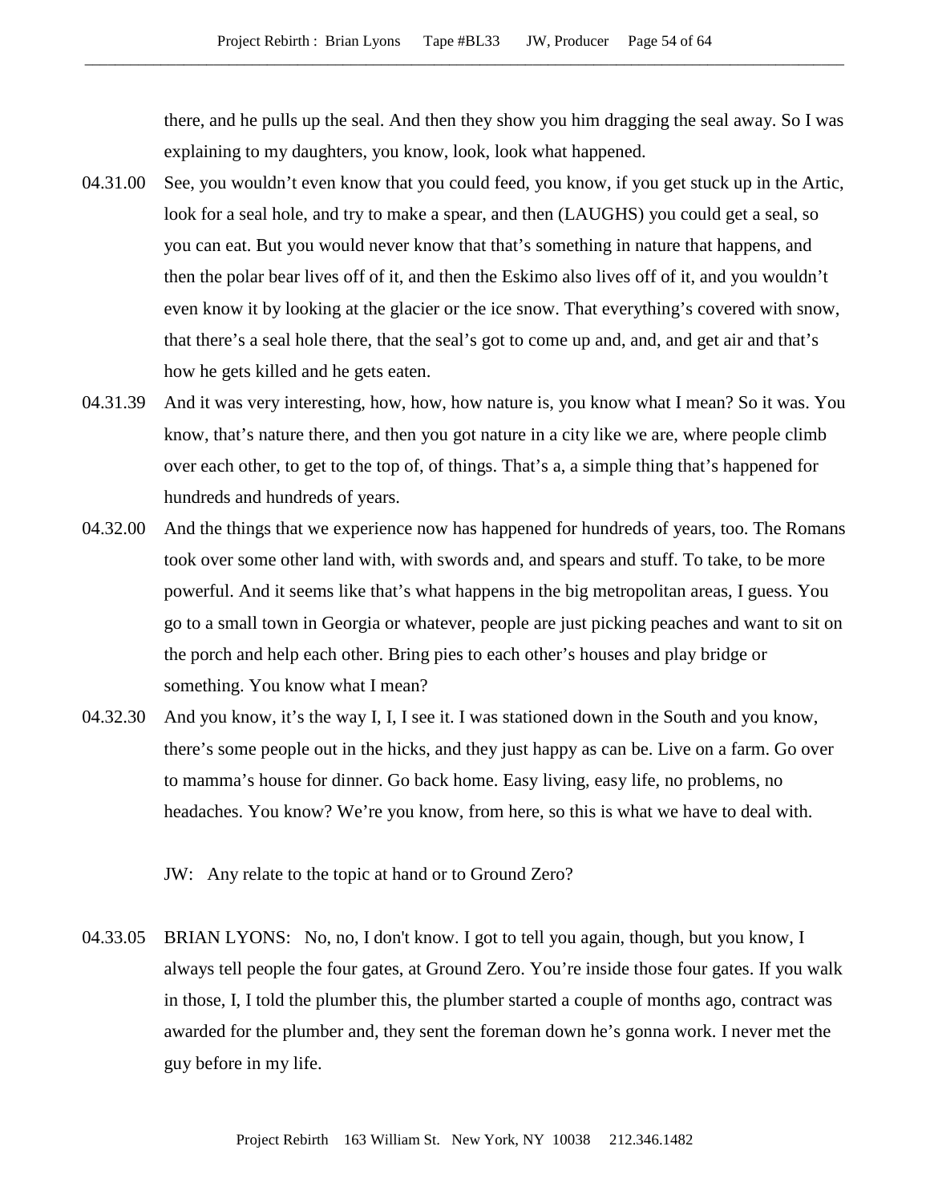there, and he pulls up the seal. And then they show you him dragging the seal away. So I was explaining to my daughters, you know, look, look what happened.

04.31.00 See, you wouldn't even know that you could feed, you know, if you get stuck up in the Artic, look for a seal hole, and try to make a spear, and then (LAUGHS) you could get a seal, so you can eat. But you would never know that that's something in nature that happens, and then the polar bear lives off of it, and then the Eskimo also lives off of it, and you wouldn't even know it by looking at the glacier or the ice snow. That everything's covered with snow, that there's a seal hole there, that the seal's got to come up and, and, and get air and that's how he gets killed and he gets eaten.

04.31.39 And it was very interesting, how, how, how nature is, you know what I mean? So it was. You know, that's nature there, and then you got nature in a city like we are, where people climb over each other, to get to the top of, of things. That's a, a simple thing that's happened for hundreds and hundreds of years.

04.32.00 And the things that we experience now has happened for hundreds of years, too. The Romans took over some other land with, with swords and, and spears and stuff. To take, to be more powerful. And it seems like that's what happens in the big metropolitan areas, I guess. You go to a small town in Georgia or whatever, people are just picking peaches and want to sit on the porch and help each other. Bring pies to each other's houses and play bridge or something. You know what I mean?

04.32.30 And you know, it's the way I, I, I see it. I was stationed down in the South and you know, there's some people out in the hicks, and they just happy as can be. Live on a farm. Go over to mamma's house for dinner. Go back home. Easy living, easy life, no problems, no headaches. You know? We're you know, from here, so this is what we have to deal with.

JW: Any relate to the topic at hand or to Ground Zero?

04.33.05 BRIAN LYONS: No, no, I don't know. I got to tell you again, though, but you know, I always tell people the four gates, at Ground Zero. You're inside those four gates. If you walk in those, I, I told the plumber this, the plumber started a couple of months ago, contract was awarded for the plumber and, they sent the foreman down he's gonna work. I never met the guy before in my life.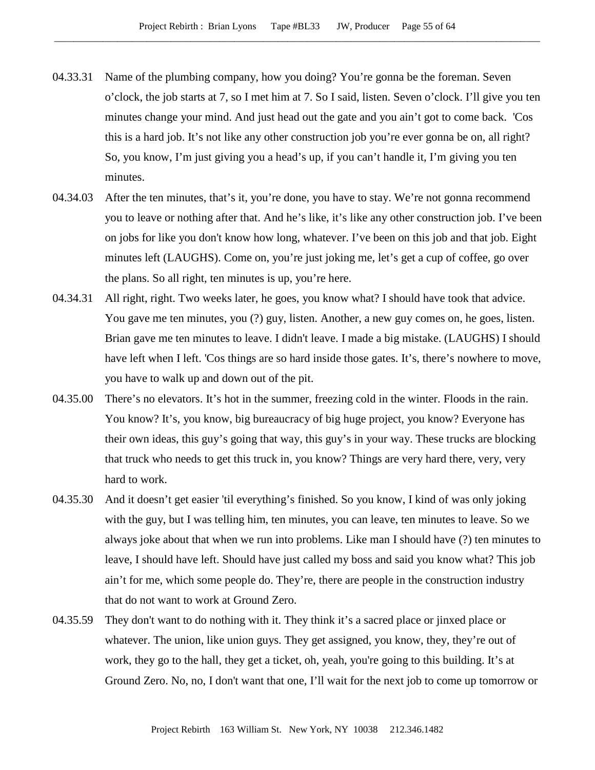04.33.31 Name of the plumbing company, how you doing? You're gonna be the foreman. Seven o'clock, the job starts at 7, so I met him at 7. So I said, listen. Seven o'clock. I'll give you ten minutes change your mind. And just head out the gate and you ain't got to come back. 'Cos this is a hard job. It's not like any other construction job you're ever gonna be on, all right? So, you know, I'm just giving you a head's up, if you can't handle it, I'm giving you ten minutes.

04.34.03 After the ten minutes, that's it, you're done, you have to stay. We're not gonna recommend you to leave or nothing after that. And he's like, it's like any other construction job. I've been on jobs for like you don't know how long, whatever. I've been on this job and that job. Eight minutes left (LAUGHS). Come on, you're just joking me, let's get a cup of coffee, go over the plans. So all right, ten minutes is up, you're here.

04.34.31 All right, right. Two weeks later, he goes, you know what? I should have took that advice. You gave me ten minutes, you (?) guy, listen. Another, a new guy comes on, he goes, listen. Brian gave me ten minutes to leave. I didn't leave. I made a big mistake. (LAUGHS) I should have left when I left. 'Cos things are so hard inside those gates. It's, there's nowhere to move, you have to walk up and down out of the pit.

04.35.00 There's no elevators. It's hot in the summer, freezing cold in the winter. Floods in the rain. You know? It's, you know, big bureaucracy of big huge project, you know? Everyone has their own ideas, this guy's going that way, this guy's in your way. These trucks are blocking that truck who needs to get this truck in, you know? Things are very hard there, very, very hard to work.

04.35.30 And it doesn't get easier 'til everything's finished. So you know, I kind of was only joking with the guy, but I was telling him, ten minutes, you can leave, ten minutes to leave. So we always joke about that when we run into problems. Like man I should have (?) ten minutes to leave, I should have left. Should have just called my boss and said you know what? This job ain't for me, which some people do. They're, there are people in the construction industry that do not want to work at Ground Zero.

04.35.59 They don't want to do nothing with it. They think it's a sacred place or jinxed place or whatever. The union, like union guys. They get assigned, you know, they, they're out of work, they go to the hall, they get a ticket, oh, yeah, you're going to this building. It's at Ground Zero. No, no, I don't want that one, I'll wait for the next job to come up tomorrow or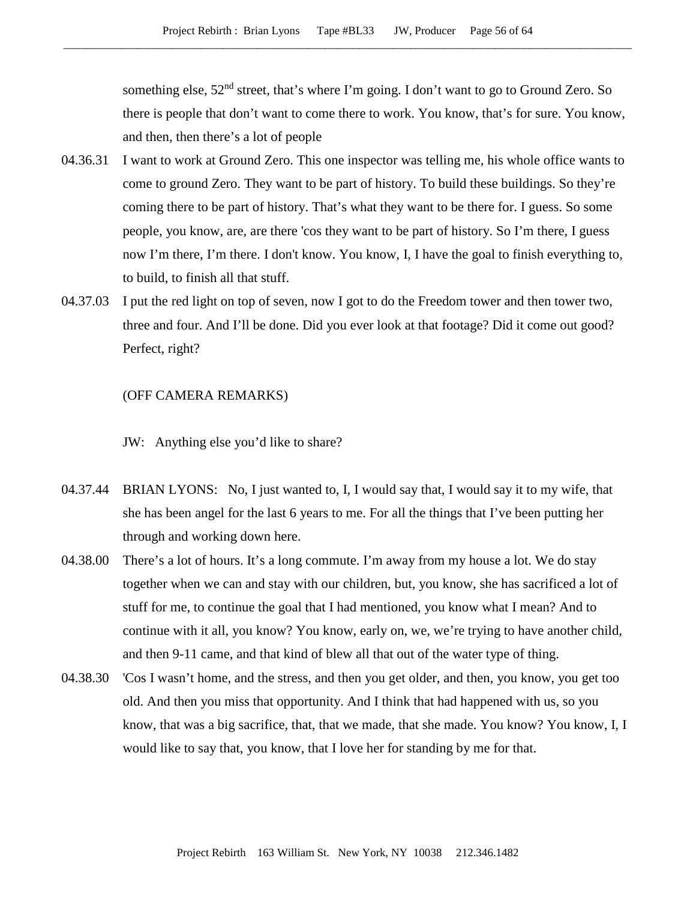something else, 52nd street, that's where I'm going. I don't want to go to Ground Zero. So there is people that don't want to come there to work. You know, that's for sure. You know, and then, then there's a lot of people

04.36.31 I want to work at Ground Zero. This one inspector was telling me, his whole office wants to come to ground Zero. They want to be part of history. To build these buildings. So they're coming there to be part of history. That's what they want to be there for. I guess. So some people, you know, are, are there 'cos they want to be part of history. So I'm there, I guess now I'm there, I'm there. I don't know. You know, I, I have the goal to finish everything to, to build, to finish all that stuff.

04.37.03 I put the red light on top of seven, now I got to do the Freedom tower and then tower two, three and four. And I'll be done. Did you ever look at that footage? Did it come out good? Perfect, right?

(OFF CAMERA REMARKS)

JW: Anything else you'd like to share?

04.37.44 BRIAN LYONS: No, I just wanted to, I, I would say that, I would say it to my wife, that she has been angel for the last 6 years to me. For all the things that I've been putting her through and working down here.

04.38.00 There's a lot of hours. It's a long commute. I'm away from my house a lot. We do stay together when we can and stay with our children, but, you know, she has sacrificed a lot of stuff for me, to continue the goal that I had mentioned, you know what I mean? And to continue with it all, you know? You know, early on, we, we're trying to have another child, and then 9-11 came, and that kind of blew all that out of the water type of thing.

04.38.30 'Cos I wasn't home, and the stress, and then you get older, and then, you know, you get too old. And then you miss that opportunity. And I think that had happened with us, so you know, that was a big sacrifice, that, that we made, that she made. You know? You know, I, I would like to say that, you know, that I love her for standing by me for that.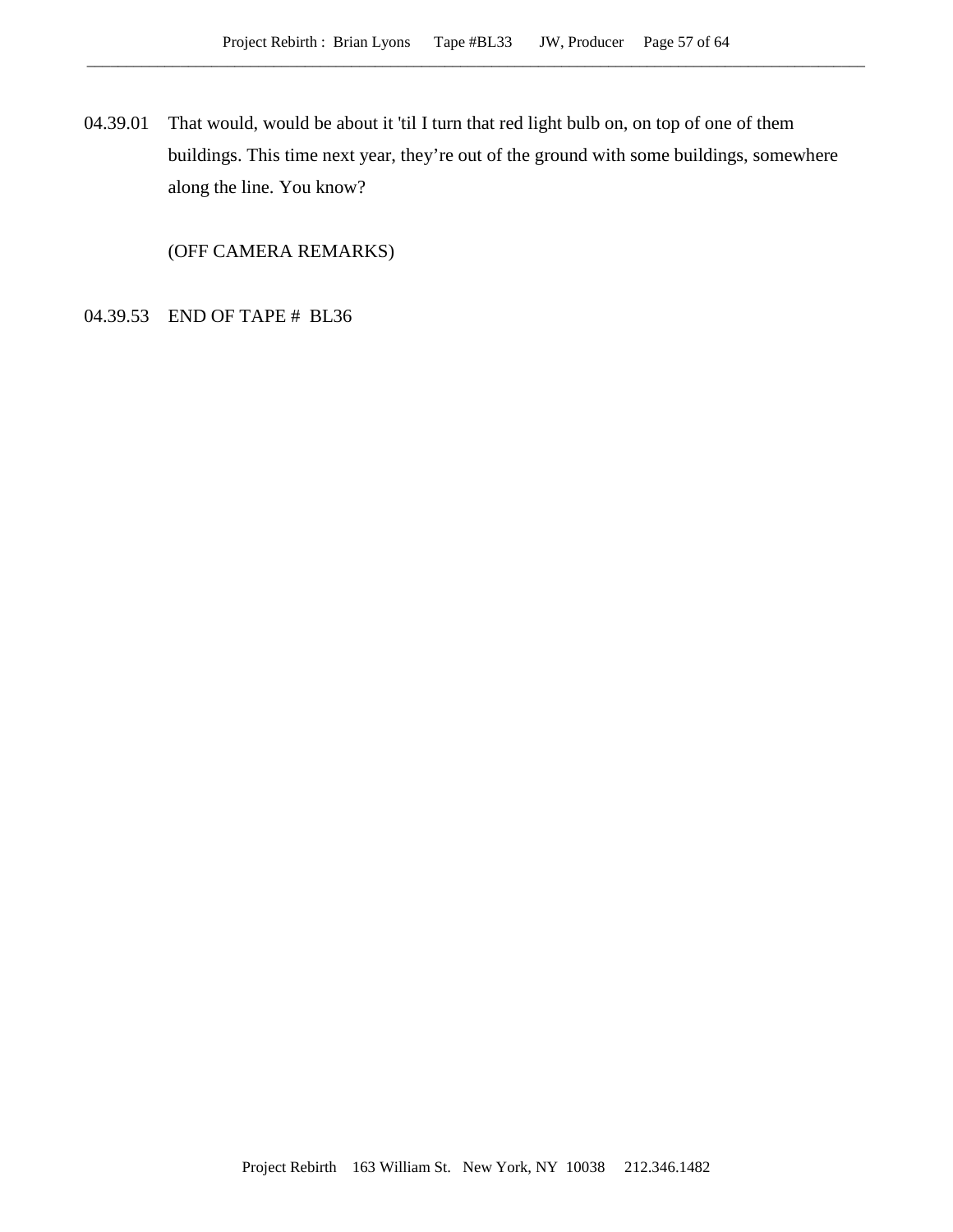04.39.01 That would, would be about it 'til I turn that red light bulb on, on top of one of them buildings. This time next year, they're out of the ground with some buildings, somewhere along the line. You know?

(OFF CAMERA REMARKS)

04.39.53 END OF TAPE # BL36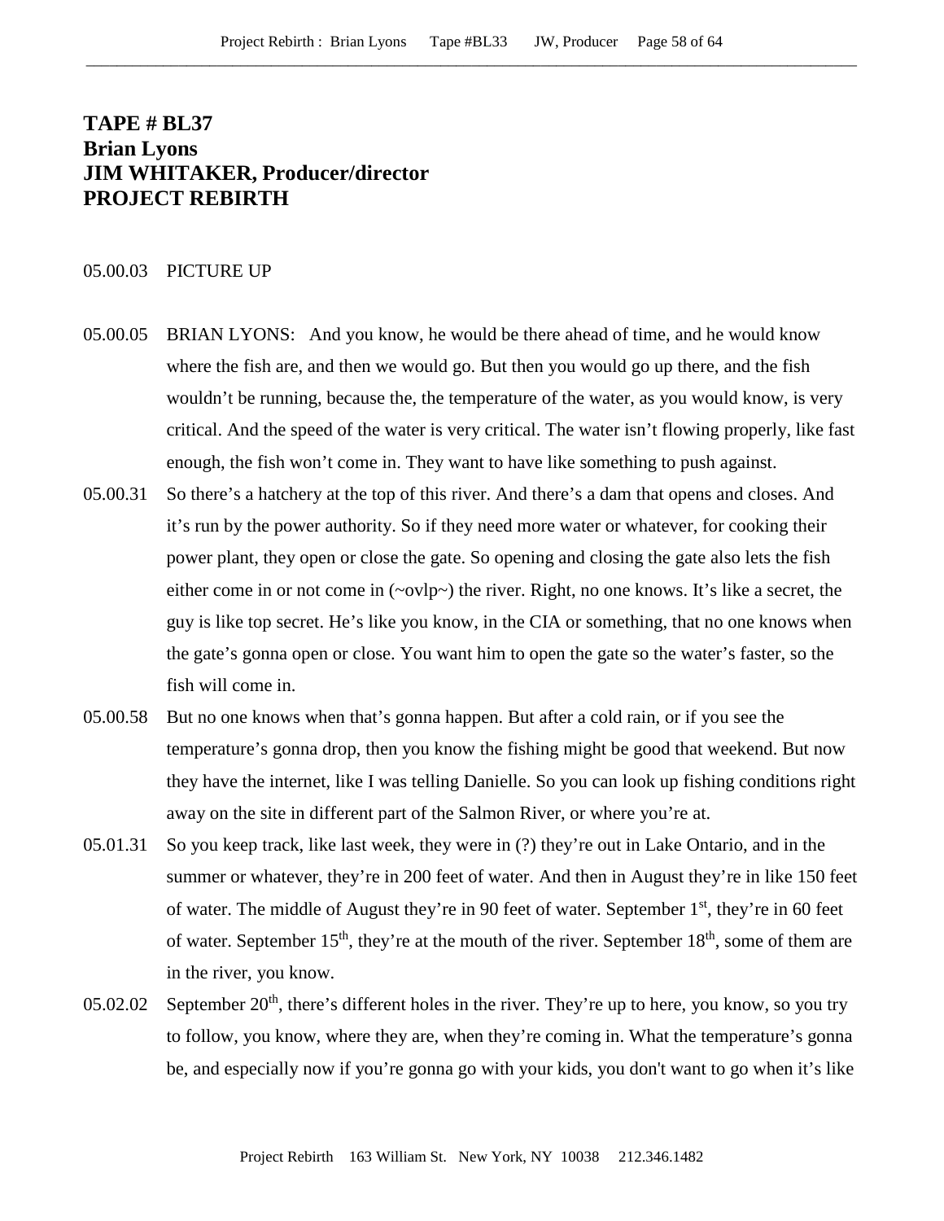# TAPE # BL37
# Brian Lyons
# JIM WHITAKER, Producer/director
# PROJECT REBIRTH

05.00.03 PICTURE UP

05.00.05 BRIAN LYONS: And you know, he would be there ahead of time, and he would know where the fish are, and then we would go. But then you would go up there, and the fish wouldn't be running, because the, the temperature of the water, as you would know, is very critical. And the speed of the water is very critical. The water isn't flowing properly, like fast enough, the fish won't come in. They want to have like something to push against.

05.00.31 So there's a hatchery at the top of this river. And there's a dam that opens and closes. And it's run by the power authority. So if they need more water or whatever, for cooking their power plant, they open or close the gate. So opening and closing the gate also lets the fish either come in or not come in (~ovlp~) the river. Right, no one knows. It's like a secret, the guy is like top secret. He's like you know, in the CIA or something, that no one knows when the gate's gonna open or close. You want him to open the gate so the water's faster, so the fish will come in.

05.00.58 But no one knows when that's gonna happen. But after a cold rain, or if you see the temperature's gonna drop, then you know the fishing might be good that weekend. But now they have the internet, like I was telling Danielle. So you can look up fishing conditions right away on the site in different part of the Salmon River, or where you're at.

05.01.31 So you keep track, like last week, they were in (?) they're out in Lake Ontario, and in the summer or whatever, they're in 200 feet of water. And then in August they're in like 150 feet of water. The middle of August they're in 90 feet of water. September 1st, they're in 60 feet of water. September 15th, they're at the mouth of the river. September 18th, some of them are in the river, you know.

05.02.02 September 20th, there's different holes in the river. They're up to here, you know, so you try to follow, you know, where they are, when they're coming in. What the temperature's gonna be, and especially now if you're gonna go with your kids, you don't want to go when it's like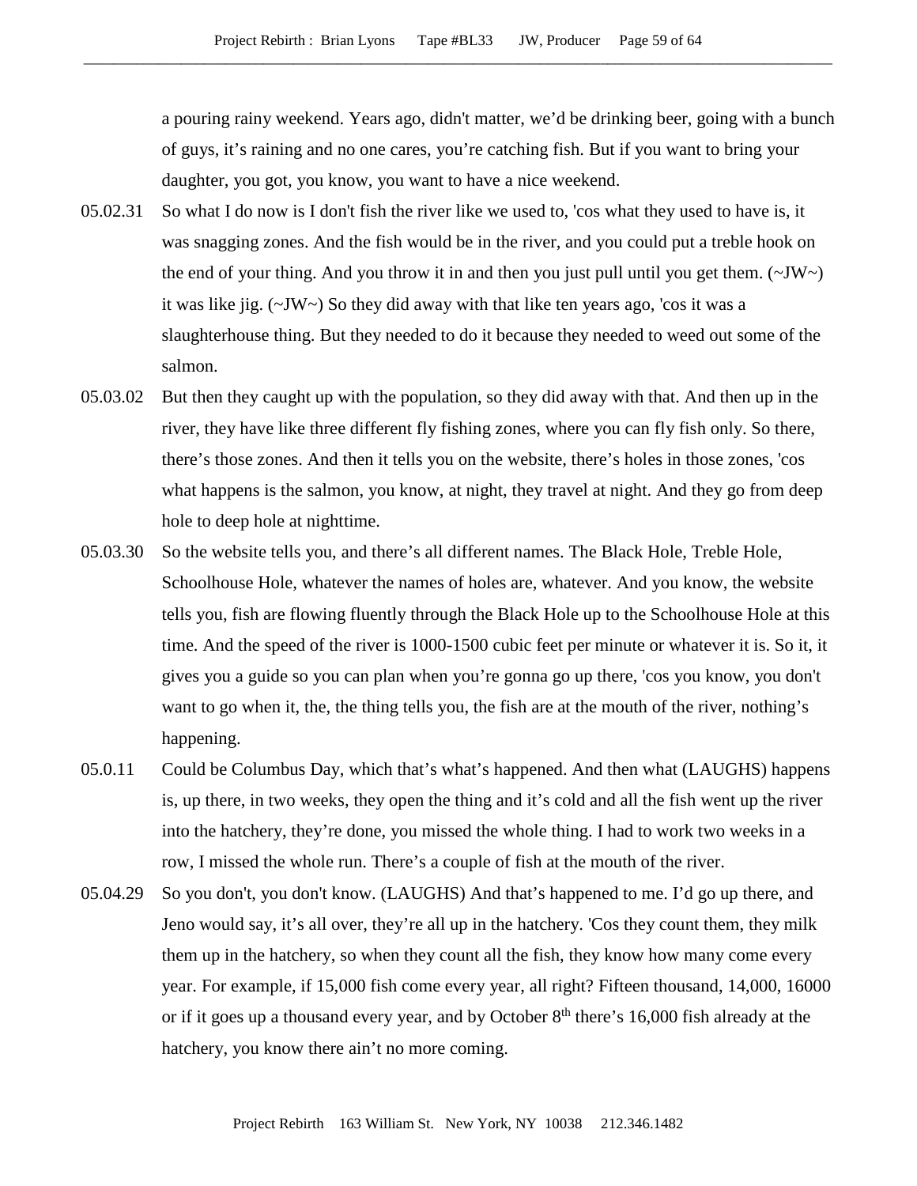a pouring rainy weekend. Years ago, didn't matter, we'd be drinking beer, going with a bunch of guys, it's raining and no one cares, you're catching fish. But if you want to bring your daughter, you got, you know, you want to have a nice weekend.

05.02.31 So what I do now is I don't fish the river like we used to, 'cos what they used to have is, it was snagging zones. And the fish would be in the river, and you could put a treble hook on the end of your thing. And you throw it in and then you just pull until you get them. (~JW~) it was like jig. (~JW~) So they did away with that like ten years ago, 'cos it was a slaughterhouse thing. But they needed to do it because they needed to weed out some of the salmon.

05.03.02 But then they caught up with the population, so they did away with that. And then up in the river, they have like three different fly fishing zones, where you can fly fish only. So there, there's those zones. And then it tells you on the website, there's holes in those zones, 'cos what happens is the salmon, you know, at night, they travel at night. And they go from deep hole to deep hole at nighttime.

05.03.30 So the website tells you, and there's all different names. The Black Hole, Treble Hole, Schoolhouse Hole, whatever the names of holes are, whatever. And you know, the website tells you, fish are flowing fluently through the Black Hole up to the Schoolhouse Hole at this time. And the speed of the river is 1000-1500 cubic feet per minute or whatever it is. So it, it gives you a guide so you can plan when you're gonna go up there, 'cos you know, you don't want to go when it, the, the thing tells you, the fish are at the mouth of the river, nothing's happening.

05.0.11 Could be Columbus Day, which that's what's happened. And then what (LAUGHS) happens is, up there, in two weeks, they open the thing and it's cold and all the fish went up the river into the hatchery, they're done, you missed the whole thing. I had to work two weeks in a row, I missed the whole run. There's a couple of fish at the mouth of the river.

05.04.29 So you don't, you don't know. (LAUGHS) And that's happened to me. I'd go up there, and Jeno would say, it's all over, they're all up in the hatchery. 'Cos they count them, they milk them up in the hatchery, so when they count all the fish, they know how many come every year. For example, if 15,000 fish come every year, all right? Fifteen thousand, 14,000, 16000 or if it goes up a thousand every year, and by October 8th there's 16,000 fish already at the hatchery, you know there ain't no more coming.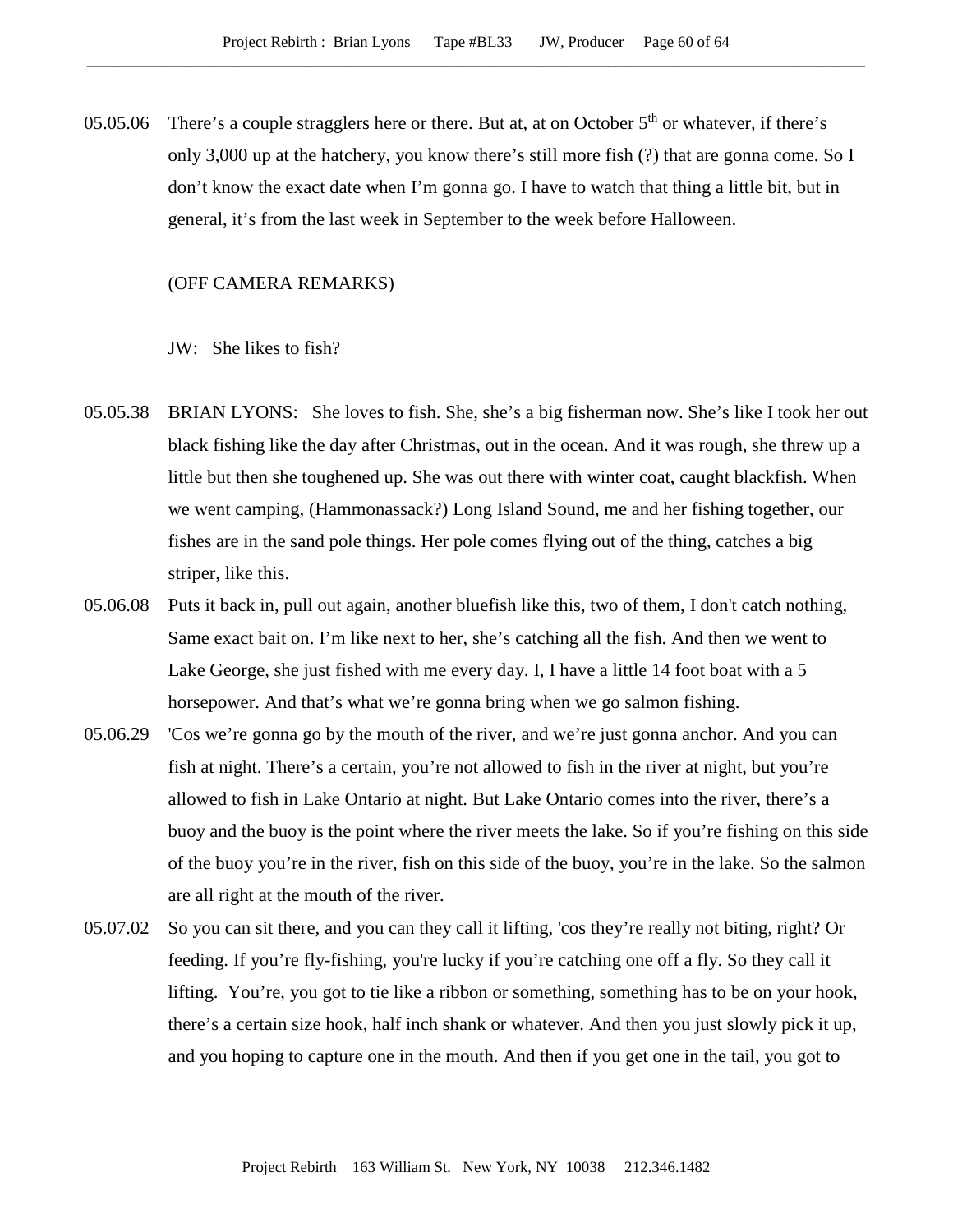05.05.06 There's a couple stragglers here or there. But at, at on October 5th or whatever, if there's only 3,000 up at the hatchery, you know there's still more fish (?) that are gonna come. So I don't know the exact date when I'm gonna go. I have to watch that thing a little bit, but in general, it's from the last week in September to the week before Halloween.

(OFF CAMERA REMARKS)

JW: She likes to fish?

05.05.38 BRIAN LYONS: She loves to fish. She, she's a big fisherman now. She's like I took her out black fishing like the day after Christmas, out in the ocean. And it was rough, she threw up a little but then she toughened up. She was out there with winter coat, caught blackfish. When we went camping, (Hammonassack?) Long Island Sound, me and her fishing together, our fishes are in the sand pole things. Her pole comes flying out of the thing, catches a big striper, like this.

05.06.08 Puts it back in, pull out again, another bluefish like this, two of them, I don't catch nothing, Same exact bait on. I'm like next to her, she's catching all the fish. And then we went to Lake George, she just fished with me every day. I, I have a little 14 foot boat with a 5 horsepower. And that's what we're gonna bring when we go salmon fishing.

05.06.29 'Cos we're gonna go by the mouth of the river, and we're just gonna anchor. And you can fish at night. There's a certain, you're not allowed to fish in the river at night, but you're allowed to fish in Lake Ontario at night. But Lake Ontario comes into the river, there's a buoy and the buoy is the point where the river meets the lake. So if you're fishing on this side of the buoy you're in the river, fish on this side of the buoy, you're in the lake. So the salmon are all right at the mouth of the river.

05.07.02 So you can sit there, and you can they call it lifting, 'cos they're really not biting, right? Or feeding. If you're fly-fishing, you're lucky if you're catching one off a fly. So they call it lifting. You're, you got to tie like a ribbon or something, something has to be on your hook, there's a certain size hook, half inch shank or whatever. And then you just slowly pick it up, and you hoping to capture one in the mouth. And then if you get one in the tail, you got to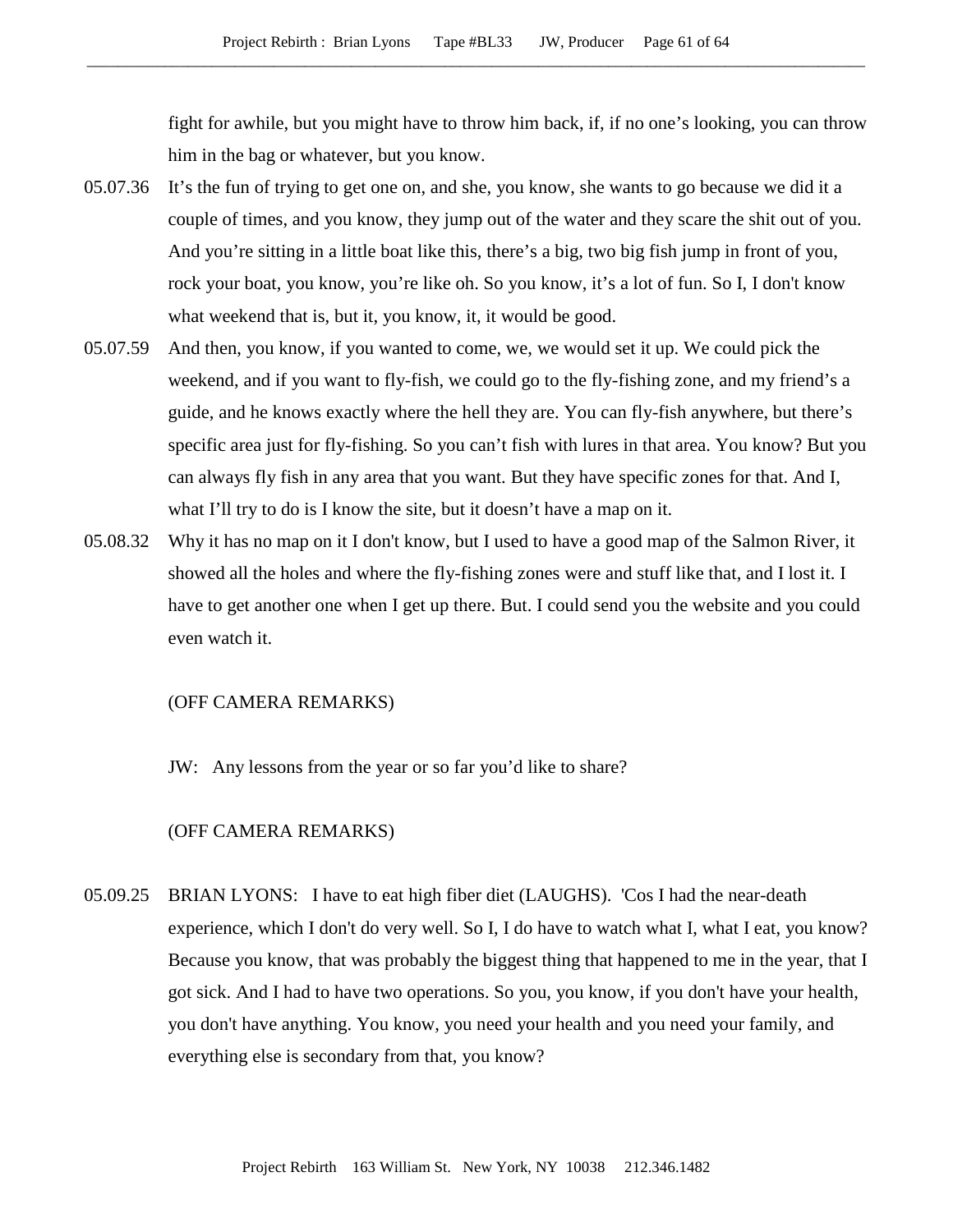fight for awhile, but you might have to throw him back, if, if no one's looking, you can throw him in the bag or whatever, but you know.

05.07.36 It's the fun of trying to get one on, and she, you know, she wants to go because we did it a couple of times, and you know, they jump out of the water and they scare the shit out of you. And you're sitting in a little boat like this, there's a big, two big fish jump in front of you, rock your boat, you know, you're like oh. So you know, it's a lot of fun. So I, I don't know what weekend that is, but it, you know, it, it would be good.

05.07.59 And then, you know, if you wanted to come, we, we would set it up. We could pick the weekend, and if you want to fly-fish, we could go to the fly-fishing zone, and my friend's a guide, and he knows exactly where the hell they are. You can fly-fish anywhere, but there's specific area just for fly-fishing. So you can't fish with lures in that area. You know? But you can always fly fish in any area that you want. But they have specific zones for that. And I, what I'll try to do is I know the site, but it doesn't have a map on it.

05.08.32 Why it has no map on it I don't know, but I used to have a good map of the Salmon River, it showed all the holes and where the fly-fishing zones were and stuff like that, and I lost it. I have to get another one when I get up there. But. I could send you the website and you could even watch it.

(OFF CAMERA REMARKS)

JW: Any lessons from the year or so far you'd like to share?

(OFF CAMERA REMARKS)

05.09.25 BRIAN LYONS: I have to eat high fiber diet (LAUGHS). 'Cos I had the near-death experience, which I don't do very well. So I, I do have to watch what I, what I eat, you know? Because you know, that was probably the biggest thing that happened to me in the year, that I got sick. And I had to have two operations. So you, you know, if you don't have your health, you don't have anything. You know, you need your health and you need your family, and everything else is secondary from that, you know?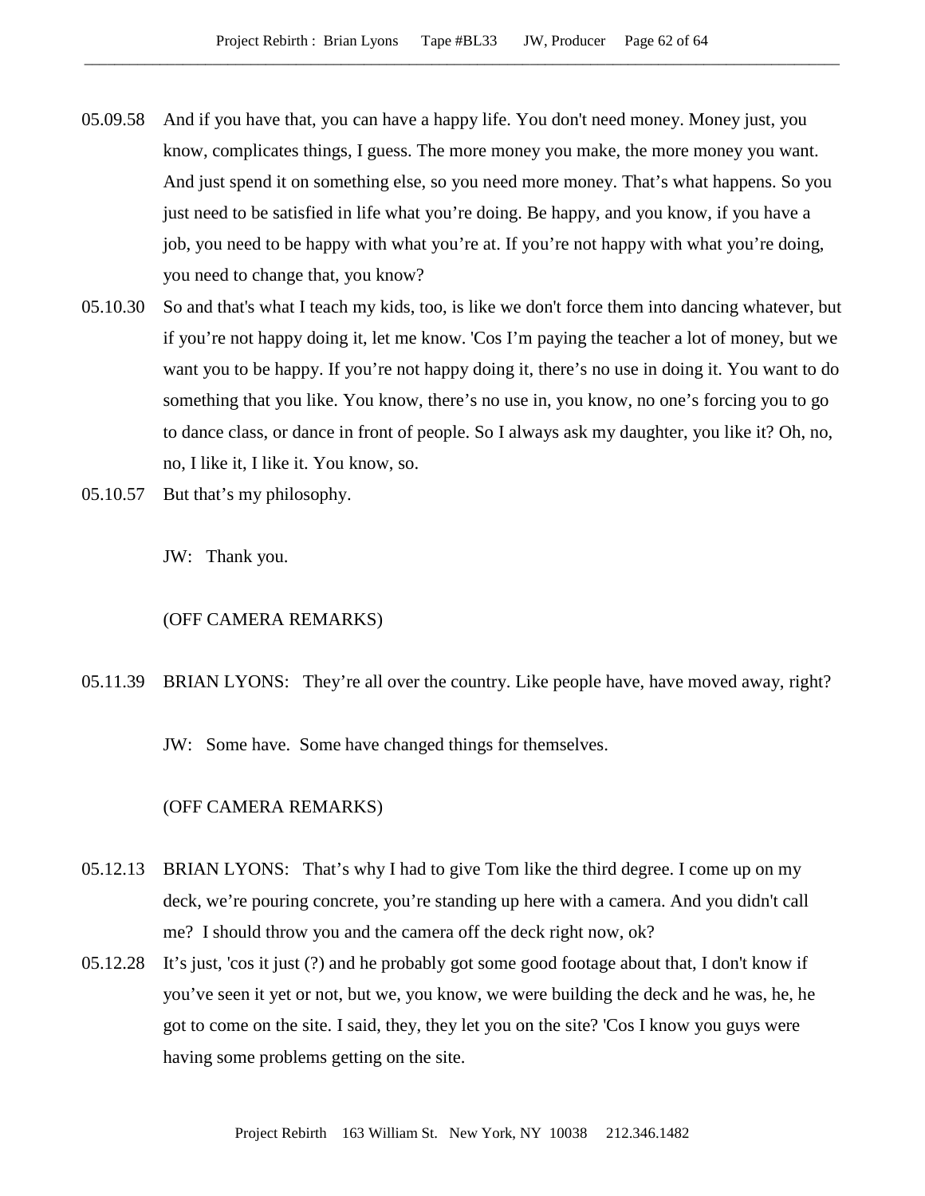05.09.58 And if you have that, you can have a happy life. You don't need money. Money just, you know, complicates things, I guess. The more money you make, the more money you want. And just spend it on something else, so you need more money. That's what happens. So you just need to be satisfied in life what you're doing. Be happy, and you know, if you have a job, you need to be happy with what you're at. If you're not happy with what you're doing, you need to change that, you know?

05.10.30 So and that's what I teach my kids, too, is like we don't force them into dancing whatever, but if you're not happy doing it, let me know. 'Cos I'm paying the teacher a lot of money, but we want you to be happy. If you're not happy doing it, there's no use in doing it. You want to do something that you like. You know, there's no use in, you know, no one's forcing you to go to dance class, or dance in front of people. So I always ask my daughter, you like it? Oh, no, no, I like it, I like it. You know, so.

05.10.57 But that's my philosophy.

JW: Thank you.

(OFF CAMERA REMARKS)

05.11.39 BRIAN LYONS: They're all over the country. Like people have, have moved away, right?

JW: Some have. Some have changed things for themselves.

(OFF CAMERA REMARKS)

05.12.13 BRIAN LYONS: That's why I had to give Tom like the third degree. I come up on my deck, we're pouring concrete, you're standing up here with a camera. And you didn't call me? I should throw you and the camera off the deck right now, ok?

05.12.28 It's just, 'cos it just (?) and he probably got some good footage about that, I don't know if you've seen it yet or not, but we, you know, we were building the deck and he was, he, he got to come on the site. I said, they, they let you on the site? 'Cos I know you guys were having some problems getting on the site.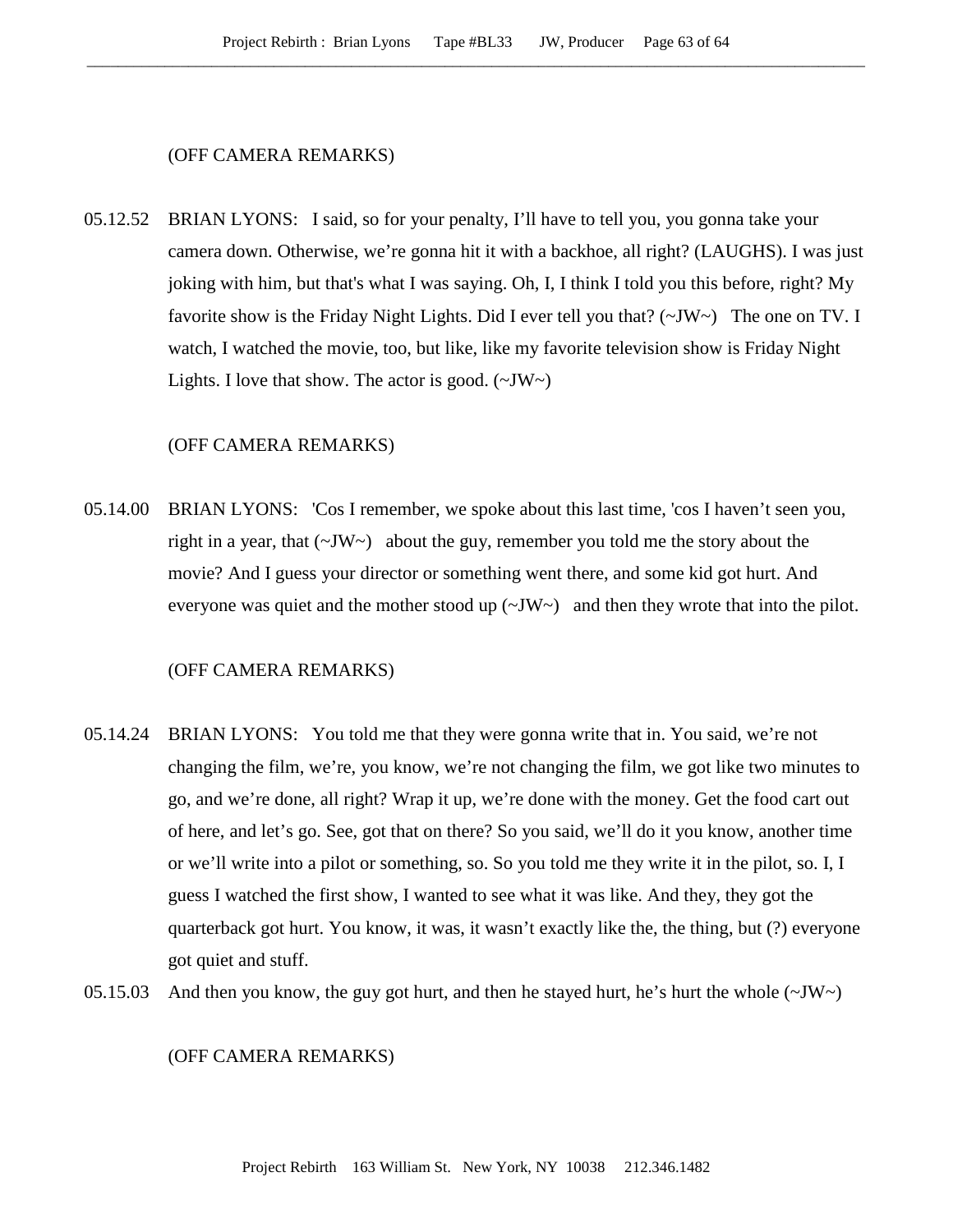(OFF CAMERA REMARKS)

05.12.52 BRIAN LYONS: I said, so for your penalty, I'll have to tell you, you gonna take your camera down. Otherwise, we're gonna hit it with a backhoe, all right? (LAUGHS). I was just joking with him, but that's what I was saying. Oh, I, I think I told you this before, right? My favorite show is the Friday Night Lights. Did I ever tell you that? (~JW~) The one on TV. I watch, I watched the movie, too, but like, like my favorite television show is Friday Night Lights. I love that show. The actor is good. (~JW~)

(OFF CAMERA REMARKS)

05.14.00 BRIAN LYONS: 'Cos I remember, we spoke about this last time, 'cos I haven't seen you, right in a year, that (~JW~) about the guy, remember you told me the story about the movie? And I guess your director or something went there, and some kid got hurt. And everyone was quiet and the mother stood up (~JW~) and then they wrote that into the pilot.

(OFF CAMERA REMARKS)

05.14.24 BRIAN LYONS: You told me that they were gonna write that in. You said, we're not changing the film, we're, you know, we're not changing the film, we got like two minutes to go, and we're done, all right? Wrap it up, we're done with the money. Get the food cart out of here, and let's go. See, got that on there? So you said, we'll do it you know, another time or we'll write into a pilot or something, so. So you told me they write it in the pilot, so. I, I guess I watched the first show, I wanted to see what it was like. And they, they got the quarterback got hurt. You know, it was, it wasn't exactly like the, the thing, but (?) everyone got quiet and stuff.

05.15.03 And then you know, the guy got hurt, and then he stayed hurt, he's hurt the whole (~JW~)

(OFF CAMERA REMARKS)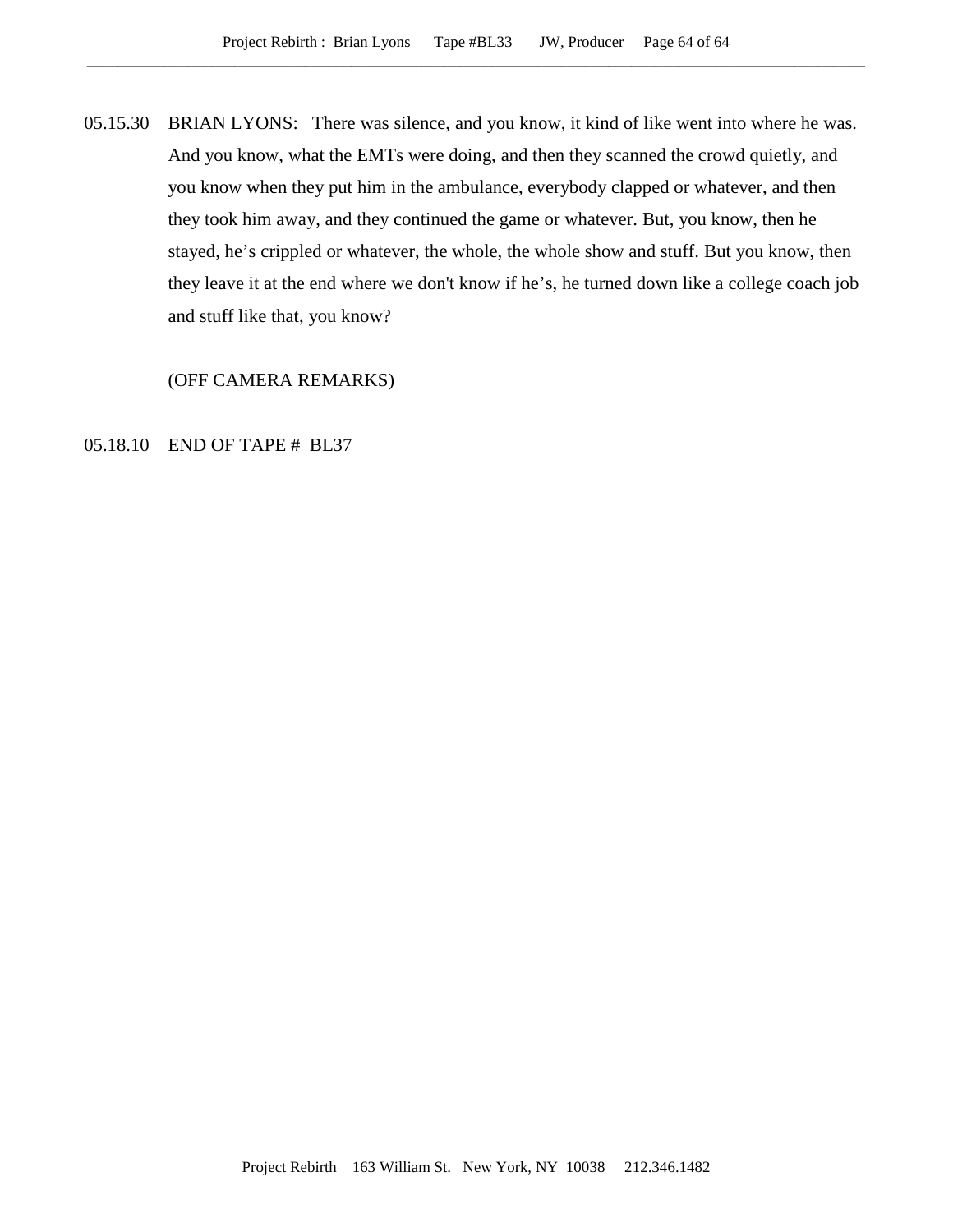05.15.30 BRIAN LYONS: There was silence, and you know, it kind of like went into where he was. And you know, what the EMTs were doing, and then they scanned the crowd quietly, and you know when they put him in the ambulance, everybody clapped or whatever, and then they took him away, and they continued the game or whatever. But, you know, then he stayed, he's crippled or whatever, the whole, the whole show and stuff. But you know, then they leave it at the end where we don't know if he's, he turned down like a college coach job and stuff like that, you know?

(OFF CAMERA REMARKS)

05.18.10 END OF TAPE # BL37